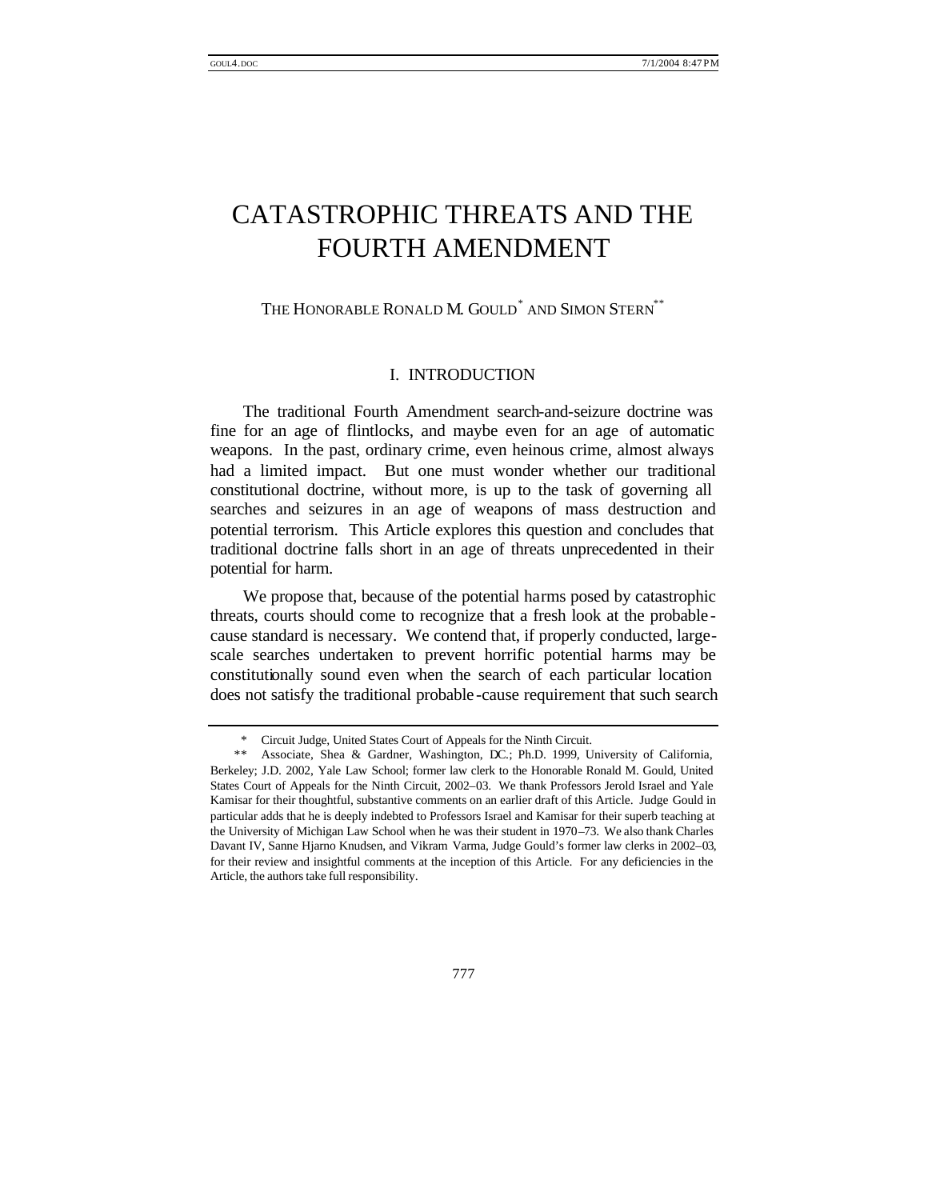# CATASTROPHIC THREATS AND THE FOURTH AMENDMENT

THE HONORABLE RONALD M. GOULD[*] AND SIMON STERN[**]

## I. INTRODUCTION

The traditional Fourth Amendment search-and-seizure doctrine was fine for an age of flintlocks, and maybe even for an age of automatic weapons. In the past, ordinary crime, even heinous crime, almost always had a limited impact. But one must wonder whether our traditional constitutional doctrine, without more, is up to the task of governing all searches and seizures in an age of weapons of mass destruction and potential terrorism. This Article explores this question and concludes that traditional doctrine falls short in an age of threats unprecedented in their potential for harm.

We propose that, because of the potential harms posed by catastrophic threats, courts should come to recognize that a fresh look at the probable-cause standard is necessary. We contend that, if properly conducted, large-scale searches undertaken to prevent horrific potential harms may be constitutionally sound even when the search of each particular location does not satisfy the traditional probable-cause requirement that such search

---

\* Circuit Judge, United States Court of Appeals for the Ninth Circuit.

\*\* Associate, Shea & Gardner, Washington, DC.; Ph.D. 1999, University of California, Berkeley; J.D. 2002, Yale Law School; former law clerk to the Honorable Ronald M. Gould, United States Court of Appeals for the Ninth Circuit, 2002–03. We thank Professors Jerold Israel and Yale Kamisar for their thoughtful, substantive comments on an earlier draft of this Article. Judge Gould in particular adds that he is deeply indebted to Professors Israel and Kamisar for their superb teaching at the University of Michigan Law School when he was their student in 1970–73. We also thank Charles Davant IV, Sanne Hjarno Knudsen, and Vikram Varma, Judge Gould's former law clerks in 2002–03, for their review and insightful comments at the inception of this Article. For any deficiencies in the Article, the authors take full responsibility.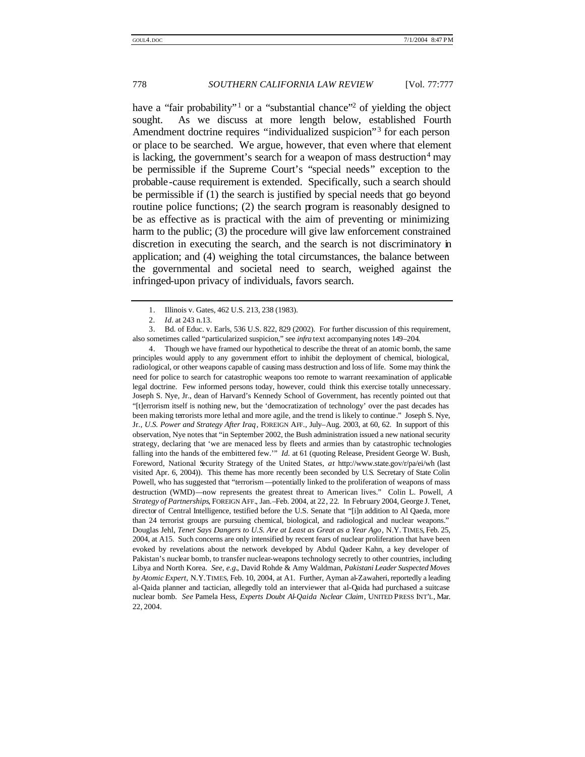have a "fair probability"[1] or a "substantial chance"[2] of yielding the object sought. As we discuss at more length below, established Fourth Amendment doctrine requires "individualized suspicion"[3] for each person or place to be searched. We argue, however, that even where that element is lacking, the government's search for a weapon of mass destruction[4] may be permissible if the Supreme Court's "special needs" exception to the probable-cause requirement is extended. Specifically, such a search should be permissible if (1) the search is justified by special needs that go beyond routine police functions; (2) the search program is reasonably designed to be as effective as is practical with the aim of preventing or minimizing harm to the public; (3) the procedure will give law enforcement constrained discretion in executing the search, and the search is not discriminatory in application; and (4) weighing the total circumstances, the balance between the governmental and societal need to search, weighed against the infringed-upon privacy of individuals, favors search.

---

1. Illinois v. Gates, 462 U.S. 213, 238 (1983).

2. *Id.* at 243 n.13.

3. Bd. of Educ. v. Earls, 536 U.S. 822, 829 (2002). For further discussion of this requirement, also sometimes called "particularized suspicion," see *infra* text accompanying notes 149–204.

4. Though we have framed our hypothetical to describe the threat of an atomic bomb, the same principles would apply to any government effort to inhibit the deployment of chemical, biological, radiological, or other weapons capable of causing mass destruction and loss of life. Some may think the need for police to search for catastrophic weapons too remote to warrant reexamination of applicable legal doctrine. Few informed persons today, however, could think this exercise totally unnecessary. Joseph S. Nye, Jr., dean of Harvard's Kennedy School of Government, has recently pointed out that "[t]errorism itself is nothing new, but the 'democratization of technology' over the past decades has been making terrorists more lethal and more agile, and the trend is likely to continue." Joseph S. Nye, Jr., *U.S. Power and Strategy After Iraq*, FOREIGN AFF., July–Aug. 2003, at 60, 62. In support of this observation, Nye notes that "in September 2002, the Bush administration issued a new national security strategy, declaring that 'we are menaced less by fleets and armies than by catastrophic technologies falling into the hands of the embittered few.'" *Id.* at 61 (quoting Release, President George W. Bush, Foreword, National Security Strategy of the United States, *at* http://www.state.gov/r/pa/ei/wh (last visited Apr. 6, 2004)). This theme has more recently been seconded by U.S. Secretary of State Colin Powell, who has suggested that "terrorism—potentially linked to the proliferation of weapons of mass destruction (WMD)—now represents the greatest threat to American lives." Colin L. Powell, *A Strategy of Partnerships*, FOREIGN AFF., Jan.–Feb. 2004, at 22, 22. In February 2004, George J. Tenet, director of Central Intelligence, testified before the U.S. Senate that "[i]n addition to Al Qaeda, more than 24 terrorist groups are pursuing chemical, biological, and radiological and nuclear weapons." Douglas Jehl, *Tenet Says Dangers to U.S. Are at Least as Great as a Year Ago*, N.Y. TIMES, Feb. 25, 2004, at A15. Such concerns are only intensified by recent fears of nuclear proliferation that have been evoked by revelations about the network developed by Abdul Qadeer Kahn, a key developer of Pakistan's nuclear bomb, to transfer nuclear-weapons technology secretly to other countries, including Libya and North Korea. *See, e.g.*, David Rohde & Amy Waldman, *Pakistani Leader Suspected Moves by Atomic Expert*, N.Y. TIMES, Feb. 10, 2004, at A1. Further, Ayman al-Zawaheri, reportedly a leading al-Qaida planner and tactician, allegedly told an interviewer that al-Qaida had purchased a suitcase nuclear bomb. *See* Pamela Hess, *Experts Doubt Al-Qaida Nuclear Claim*, UNITED PRESS INT'L, Mar. 22, 2004.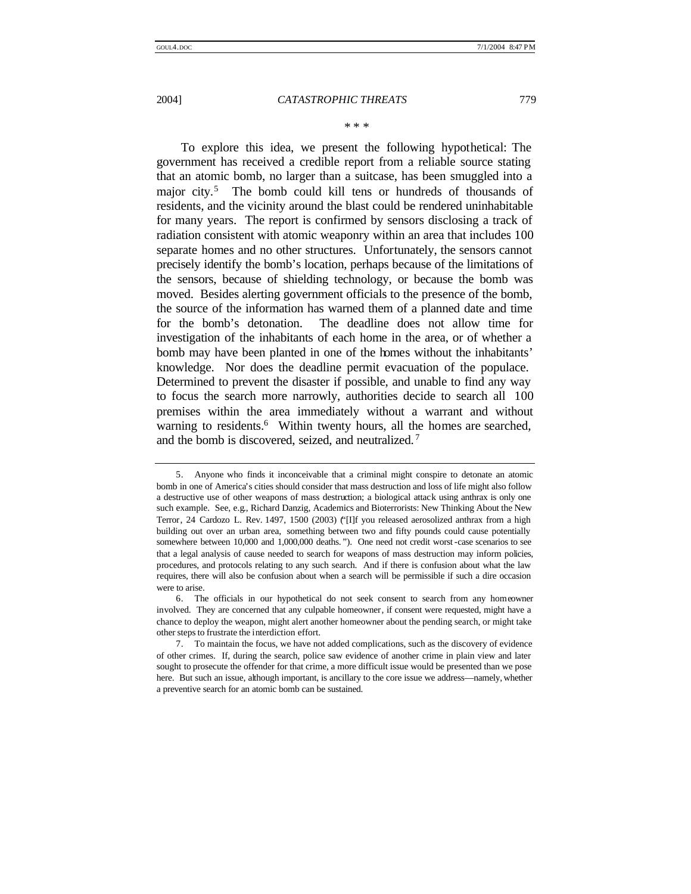\* \* \*

To explore this idea, we present the following hypothetical: The government has received a credible report from a reliable source stating that an atomic bomb, no larger than a suitcase, has been smuggled into a major city.[5] The bomb could kill tens or hundreds of thousands of residents, and the vicinity around the blast could be rendered uninhabitable for many years. The report is confirmed by sensors disclosing a track of radiation consistent with atomic weaponry within an area that includes 100 separate homes and no other structures. Unfortunately, the sensors cannot precisely identify the bomb's location, perhaps because of the limitations of the sensors, because of shielding technology, or because the bomb was moved. Besides alerting government officials to the presence of the bomb, the source of the information has warned them of a planned date and time for the bomb's detonation. The deadline does not allow time for investigation of the inhabitants of each home in the area, or of whether a bomb may have been planted in one of the homes without the inhabitants' knowledge. Nor does the deadline permit evacuation of the populace. Determined to prevent the disaster if possible, and unable to find any way to focus the search more narrowly, authorities decide to search all 100 premises within the area immediately without a warrant and without warning to residents.[6] Within twenty hours, all the homes are searched, and the bomb is discovered, seized, and neutralized.[7]

5. Anyone who finds it inconceivable that a criminal might conspire to detonate an atomic bomb in one of America's cities should consider that mass destruction and loss of life might also follow a destructive use of other weapons of mass destruction; a biological attack using anthrax is only one such example. See, e.g., Richard Danzig, Academics and Bioterrorists: New Thinking About the New Terror, 24 Cardozo L. Rev. 1497, 1500 (2003) ("[I]f you released aerosolized anthrax from a high building out over an urban area, something between two and fifty pounds could cause potentially somewhere between 10,000 and 1,000,000 deaths."). One need not credit worst-case scenarios to see that a legal analysis of cause needed to search for weapons of mass destruction may inform policies, procedures, and protocols relating to any such search. And if there is confusion about what the law requires, there will also be confusion about when a search will be permissible if such a dire occasion were to arise.

6. The officials in our hypothetical do not seek consent to search from any homeowner involved. They are concerned that any culpable homeowner, if consent were requested, might have a chance to deploy the weapon, might alert another homeowner about the pending search, or might take other steps to frustrate the interdiction effort.

7. To maintain the focus, we have not added complications, such as the discovery of evidence of other crimes. If, during the search, police saw evidence of another crime in plain view and later sought to prosecute the offender for that crime, a more difficult issue would be presented than we pose here. But such an issue, although important, is ancillary to the core issue we address—namely, whether a preventive search for an atomic bomb can be sustained.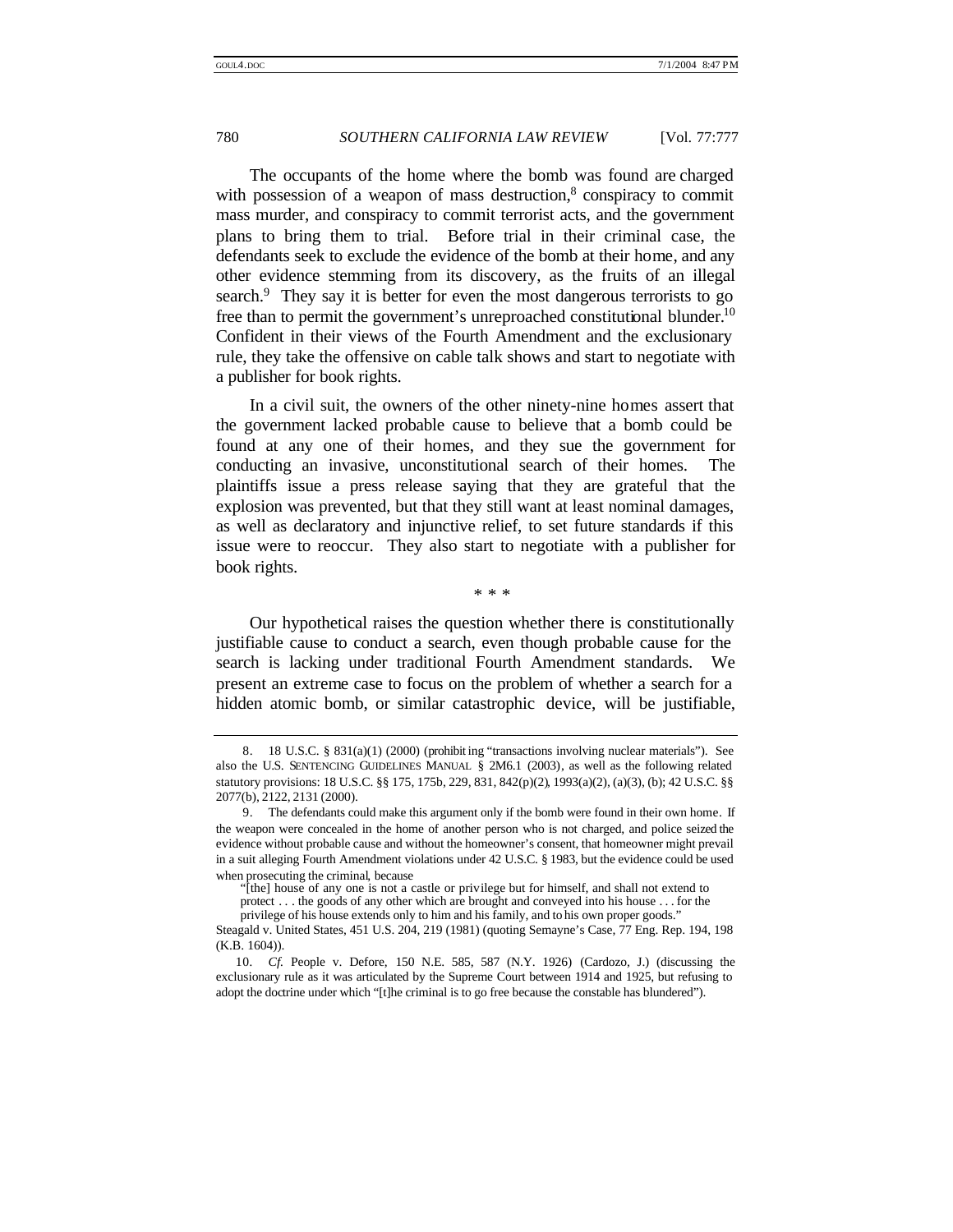The occupants of the home where the bomb was found are charged with possession of a weapon of mass destruction,[8] conspiracy to commit mass murder, and conspiracy to commit terrorist acts, and the government plans to bring them to trial. Before trial in their criminal case, the defendants seek to exclude the evidence of the bomb at their home, and any other evidence stemming from its discovery, as the fruits of an illegal search.[9] They say it is better for even the most dangerous terrorists to go free than to permit the government's unreproached constitutional blunder.[10] Confident in their views of the Fourth Amendment and the exclusionary rule, they take the offensive on cable talk shows and start to negotiate with a publisher for book rights.

In a civil suit, the owners of the other ninety-nine homes assert that the government lacked probable cause to believe that a bomb could be found at any one of their homes, and they sue the government for conducting an invasive, unconstitutional search of their homes. The plaintiffs issue a press release saying that they are grateful that the explosion was prevented, but that they still want at least nominal damages, as well as declaratory and injunctive relief, to set future standards if this issue were to reoccur. They also start to negotiate with a publisher for book rights.

\* \* \*

Our hypothetical raises the question whether there is constitutionally justifiable cause to conduct a search, even though probable cause for the search is lacking under traditional Fourth Amendment standards. We present an extreme case to focus on the problem of whether a search for a hidden atomic bomb, or similar catastrophic device, will be justifiable,

---

8. 18 U.S.C. § 831(a)(1) (2000) (prohibiting "transactions involving nuclear materials"). See also the U.S. SENTENCING GUIDELINES MANUAL § 2M6.1 (2003), as well as the following related statutory provisions: 18 U.S.C. §§ 175, 175b, 229, 831, 842(p)(2), 1993(a)(2), (a)(3), (b); 42 U.S.C. §§ 2077(b), 2122, 2131 (2000).

9. The defendants could make this argument only if the bomb were found in their own home. If the weapon were concealed in the home of another person who is not charged, and police seized the evidence without probable cause and without the homeowner's consent, that homeowner might prevail in a suit alleging Fourth Amendment violations under 42 U.S.C. § 1983, but the evidence could be used when prosecuting the criminal, because

> "[the] house of any one is not a castle or privilege but for himself, and shall not extend to protect . . . the goods of any other which are brought and conveyed into his house . . . for the privilege of his house extends only to him and his family, and to his own proper goods."

Steagald v. United States, 451 U.S. 204, 219 (1981) (quoting Semayne's Case, 77 Eng. Rep. 194, 198 (K.B. 1604)).

10. *Cf.* People v. Defore, 150 N.E. 585, 587 (N.Y. 1926) (Cardozo, J.) (discussing the exclusionary rule as it was articulated by the Supreme Court between 1914 and 1925, but refusing to adopt the doctrine under which "[t]he criminal is to go free because the constable has blundered").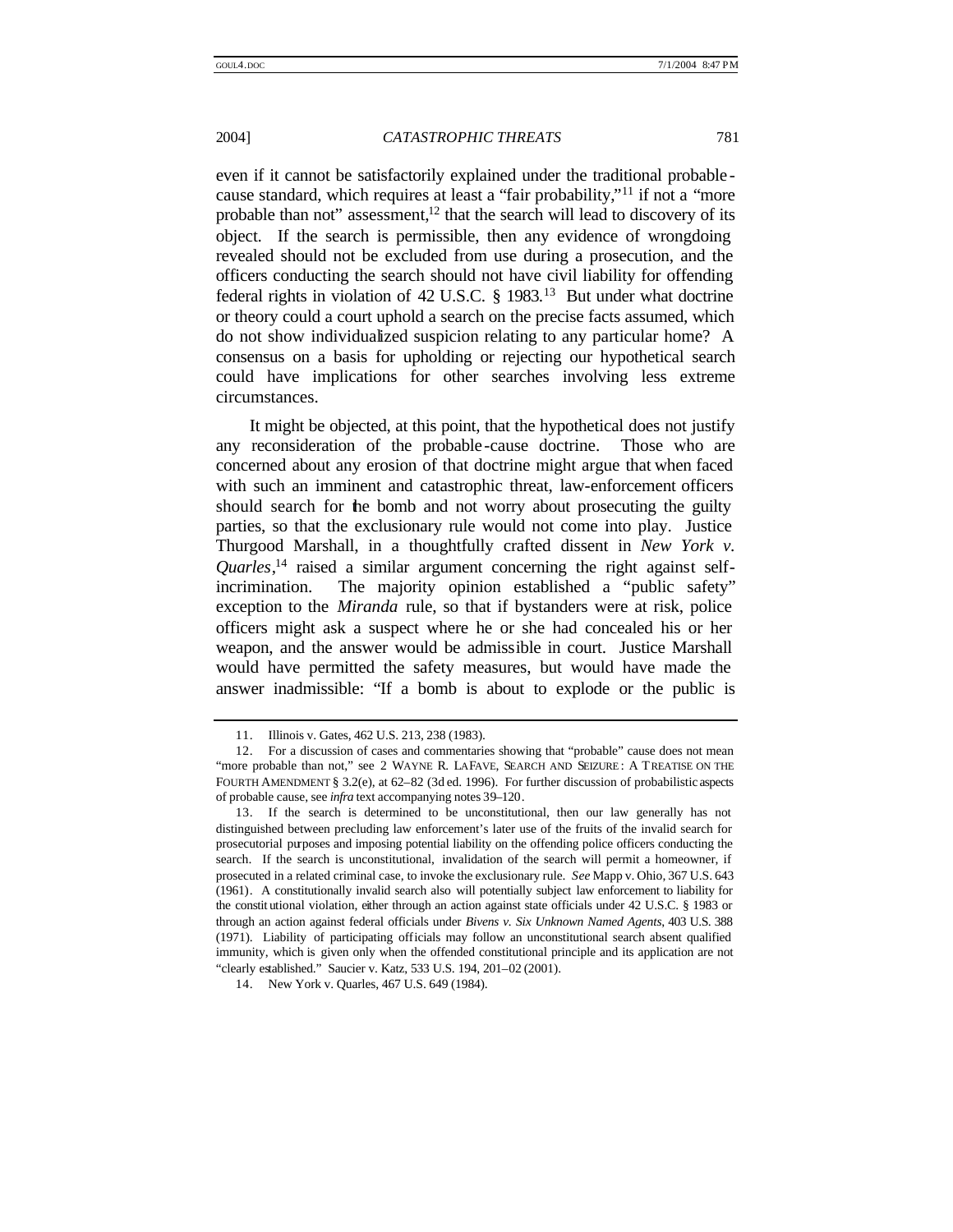even if it cannot be satisfactorily explained under the traditional probable-cause standard, which requires at least a "fair probability,"[11] if not a "more probable than not" assessment,[12] that the search will lead to discovery of its object. If the search is permissible, then any evidence of wrongdoing revealed should not be excluded from use during a prosecution, and the officers conducting the search should not have civil liability for offending federal rights in violation of 42 U.S.C. § 1983.[13] But under what doctrine or theory could a court uphold a search on the precise facts assumed, which do not show individualized suspicion relating to any particular home? A consensus on a basis for upholding or rejecting our hypothetical search could have implications for other searches involving less extreme circumstances.

It might be objected, at this point, that the hypothetical does not justify any reconsideration of the probable-cause doctrine. Those who are concerned about any erosion of that doctrine might argue that when faced with such an imminent and catastrophic threat, law-enforcement officers should search for the bomb and not worry about prosecuting the guilty parties, so that the exclusionary rule would not come into play. Justice Thurgood Marshall, in a thoughtfully crafted dissent in *New York v. Quarles*,[14] raised a similar argument concerning the right against self-incrimination. The majority opinion established a "public safety" exception to the *Miranda* rule, so that if bystanders were at risk, police officers might ask a suspect where he or she had concealed his or her weapon, and the answer would be admissible in court. Justice Marshall would have permitted the safety measures, but would have made the answer inadmissible: "If a bomb is about to explode or the public is

---

11. Illinois v. Gates, 462 U.S. 213, 238 (1983).

12. For a discussion of cases and commentaries showing that "probable" cause does not mean "more probable than not," see 2 WAYNE R. LAFAVE, SEARCH AND SEIZURE: A TREATISE ON THE FOURTH AMENDMENT § 3.2(e), at 62–82 (3d ed. 1996). For further discussion of probabilistic aspects of probable cause, see *infra* text accompanying notes 39–120.

13. If the search is determined to be unconstitutional, then our law generally has not distinguished between precluding law enforcement's later use of the fruits of the invalid search for prosecutorial purposes and imposing potential liability on the offending police officers conducting the search. If the search is unconstitutional, invalidation of the search will permit a homeowner, if prosecuted in a related criminal case, to invoke the exclusionary rule. *See* Mapp v. Ohio, 367 U.S. 643 (1961). A constitutionally invalid search also will potentially subject law enforcement to liability for the constitutional violation, either through an action against state officials under 42 U.S.C. § 1983 or through an action against federal officials under *Bivens v. Six Unknown Named Agents*, 403 U.S. 388 (1971). Liability of participating officials may follow an unconstitutional search absent qualified immunity, which is given only when the offended constitutional principle and its application are not "clearly established." Saucier v. Katz, 533 U.S. 194, 201–02 (2001).

14. New York v. Quarles, 467 U.S. 649 (1984).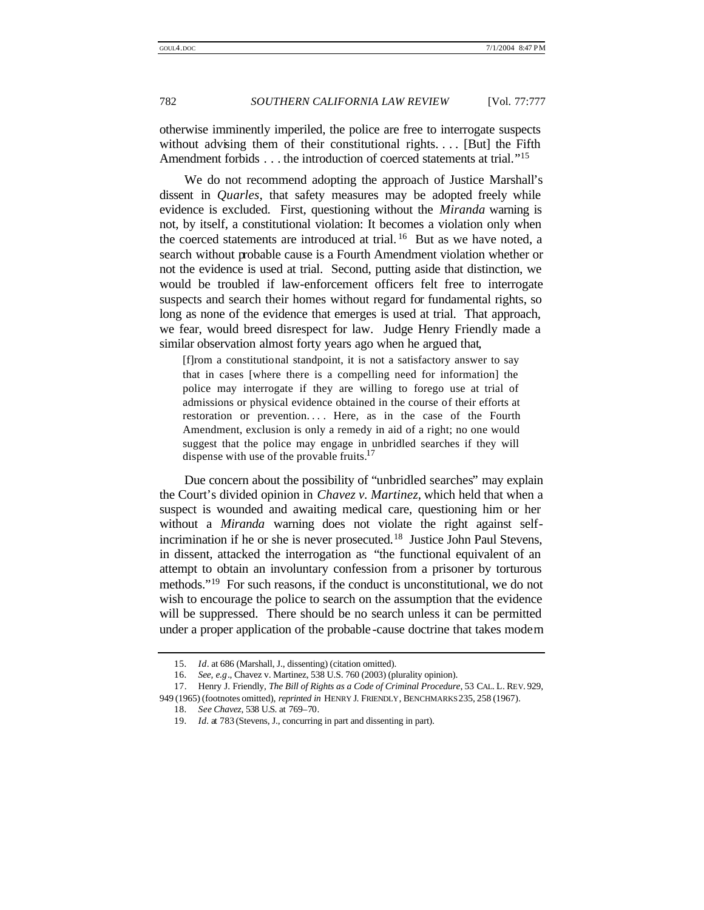otherwise imminently imperiled, the police are free to interrogate suspects without advising them of their constitutional rights. . . . [But] the Fifth Amendment forbids . . . the introduction of coerced statements at trial."[15]

We do not recommend adopting the approach of Justice Marshall's dissent in *Quarles*, that safety measures may be adopted freely while evidence is excluded. First, questioning without the *Miranda* warning is not, by itself, a constitutional violation: It becomes a violation only when the coerced statements are introduced at trial.[16] But as we have noted, a search without probable cause is a Fourth Amendment violation whether or not the evidence is used at trial. Second, putting aside that distinction, we would be troubled if law-enforcement officers felt free to interrogate suspects and search their homes without regard for fundamental rights, so long as none of the evidence that emerges is used at trial. That approach, we fear, would breed disrespect for law. Judge Henry Friendly made a similar observation almost forty years ago when he argued that,

> [f]rom a constitutional standpoint, it is not a satisfactory answer to say that in cases [where there is a compelling need for information] the police may interrogate if they are willing to forego use at trial of admissions or physical evidence obtained in the course of their efforts at restoration or prevention. . . . Here, as in the case of the Fourth Amendment, exclusion is only a remedy in aid of a right; no one would suggest that the police may engage in unbridled searches if they will dispense with use of the provable fruits.[17]

Due concern about the possibility of "unbridled searches" may explain the Court's divided opinion in *Chavez v. Martinez*, which held that when a suspect is wounded and awaiting medical care, questioning him or her without a *Miranda* warning does not violate the right against self-incrimination if he or she is never prosecuted.[18] Justice John Paul Stevens, in dissent, attacked the interrogation as "the functional equivalent of an attempt to obtain an involuntary confession from a prisoner by torturous methods."[19] For such reasons, if the conduct is unconstitutional, we do not wish to encourage the police to search on the assumption that the evidence will be suppressed. There should be no search unless it can be permitted under a proper application of the probable-cause doctrine that takes modern

---

15. *Id*. at 686 (Marshall, J., dissenting) (citation omitted).

16. *See, e.g*., Chavez v. Martinez, 538 U.S. 760 (2003) (plurality opinion).

17. Henry J. Friendly, *The Bill of Rights as a Code of Criminal Procedure*, 53 CAL. L. REV. 929, 949 (1965) (footnotes omitted), *reprinted in* HENRY J. FRIENDLY, BENCHMARKS 235, 258 (1967).

18. *See Chavez*, 538 U.S. at 769–70.

19. *Id*. at 783 (Stevens, J., concurring in part and dissenting in part).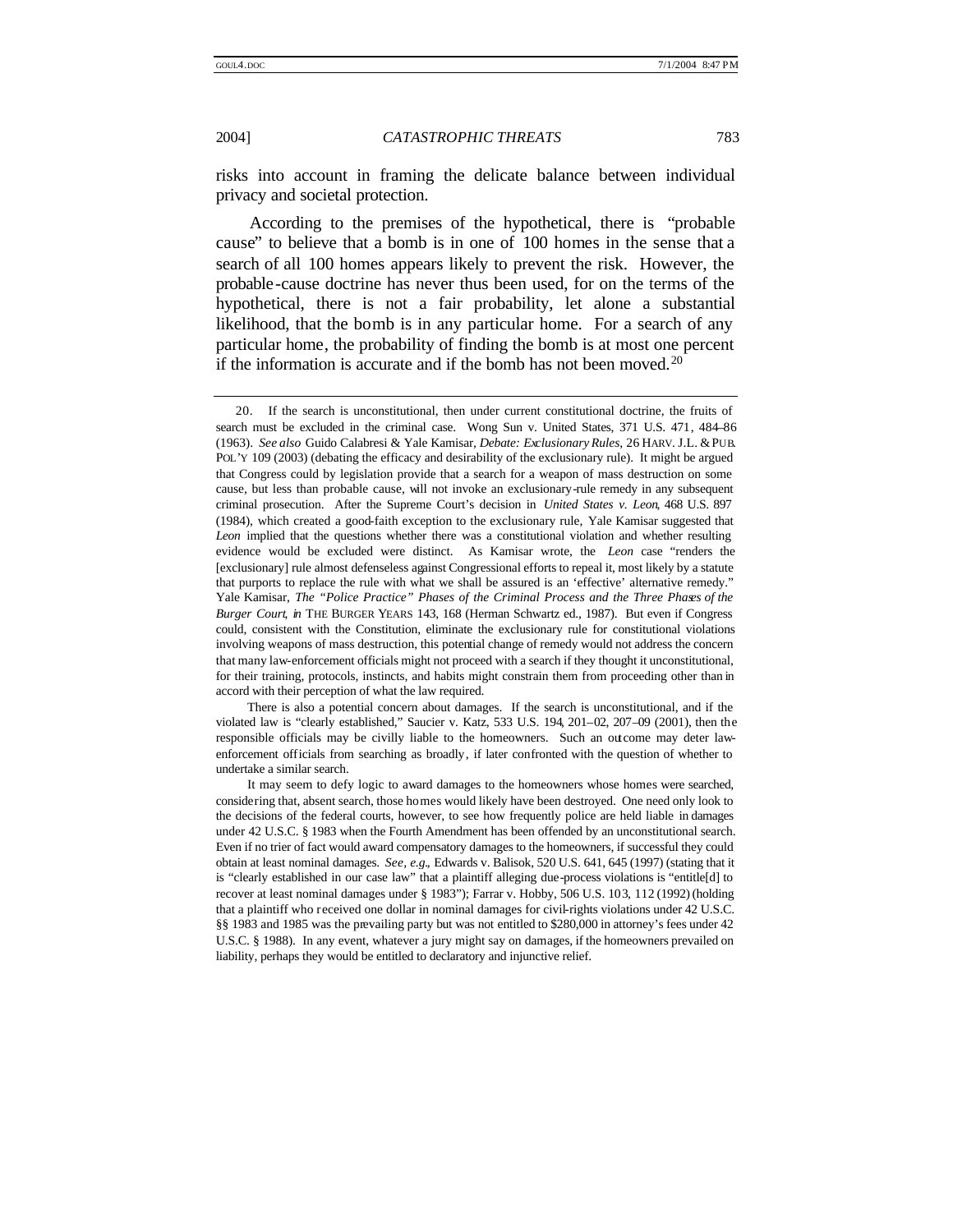risks into account in framing the delicate balance between individual privacy and societal protection.

According to the premises of the hypothetical, there is "probable cause" to believe that a bomb is in one of 100 homes in the sense that a search of all 100 homes appears likely to prevent the risk. However, the probable-cause doctrine has never thus been used, for on the terms of the hypothetical, there is not a fair probability, let alone a substantial likelihood, that the bomb is in any particular home. For a search of any particular home, the probability of finding the bomb is at most one percent if the information is accurate and if the bomb has not been moved.[20]

---

20. If the search is unconstitutional, then under current constitutional doctrine, the fruits of search must be excluded in the criminal case. Wong Sun v. United States, 371 U.S. 471, 484–86 (1963). *See also* Guido Calabresi & Yale Kamisar, *Debate: Exclusionary Rules*, 26 HARV. J.L. & PUB. POL'Y 109 (2003) (debating the efficacy and desirability of the exclusionary rule). It might be argued that Congress could by legislation provide that a search for a weapon of mass destruction on some cause, but less than probable cause, will not invoke an exclusionary-rule remedy in any subsequent criminal prosecution. After the Supreme Court's decision in *United States v. Leon*, 468 U.S. 897 (1984), which created a good-faith exception to the exclusionary rule, Yale Kamisar suggested that *Leon* implied that the questions whether there was a constitutional violation and whether resulting evidence would be excluded were distinct. As Kamisar wrote, the *Leon* case "renders the [exclusionary] rule almost defenseless against Congressional efforts to repeal it, most likely by a statute that purports to replace the rule with what we shall be assured is an 'effective' alternative remedy." Yale Kamisar, *The "Police Practice" Phases of the Criminal Process and the Three Phases of the Burger Court*, *in* THE BURGER YEARS 143, 168 (Herman Schwartz ed., 1987). But even if Congress could, consistent with the Constitution, eliminate the exclusionary rule for constitutional violations involving weapons of mass destruction, this potential change of remedy would not address the concern that many law-enforcement officials might not proceed with a search if they thought it unconstitutional, for their training, protocols, instincts, and habits might constrain them from proceeding other than in accord with their perception of what the law required.

There is also a potential concern about damages. If the search is unconstitutional, and if the violated law is "clearly established," Saucier v. Katz, 533 U.S. 194, 201–02, 207–09 (2001), then the responsible officials may be civilly liable to the homeowners. Such an outcome may deter law-enforcement officials from searching as broadly, if later confronted with the question of whether to undertake a similar search.

It may seem to defy logic to award damages to the homeowners whose homes were searched, considering that, absent search, those homes would likely have been destroyed. One need only look to the decisions of the federal courts, however, to see how frequently police are held liable in damages under 42 U.S.C. § 1983 when the Fourth Amendment has been offended by an unconstitutional search. Even if no trier of fact would award compensatory damages to the homeowners, if successful they could obtain at least nominal damages. *See, e.g.*, Edwards v. Balisok, 520 U.S. 641, 645 (1997) (stating that it is "clearly established in our case law" that a plaintiff alleging due-process violations is "entitle[d] to recover at least nominal damages under § 1983"); Farrar v. Hobby, 506 U.S. 103, 112 (1992) (holding that a plaintiff who received one dollar in nominal damages for civil-rights violations under 42 U.S.C. §§ 1983 and 1985 was the prevailing party but was not entitled to $280,000 in attorney's fees under 42 U.S.C. § 1988). In any event, whatever a jury might say on damages, if the homeowners prevailed on liability, perhaps they would be entitled to declaratory and injunctive relief.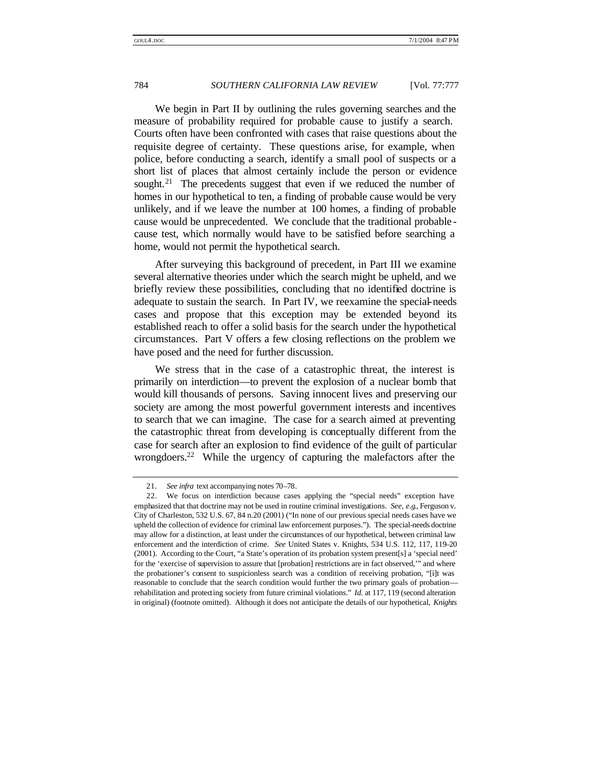We begin in Part II by outlining the rules governing searches and the measure of probability required for probable cause to justify a search. Courts often have been confronted with cases that raise questions about the requisite degree of certainty. These questions arise, for example, when police, before conducting a search, identify a small pool of suspects or a short list of places that almost certainly include the person or evidence sought.[21] The precedents suggest that even if we reduced the number of homes in our hypothetical to ten, a finding of probable cause would be very unlikely, and if we leave the number at 100 homes, a finding of probable cause would be unprecedented. We conclude that the traditional probable-cause test, which normally would have to be satisfied before searching a home, would not permit the hypothetical search.

After surveying this background of precedent, in Part III we examine several alternative theories under which the search might be upheld, and we briefly review these possibilities, concluding that no identified doctrine is adequate to sustain the search. In Part IV, we reexamine the special-needs cases and propose that this exception may be extended beyond its established reach to offer a solid basis for the search under the hypothetical circumstances. Part V offers a few closing reflections on the problem we have posed and the need for further discussion.

We stress that in the case of a catastrophic threat, the interest is primarily on interdiction—to prevent the explosion of a nuclear bomb that would kill thousands of persons. Saving innocent lives and preserving our society are among the most powerful government interests and incentives to search that we can imagine. The case for a search aimed at preventing the catastrophic threat from developing is conceptually different from the case for search after an explosion to find evidence of the guilt of particular wrongdoers.[22] While the urgency of capturing the malefactors after the

---

21. *See infra* text accompanying notes 70–78.

22. We focus on interdiction because cases applying the "special needs" exception have emphasized that that doctrine may not be used in routine criminal investigations. *See, e.g.*, Ferguson v. City of Charleston, 532 U.S. 67, 84 n.20 (2001) ("In none of our previous special needs cases have we upheld the collection of evidence for criminal law enforcement purposes."). The special-needs doctrine may allow for a distinction, at least under the circumstances of our hypothetical, between criminal law enforcement and the interdiction of crime. *See* United States v. Knights, 534 U.S. 112, 117, 119–20 (2001). According to the Court, "a State's operation of its probation system present[s] a 'special need' for the 'exercise of supervision to assure that [probation] restrictions are in fact observed,'" and where the probationer's consent to suspicionless search was a condition of receiving probation, "[i]t was reasonable to conclude that the search condition would further the two primary goals of probation—rehabilitation and protecting society from future criminal violations." *Id.* at 117, 119 (second alteration in original) (footnote omitted). Although it does not anticipate the details of our hypothetical, *Knights*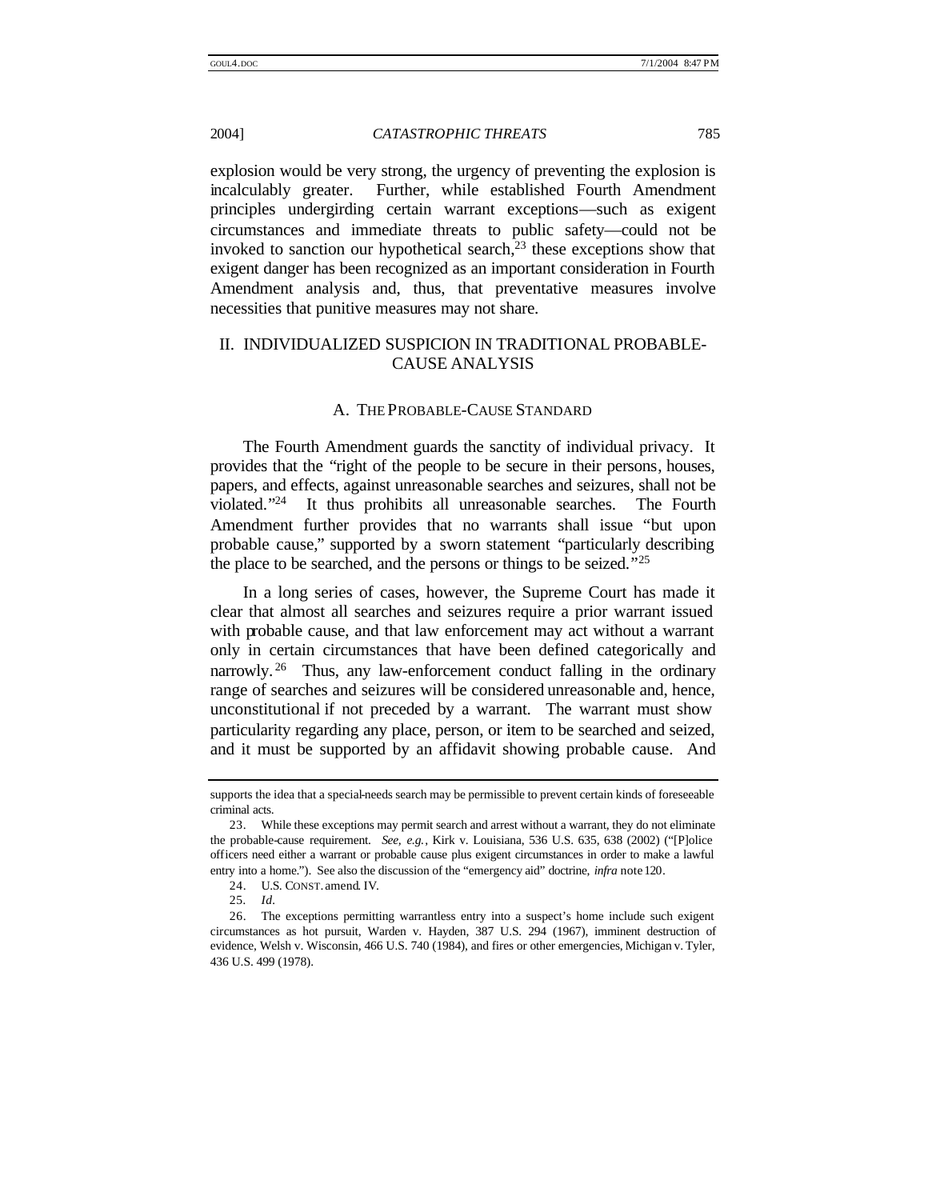explosion would be very strong, the urgency of preventing the explosion is incalculably greater. Further, while established Fourth Amendment principles undergirding certain warrant exceptions—such as exigent circumstances and immediate threats to public safety—could not be invoked to sanction our hypothetical search,[23] these exceptions show that exigent danger has been recognized as an important consideration in Fourth Amendment analysis and, thus, that preventative measures involve necessities that punitive measures may not share.

## II. INDIVIDUALIZED SUSPICION IN TRADITIONAL PROBABLE-CAUSE ANALYSIS

### A. THE PROBABLE-CAUSE STANDARD

The Fourth Amendment guards the sanctity of individual privacy. It provides that the "right of the people to be secure in their persons, houses, papers, and effects, against unreasonable searches and seizures, shall not be violated."[24] It thus prohibits all unreasonable searches. The Fourth Amendment further provides that no warrants shall issue "but upon probable cause," supported by a sworn statement "particularly describing the place to be searched, and the persons or things to be seized."[25]

In a long series of cases, however, the Supreme Court has made it clear that almost all searches and seizures require a prior warrant issued with probable cause, and that law enforcement may act without a warrant only in certain circumstances that have been defined categorically and narrowly.[26] Thus, any law-enforcement conduct falling in the ordinary range of searches and seizures will be considered unreasonable and, hence, unconstitutional if not preceded by a warrant. The warrant must show particularity regarding any place, person, or item to be searched and seized, and it must be supported by an affidavit showing probable cause. And

---

supports the idea that a special-needs search may be permissible to prevent certain kinds of foreseeable criminal acts.

23. While these exceptions may permit search and arrest without a warrant, they do not eliminate the probable-cause requirement. *See, e.g.*, Kirk v. Louisiana, 536 U.S. 635, 638 (2002) ("[P]olice officers need either a warrant or probable cause plus exigent circumstances in order to make a lawful entry into a home."). See also the discussion of the "emergency aid" doctrine, *infra* note 120.

24. U.S. CONST. amend. IV.

25. *Id.*

26. The exceptions permitting warrantless entry into a suspect's home include such exigent circumstances as hot pursuit, Warden v. Hayden, 387 U.S. 294 (1967), imminent destruction of evidence, Welsh v. Wisconsin, 466 U.S. 740 (1984), and fires or other emergencies, Michigan v. Tyler, 436 U.S. 499 (1978).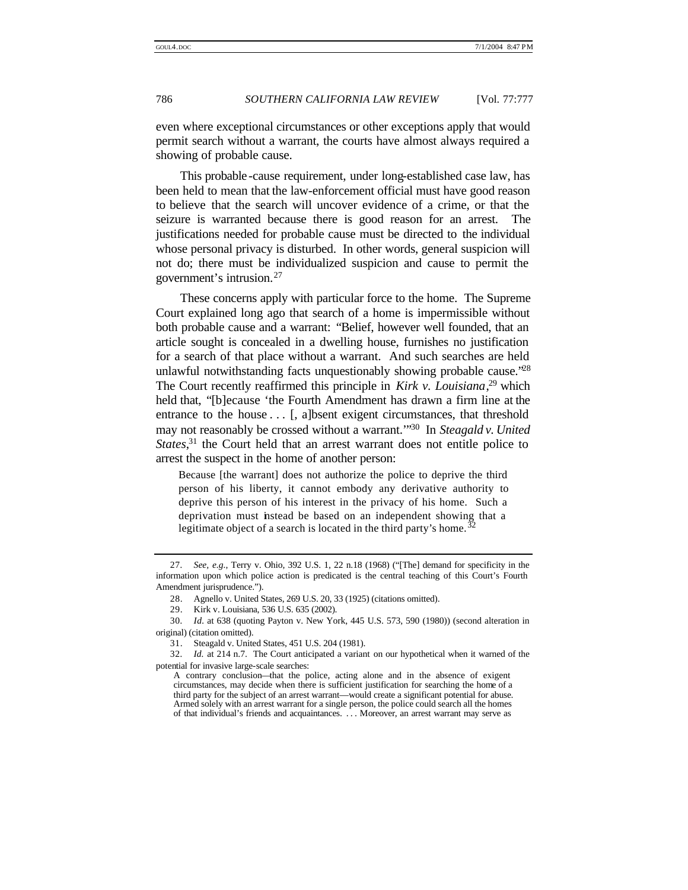even where exceptional circumstances or other exceptions apply that would permit search without a warrant, the courts have almost always required a showing of probable cause.

This probable-cause requirement, under long-established case law, has been held to mean that the law-enforcement official must have good reason to believe that the search will uncover evidence of a crime, or that the seizure is warranted because there is good reason for an arrest. The justifications needed for probable cause must be directed to the individual whose personal privacy is disturbed. In other words, general suspicion will not do; there must be individualized suspicion and cause to permit the government's intrusion.[27]

These concerns apply with particular force to the home. The Supreme Court explained long ago that search of a home is impermissible without both probable cause and a warrant: "Belief, however well founded, that an article sought is concealed in a dwelling house, furnishes no justification for a search of that place without a warrant. And such searches are held unlawful notwithstanding facts unquestionably showing probable cause."[28] The Court recently reaffirmed this principle in *Kirk v. Louisiana*,[29] which held that, "[b]ecause 'the Fourth Amendment has drawn a firm line at the entrance to the house . . . [, a]bsent exigent circumstances, that threshold may not reasonably be crossed without a warrant.'"[30] In *Steagald v. United States*,[31] the Court held that an arrest warrant does not entitle police to arrest the suspect in the home of another person:

> Because [the warrant] does not authorize the police to deprive the third person of his liberty, it cannot embody any derivative authority to deprive this person of his interest in the privacy of his home. Such a deprivation must instead be based on an independent showing that a legitimate object of a search is located in the third party's home.[32]

---

27. *See, e.g.*, Terry v. Ohio, 392 U.S. 1, 22 n.18 (1968) ("[The] demand for specificity in the information upon which police action is predicated is the central teaching of this Court's Fourth Amendment jurisprudence.").

28. Agnello v. United States, 269 U.S. 20, 33 (1925) (citations omitted).

29. Kirk v. Louisiana, 536 U.S. 635 (2002).

30. *Id.* at 638 (quoting Payton v. New York, 445 U.S. 573, 590 (1980)) (second alteration in original) (citation omitted).

31. Steagald v. United States, 451 U.S. 204 (1981).

32. *Id.* at 214 n.7. The Court anticipated a variant on our hypothetical when it warned of the potential for invasive large-scale searches:

> A contrary conclusion—that the police, acting alone and in the absence of exigent circumstances, may decide when there is sufficient justification for searching the home of a third party for the subject of an arrest warrant—would create a significant potential for abuse. Armed solely with an arrest warrant for a single person, the police could search all the homes of that individual's friends and acquaintances. . . . Moreover, an arrest warrant may serve as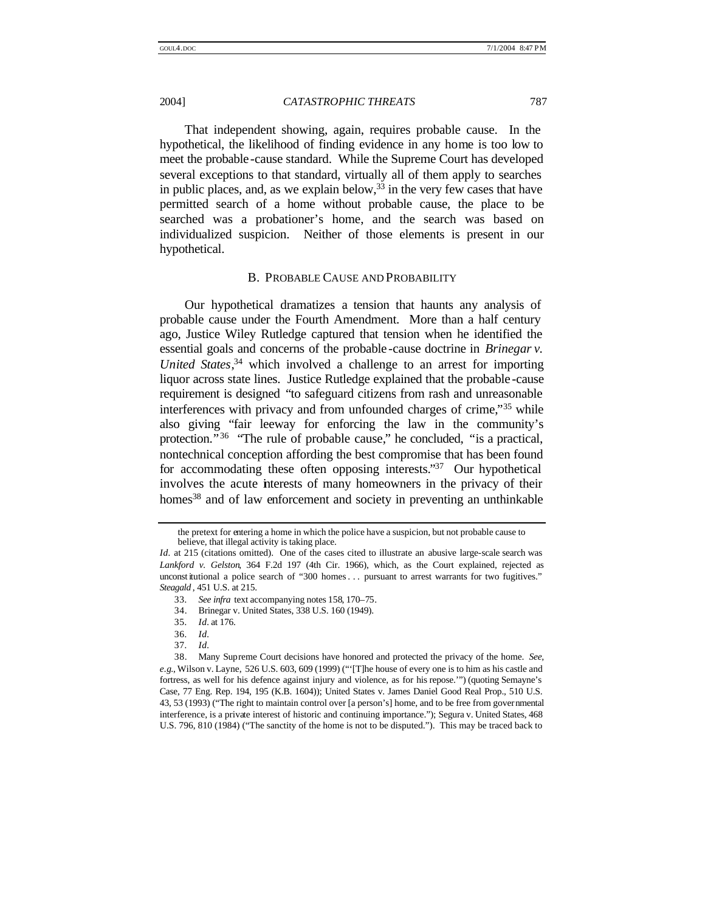That independent showing, again, requires probable cause. In the hypothetical, the likelihood of finding evidence in any home is too low to meet the probable-cause standard. While the Supreme Court has developed several exceptions to that standard, virtually all of them apply to searches in public places, and, as we explain below,[33] in the very few cases that have permitted search of a home without probable cause, the place to be searched was a probationer's home, and the search was based on individualized suspicion. Neither of those elements is present in our hypothetical.

### B. Probable Cause and Probability

Our hypothetical dramatizes a tension that haunts any analysis of probable cause under the Fourth Amendment. More than a half century ago, Justice Wiley Rutledge captured that tension when he identified the essential goals and concerns of the probable-cause doctrine in *Brinegar v. United States*,[34] which involved a challenge to an arrest for importing liquor across state lines. Justice Rutledge explained that the probable-cause requirement is designed "to safeguard citizens from rash and unreasonable interferences with privacy and from unfounded charges of crime,"[35] while also giving "fair leeway for enforcing the law in the community's protection."[36] "The rule of probable cause," he concluded, "is a practical, nontechnical conception affording the best compromise that has been found for accommodating these often opposing interests."[37] Our hypothetical involves the acute interests of many homeowners in the privacy of their homes[38] and of law enforcement and society in preventing an unthinkable

---

the pretext for entering a home in which the police have a suspicion, but not probable cause to believe, that illegal activity is taking place.

*Id*. at 215 (citations omitted). One of the cases cited to illustrate an abusive large-scale search was *Lankford v. Gelston*, 364 F.2d 197 (4th Cir. 1966), which, as the Court explained, rejected as unconstitutional a police search of "300 homes . . . pursuant to arrest warrants for two fugitives." *Steagald*, 451 U.S. at 215.

33. *See infra* text accompanying notes 158, 170–75.

34. Brinegar v. United States, 338 U.S. 160 (1949).

35. *Id*. at 176.

36. *Id*.

37. *Id*.

38. Many Supreme Court decisions have honored and protected the privacy of the home. *See, e.g.*, Wilson v. Layne, 526 U.S. 603, 609 (1999) ("'[T]he house of every one is to him as his castle and fortress, as well for his defence against injury and violence, as for his repose.'") (quoting Semayne's Case, 77 Eng. Rep. 194, 195 (K.B. 1604)); United States v. James Daniel Good Real Prop., 510 U.S. 43, 53 (1993) ("The right to maintain control over [a person's] home, and to be free from governmental interference, is a private interest of historic and continuing importance."); Segura v. United States, 468 U.S. 796, 810 (1984) ("The sanctity of the home is not to be disputed."). This may be traced back to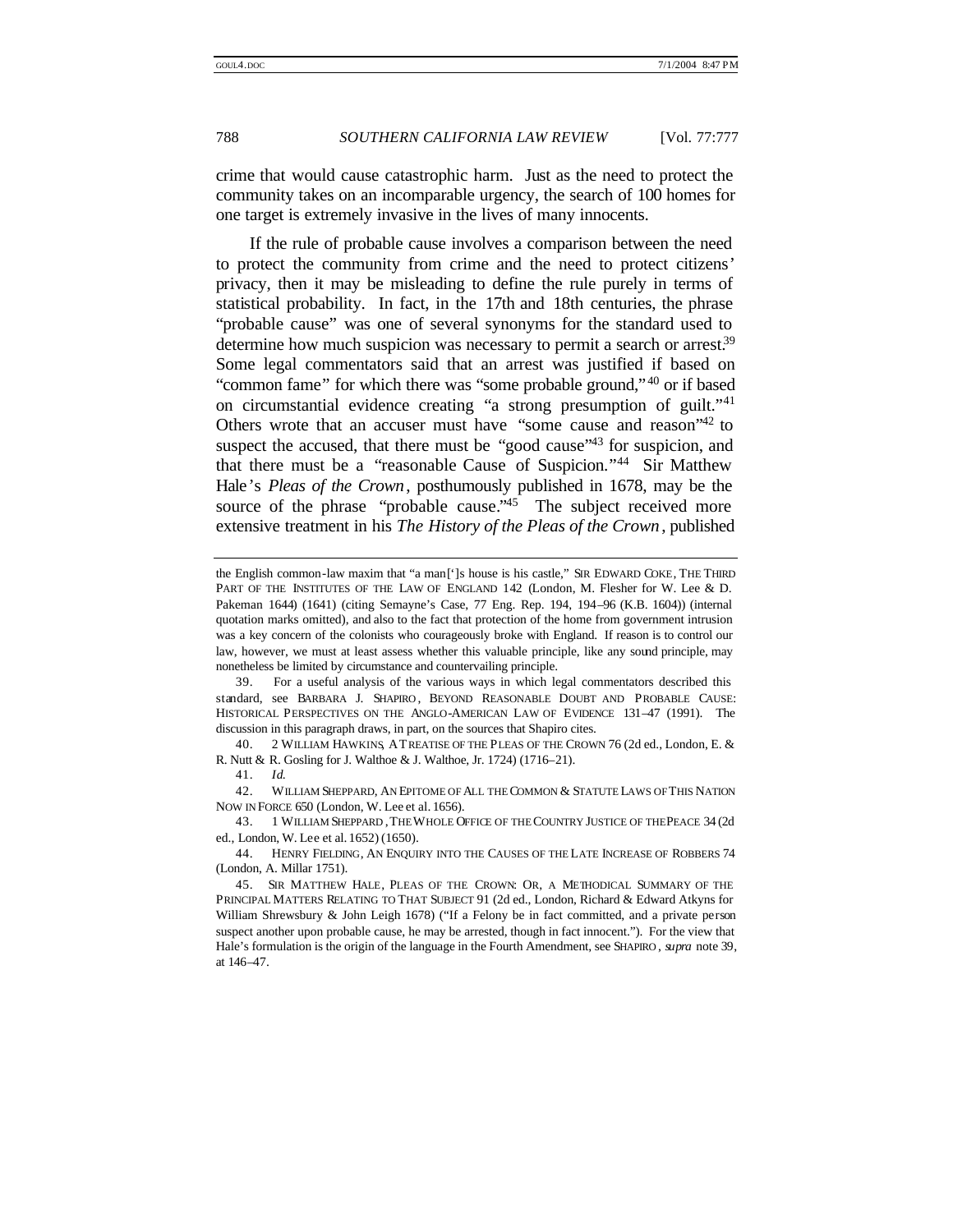crime that would cause catastrophic harm. Just as the need to protect the community takes on an incomparable urgency, the search of 100 homes for one target is extremely invasive in the lives of many innocents.

If the rule of probable cause involves a comparison between the need to protect the community from crime and the need to protect citizens' privacy, then it may be misleading to define the rule purely in terms of statistical probability. In fact, in the 17th and 18th centuries, the phrase "probable cause" was one of several synonyms for the standard used to determine how much suspicion was necessary to permit a search or arrest.[39] Some legal commentators said that an arrest was justified if based on "common fame" for which there was "some probable ground,"[40] or if based on circumstantial evidence creating "a strong presumption of guilt."[41] Others wrote that an accuser must have "some cause and reason"[42] to suspect the accused, that there must be "good cause"[43] for suspicion, and that there must be a "reasonable Cause of Suspicion."[44] Sir Matthew Hale's *Pleas of the Crown*, posthumously published in 1678, may be the source of the phrase "probable cause."[45] The subject received more extensive treatment in his *The History of the Pleas of the Crown*, published

---

the English common-law maxim that "a man[']s house is his castle," SIR EDWARD COKE, THE THIRD PART OF THE INSTITUTES OF THE LAW OF ENGLAND 142 (London, M. Flesher for W. Lee & D. Pakeman 1644) (1641) (citing Semayne's Case, 77 Eng. Rep. 194, 194–96 (K.B. 1604)) (internal quotation marks omitted), and also to the fact that protection of the home from government intrusion was a key concern of the colonists who courageously broke with England. If reason is to control our law, however, we must at least assess whether this valuable principle, like any sound principle, may nonetheless be limited by circumstance and countervailing principle.

39. For a useful analysis of the various ways in which legal commentators described this standard, see BARBARA J. SHAPIRO, BEYOND REASONABLE DOUBT AND PROBABLE CAUSE: HISTORICAL PERSPECTIVES ON THE ANGLO-AMERICAN LAW OF EVIDENCE 131–47 (1991). The discussion in this paragraph draws, in part, on the sources that Shapiro cites.

40. 2 WILLIAM HAWKINS, A TREATISE OF THE PLEAS OF THE CROWN 76 (2d ed., London, E. & R. Nutt & R. Gosling for J. Walthoe & J. Walthoe, Jr. 1724) (1716–21).

41. *Id.*

42. WILLIAM SHEPPARD, AN EPITOME OF ALL THE COMMON & STATUTE LAWS OF THIS NATION NOW IN FORCE 650 (London, W. Lee et al. 1656).

43. 1 WILLIAM SHEPPARD, THE WHOLE OFFICE OF THE COUNTRY JUSTICE OF THE PEACE 34 (2d ed., London, W. Lee et al. 1652) (1650).

44. HENRY FIELDING, AN ENQUIRY INTO THE CAUSES OF THE LATE INCREASE OF ROBBERS 74 (London, A. Millar 1751).

45. SIR MATTHEW HALE, PLEAS OF THE CROWN: OR, A METHODICAL SUMMARY OF THE PRINCIPAL MATTERS RELATING TO THAT SUBJECT 91 (2d ed., London, Richard & Edward Atkyns for William Shrewsbury & John Leigh 1678) ("If a Felony be in fact committed, and a private person suspect another upon probable cause, he may be arrested, though in fact innocent."). For the view that Hale's formulation is the origin of the language in the Fourth Amendment, see SHAPIRO, *supra* note 39, at 146–47.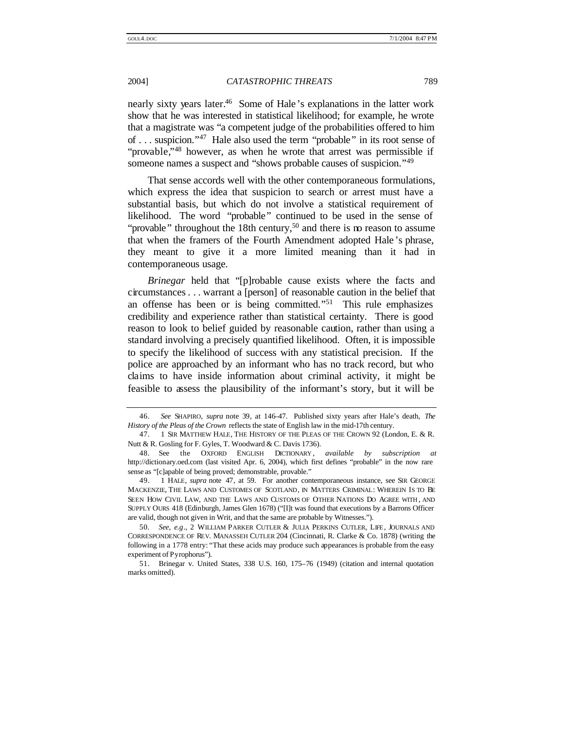nearly sixty years later.[46] Some of Hale's explanations in the latter work show that he was interested in statistical likelihood; for example, he wrote that a magistrate was "a competent judge of the probabilities offered to him of . . . suspicion."[47] Hale also used the term "probable" in its root sense of "provable,"[48] however, as when he wrote that arrest was permissible if someone names a suspect and "shows probable causes of suspicion."[49]

That sense accords well with the other contemporaneous formulations, which express the idea that suspicion to search or arrest must have a substantial basis, but which do not involve a statistical requirement of likelihood. The word "probable" continued to be used in the sense of "provable" throughout the 18th century,[50] and there is no reason to assume that when the framers of the Fourth Amendment adopted Hale's phrase, they meant to give it a more limited meaning than it had in contemporaneous usage.

*Brinegar* held that "[p]robable cause exists where the facts and circumstances . . . warrant a [person] of reasonable caution in the belief that an offense has been or is being committed."[51] This rule emphasizes credibility and experience rather than statistical certainty. There is good reason to look to belief guided by reasonable caution, rather than using a standard involving a precisely quantified likelihood. Often, it is impossible to specify the likelihood of success with any statistical precision. If the police are approached by an informant who has no track record, but who claims to have inside information about criminal activity, it might be feasible to assess the plausibility of the informant's story, but it will be

---

46. *See* SHAPIRO, *supra* note 39, at 146–47. Published sixty years after Hale's death, *The History of the Pleas of the Crown* reflects the state of English law in the mid-17th century.

47. 1 SIR MATTHEW HALE, THE HISTORY OF THE PLEAS OF THE CROWN 92 (London, E. & R. Nutt & R. Gosling for F. Gyles, T. Woodward & C. Davis 1736).

48. See the OXFORD ENGLISH DICTIONARY, *available by subscription at* http://dictionary.oed.com (last visited Apr. 6, 2004), which first defines "probable" in the now rare sense as "[c]apable of being proved; demonstrable, provable."

49. 1 HALE, *supra* note 47, at 59. For another contemporaneous instance, see SIR GEORGE MACKENZIE, THE LAWS AND CUSTOMES OF SCOTLAND, IN MATTERS CRIMINAL: WHEREIN IS TO BE SEEN HOW CIVIL LAW, AND THE LAWS AND CUSTOMS OF OTHER NATIONS DO AGREE WITH, AND SUPPLY OURS 418 (Edinburgh, James Glen 1678) ("[I]t was found that executions by a Barrons Officer are valid, though not given in Writ, and that the same are probable by Witnesses.").

50. *See, e.g.*, 2 WILLIAM PARKER CUTLER & JULIA PERKINS CUTLER, LIFE, JOURNALS AND CORRESPONDENCE OF REV. MANASSEH CUTLER 204 (Cincinnati, R. Clarke & Co. 1878) (writing the following in a 1778 entry: "That these acids may produce such appearances is probable from the easy experiment of Pyrophorus").

51. Brinegar v. United States, 338 U.S. 160, 175–76 (1949) (citation and internal quotation marks omitted).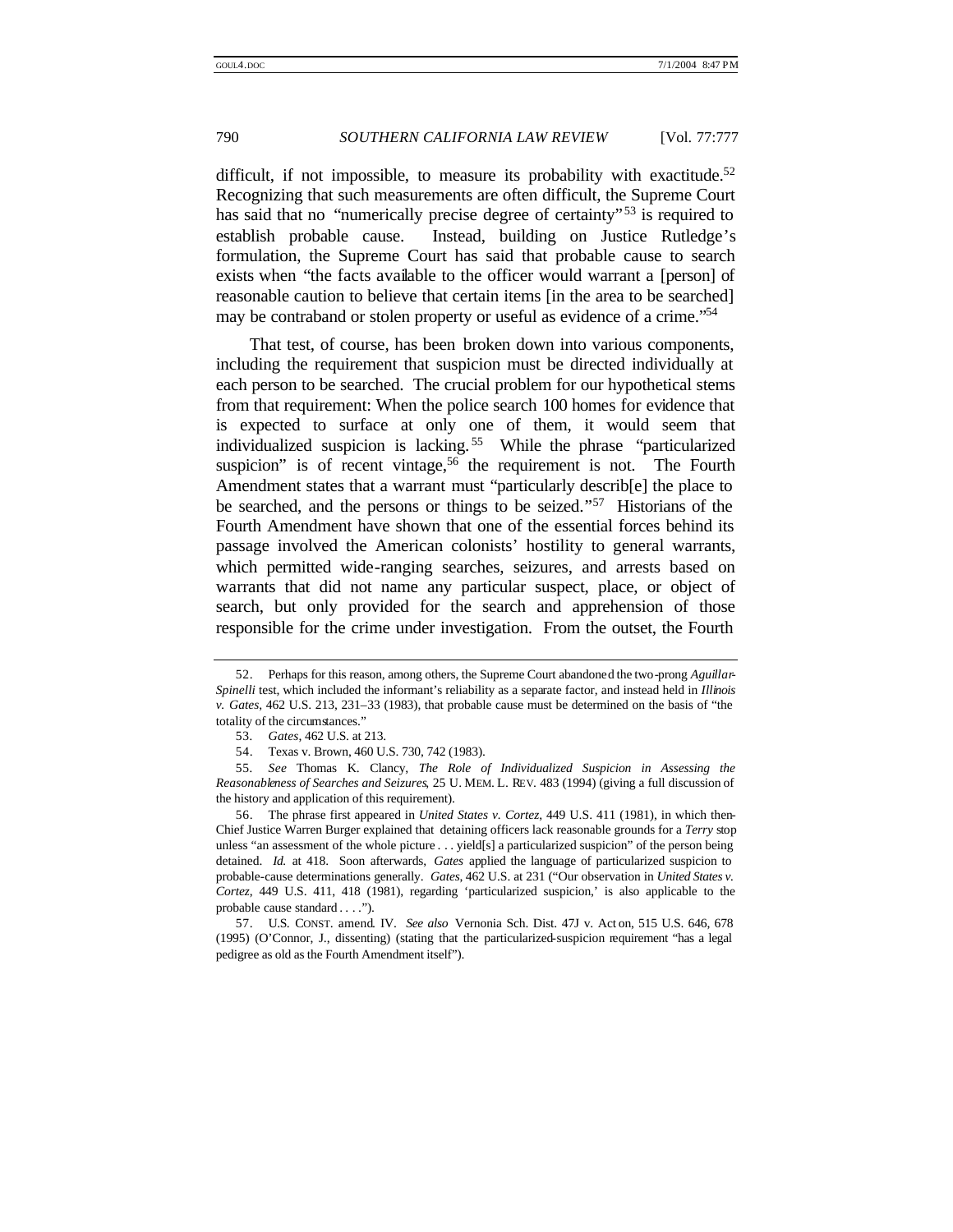difficult, if not impossible, to measure its probability with exactitude.[52] Recognizing that such measurements are often difficult, the Supreme Court has said that no "numerically precise degree of certainty"[53] is required to establish probable cause. Instead, building on Justice Rutledge's formulation, the Supreme Court has said that probable cause to search exists when "the facts available to the officer would warrant a [person] of reasonable caution to believe that certain items [in the area to be searched] may be contraband or stolen property or useful as evidence of a crime."[54]

That test, of course, has been broken down into various components, including the requirement that suspicion must be directed individually at each person to be searched. The crucial problem for our hypothetical stems from that requirement: When the police search 100 homes for evidence that is expected to surface at only one of them, it would seem that individualized suspicion is lacking.[55] While the phrase "particularized suspicion" is of recent vintage,[56] the requirement is not. The Fourth Amendment states that a warrant must "particularly describ[e] the place to be searched, and the persons or things to be seized."[57] Historians of the Fourth Amendment have shown that one of the essential forces behind its passage involved the American colonists' hostility to general warrants, which permitted wide-ranging searches, seizures, and arrests based on warrants that did not name any particular suspect, place, or object of search, but only provided for the search and apprehension of those responsible for the crime under investigation. From the outset, the Fourth

---

52. Perhaps for this reason, among others, the Supreme Court abandoned the two-prong *Aguillar-Spinelli* test, which included the informant's reliability as a separate factor, and instead held in *Illinois v. Gates*, 462 U.S. 213, 231–33 (1983), that probable cause must be determined on the basis of "the totality of the circumstances."

53. *Gates*, 462 U.S. at 213.

54. Texas v. Brown, 460 U.S. 730, 742 (1983).

55. *See* Thomas K. Clancy, *The Role of Individualized Suspicion in Assessing the Reasonableness of Searches and Seizures*, 25 U. MEM. L. REV. 483 (1994) (giving a full discussion of the history and application of this requirement).

56. The phrase first appeared in *United States v. Cortez*, 449 U.S. 411 (1981), in which then-Chief Justice Warren Burger explained that detaining officers lack reasonable grounds for a *Terry* stop unless "an assessment of the whole picture . . . yield[s] a particularized suspicion" of the person being detained. *Id.* at 418. Soon afterwards, *Gates* applied the language of particularized suspicion to probable-cause determinations generally. *Gates*, 462 U.S. at 231 ("Our observation in *United States v. Cortez*, 449 U.S. 411, 418 (1981), regarding 'particularized suspicion,' is also applicable to the probable cause standard . . . .").

57. U.S. CONST. amend. IV. *See also* Vernonia Sch. Dist. 47J v. Acton, 515 U.S. 646, 678 (1995) (O'Connor, J., dissenting) (stating that the particularized-suspicion requirement "has a legal pedigree as old as the Fourth Amendment itself").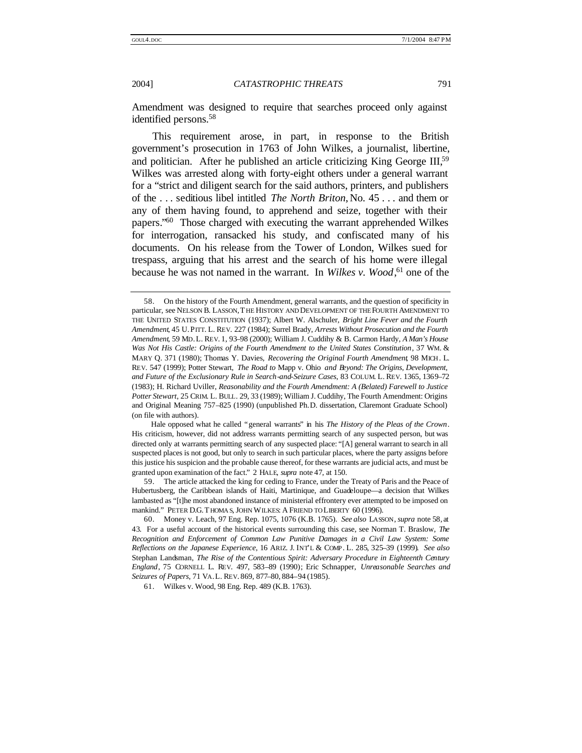Amendment was designed to require that searches proceed only against identified persons.[58]

This requirement arose, in part, in response to the British government's prosecution in 1763 of John Wilkes, a journalist, libertine, and politician. After he published an article criticizing King George III,[59] Wilkes was arrested along with forty-eight others under a general warrant for a "strict and diligent search for the said authors, printers, and publishers of the . . . seditious libel intitled *The North Briton*, No. 45 . . . and them or any of them having found, to apprehend and seize, together with their papers."[60] Those charged with executing the warrant apprehended Wilkes for interrogation, ransacked his study, and confiscated many of his documents. On his release from the Tower of London, Wilkes sued for trespass, arguing that his arrest and the search of his home were illegal because he was not named in the warrant. In *Wilkes v. Wood*,[61] one of the

---

58. On the history of the Fourth Amendment, general warrants, and the question of specificity in particular, see NELSON B. LASSON, THE HISTORY AND DEVELOPMENT OF THE FOURTH AMENDMENT TO THE UNITED STATES CONSTITUTION (1937); Albert W. Alschuler, *Bright Line Fever and the Fourth Amendment*, 45 U. PITT. L. REV. 227 (1984); Surrel Brady, *Arrests Without Prosecution and the Fourth Amendment*, 59 MD. L. REV. 1, 93–98 (2000); William J. Cuddihy & B. Carmon Hardy, *A Man's House Was Not His Castle: Origins of the Fourth Amendment to the United States Constitution*, 37 WM. & MARY Q. 371 (1980); Thomas Y. Davies, *Recovering the Original Fourth Amendment*, 98 MICH. L. REV. 547 (1999); Potter Stewart, *The Road to* Mapp v. Ohio *and Beyond: The Origins, Development, and Future of the Exclusionary Rule in Search-and-Seizure Cases*, 83 COLUM. L. REV. 1365, 1369–72 (1983); H. Richard Uviller, *Reasonability and the Fourth Amendment: A (Belated) Farewell to Justice Potter Stewart*, 25 CRIM. L. BULL. 29, 33 (1989); William J. Cuddihy, The Fourth Amendment: Origins and Original Meaning 757–825 (1990) (unpublished Ph.D. dissertation, Claremont Graduate School) (on file with authors).

Hale opposed what he called "general warrants" in his *The History of the Pleas of the Crown*. His criticism, however, did not address warrants permitting search of any suspected person, but was directed only at warrants permitting search of any suspected place: "[A] general warrant to search in all suspected places is not good, but only to search in such particular places, where the party assigns before this justice his suspicion and the probable cause thereof, for these warrants are judicial acts, and must be granted upon examination of the fact." 2 HALE, *supra* note 47, at 150.

59. The article attacked the king for ceding to France, under the Treaty of Paris and the Peace of Hubertusberg, the Caribbean islands of Haiti, Martinique, and Guadeloupe—a decision that Wilkes lambasted as "[t]he most abandoned instance of ministerial effrontery ever attempted to be imposed on mankind." PETER D.G. THOMAS, JOHN WILKES: A FRIEND TO LIBERTY 60 (1996).

60. Money v. Leach, 97 Eng. Rep. 1075, 1076 (K.B. 1765). *See also* LASSON, *supra* note 58, at 43. For a useful account of the historical events surrounding this case, see Norman T. Braslow, *The Recognition and Enforcement of Common Law Punitive Damages in a Civil Law System: Some Reflections on the Japanese Experience*, 16 ARIZ. J. INT'L & COMP. L. 285, 325–39 (1999). *See also* Stephan Landsman, *The Rise of the Contentious Spirit: Adversary Procedure in Eighteenth Century England*, 75 CORNELL L. REV. 497, 583–89 (1990); Eric Schnapper, *Unreasonable Searches and Seizures of Papers*, 71 VA. L. REV. 869, 877–80, 884–94 (1985).

61. Wilkes v. Wood, 98 Eng. Rep. 489 (K.B. 1763).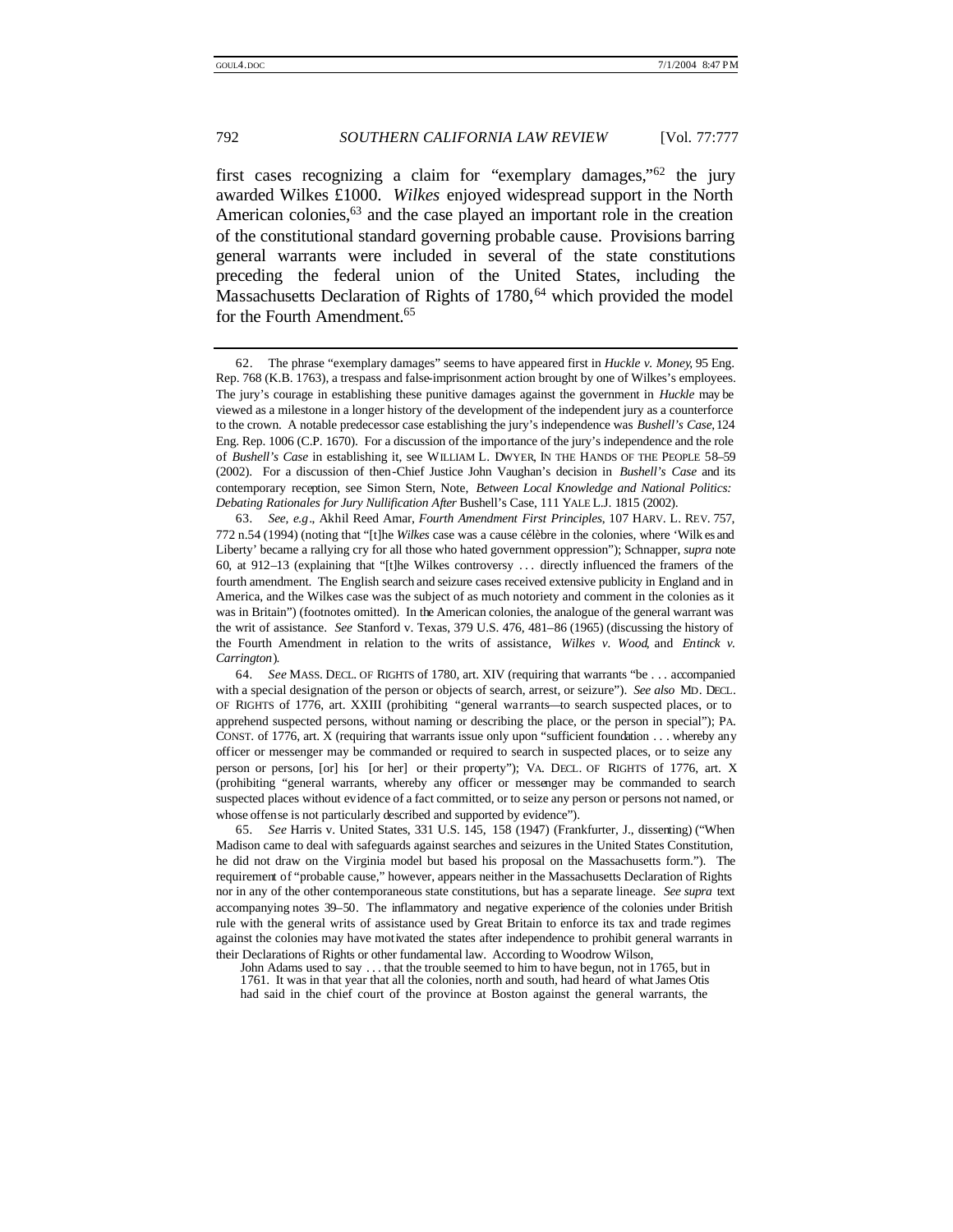first cases recognizing a claim for "exemplary damages,"[62] the jury awarded Wilkes £1000. *Wilkes* enjoyed widespread support in the North American colonies,[63] and the case played an important role in the creation of the constitutional standard governing probable cause. Provisions barring general warrants were included in several of the state constitutions preceding the federal union of the United States, including the Massachusetts Declaration of Rights of 1780,[64] which provided the model for the Fourth Amendment.[65]

---

62. The phrase "exemplary damages" seems to have appeared first in *Huckle v. Money*, 95 Eng. Rep. 768 (K.B. 1763), a trespass and false-imprisonment action brought by one of Wilkes's employees. The jury's courage in establishing these punitive damages against the government in *Huckle* may be viewed as a milestone in a longer history of the development of the independent jury as a counterforce to the crown. A notable predecessor case establishing the jury's independence was *Bushell's Case*, 124 Eng. Rep. 1006 (C.P. 1670). For a discussion of the importance of the jury's independence and the role of *Bushell's Case* in establishing it, see WILLIAM L. DWYER, IN THE HANDS OF THE PEOPLE 58–59 (2002). For a discussion of then-Chief Justice John Vaughan's decision in *Bushell's Case* and its contemporary reception, see Simon Stern, Note, *Between Local Knowledge and National Politics: Debating Rationales for Jury Nullification After* Bushell's Case, 111 YALE L.J. 1815 (2002).

63. *See, e.g.*, Akhil Reed Amar, *Fourth Amendment First Principles*, 107 HARV. L. REV. 757, 772 n.54 (1994) (noting that "[t]he *Wilkes* case was a cause célèbre in the colonies, where 'Wilkes and Liberty' became a rallying cry for all those who hated government oppression"); Schnapper, *supra* note 60, at 912–13 (explaining that "[t]he Wilkes controversy . . . directly influenced the framers of the fourth amendment. The English search and seizure cases received extensive publicity in England and in America, and the Wilkes case was the subject of as much notoriety and comment in the colonies as it was in Britain") (footnotes omitted). In the American colonies, the analogue of the general warrant was the writ of assistance. *See* Stanford v. Texas, 379 U.S. 476, 481–86 (1965) (discussing the history of the Fourth Amendment in relation to the writs of assistance, *Wilkes v. Wood*, and *Entinck v. Carrington*).

64. *See* MASS. DECL. OF RIGHTS of 1780, art. XIV (requiring that warrants "be . . . accompanied with a special designation of the person or objects of search, arrest, or seizure"). *See also* MD. DECL. OF RIGHTS of 1776, art. XXIII (prohibiting "general warrants—to search suspected places, or to apprehend suspected persons, without naming or describing the place, or the person in special"); PA. CONST. of 1776, art. X (requiring that warrants issue only upon "sufficient foundation . . . whereby any officer or messenger may be commanded or required to search in suspected places, or to seize any person or persons, [or] his [or her] or their property"); VA. DECL. OF RIGHTS of 1776, art. X (prohibiting "general warrants, whereby any officer or messenger may be commanded to search suspected places without evidence of a fact committed, or to seize any person or persons not named, or whose offense is not particularly described and supported by evidence").

65. *See* Harris v. United States, 331 U.S. 145, 158 (1947) (Frankfurter, J., dissenting) ("When Madison came to deal with safeguards against searches and seizures in the United States Constitution, he did not draw on the Virginia model but based his proposal on the Massachusetts form."). The requirement of "probable cause," however, appears neither in the Massachusetts Declaration of Rights nor in any of the other contemporaneous state constitutions, but has a separate lineage. *See supra* text accompanying notes 39–50. The inflammatory and negative experience of the colonies under British rule with the general writs of assistance used by Great Britain to enforce its tax and trade regimes against the colonies may have motivated the states after independence to prohibit general warrants in their Declarations of Rights or other fundamental law. According to Woodrow Wilson,

> John Adams used to say . . . that the trouble seemed to him to have begun, not in 1765, but in 1761. It was in that year that all the colonies, north and south, had heard of what James Otis had said in the chief court of the province at Boston against the general warrants, the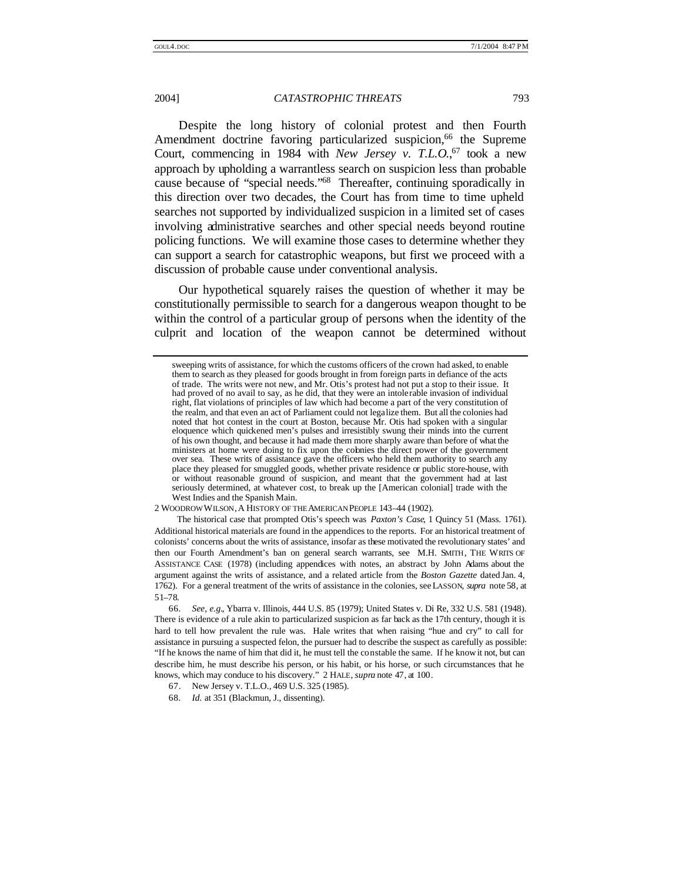Despite the long history of colonial protest and then Fourth Amendment doctrine favoring particularized suspicion,[66] the Supreme Court, commencing in 1984 with *New Jersey v. T.L.O.*,[67] took a new approach by upholding a warrantless search on suspicion less than probable cause because of "special needs."[68] Thereafter, continuing sporadically in this direction over two decades, the Court has from time to time upheld searches not supported by individualized suspicion in a limited set of cases involving administrative searches and other special needs beyond routine policing functions. We will examine those cases to determine whether they can support a search for catastrophic weapons, but first we proceed with a discussion of probable cause under conventional analysis.

Our hypothetical squarely raises the question of whether it may be constitutionally permissible to search for a dangerous weapon thought to be within the control of a particular group of persons when the identity of the culprit and location of the weapon cannot be determined without

---

> sweeping writs of assistance, for which the customs officers of the crown had asked, to enable them to search as they pleased for goods brought in from foreign parts in defiance of the acts of trade. The writs were not new, and Mr. Otis's protest had not put a stop to their issue. It had proved of no avail to say, as he did, that they were an intolerable invasion of individual right, flat violations of principles of law which had become a part of the very constitution of the realm, and that even an act of Parliament could not legalize them. But all the colonies had noted that hot contest in the court at Boston, because Mr. Otis had spoken with a singular eloquence which quickened men's pulses and irresistibly swung their minds into the current of his own thought, and because it had made them more sharply aware than before of what the ministers at home were doing to fix upon the colonies the direct power of the government over sea. These writs of assistance gave the officers who held them authority to search any place they pleased for smuggled goods, whether private residence or public store-house, with or without reasonable ground of suspicion, and meant that the government had at last seriously determined, at whatever cost, to break up the [American colonial] trade with the West Indies and the Spanish Main.

2 WOODROW WILSON, A HISTORY OF THE AMERICAN PEOPLE 143–44 (1902).

The historical case that prompted Otis's speech was *Paxton's Case*, 1 Quincy 51 (Mass. 1761). Additional historical materials are found in the appendices to the reports. For an historical treatment of colonists' concerns about the writs of assistance, insofar as these motivated the revolutionary states' and then our Fourth Amendment's ban on general search warrants, see M.H. SMITH, THE WRITS OF ASSISTANCE CASE (1978) (including appendices with notes, an abstract by John Adams about the argument against the writs of assistance, and a related article from the *Boston Gazette* dated Jan. 4, 1762). For a general treatment of the writs of assistance in the colonies, see LASSON, *supra* note 58, at 51–78.

66. *See, e.g.*, Ybarra v. Illinois, 444 U.S. 85 (1979); United States v. Di Re, 332 U.S. 581 (1948). There is evidence of a rule akin to particularized suspicion as far back as the 17th century, though it is hard to tell how prevalent the rule was. Hale writes that when raising "hue and cry" to call for assistance in pursuing a suspected felon, the pursuer had to describe the suspect as carefully as possible: "If he knows the name of him that did it, he must tell the constable the same. If he know it not, but can describe him, he must describe his person, or his habit, or his horse, or such circumstances that he knows, which may conduce to his discovery." 2 HALE, *supra* note 47, at 100.

67. New Jersey v. T.L.O., 469 U.S. 325 (1985).

68. *Id.* at 351 (Blackmun, J., dissenting).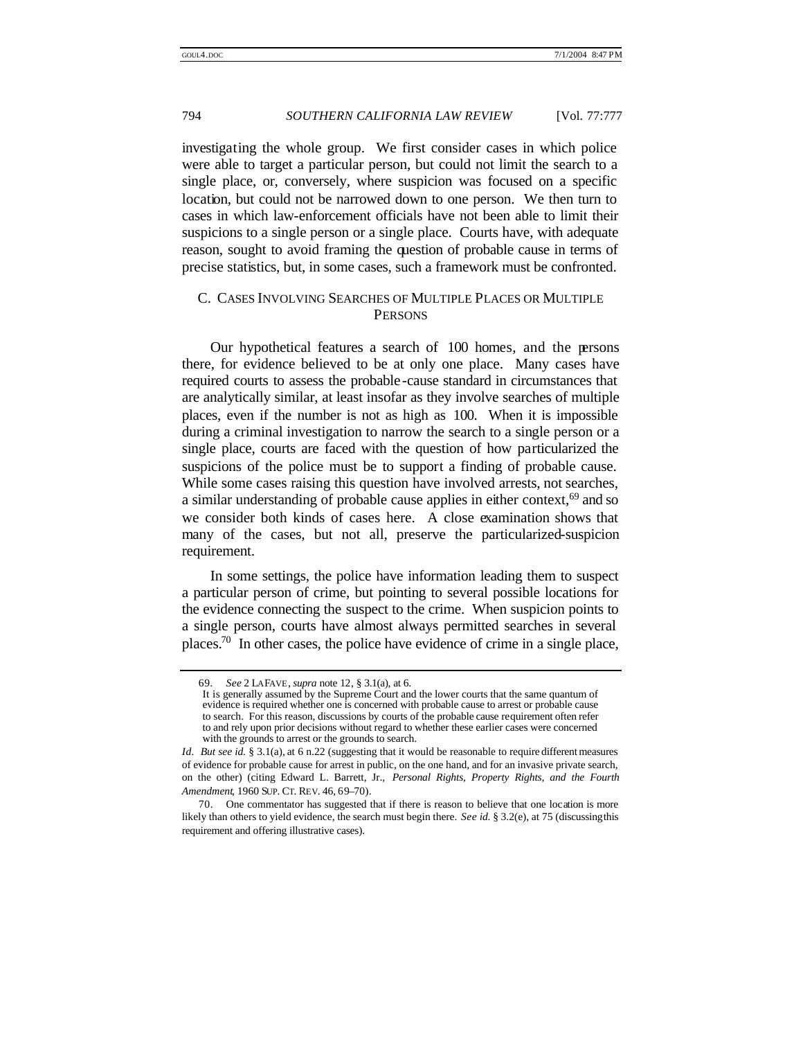investigating the whole group. We first consider cases in which police were able to target a particular person, but could not limit the search to a single place, or, conversely, where suspicion was focused on a specific location, but could not be narrowed down to one person. We then turn to cases in which law-enforcement officials have not been able to limit their suspicions to a single person or a single place. Courts have, with adequate reason, sought to avoid framing the question of probable cause in terms of precise statistics, but, in some cases, such a framework must be confronted.

## C. Cases Involving Searches of Multiple Places or Multiple Persons

Our hypothetical features a search of 100 homes, and the persons there, for evidence believed to be at only one place. Many cases have required courts to assess the probable-cause standard in circumstances that are analytically similar, at least insofar as they involve searches of multiple places, even if the number is not as high as 100. When it is impossible during a criminal investigation to narrow the search to a single person or a single place, courts are faced with the question of how particularized the suspicions of the police must be to support a finding of probable cause. While some cases raising this question have involved arrests, not searches, a similar understanding of probable cause applies in either context,[69] and so we consider both kinds of cases here. A close examination shows that many of the cases, but not all, preserve the particularized-suspicion requirement.

In some settings, the police have information leading them to suspect a particular person of crime, but pointing to several possible locations for the evidence connecting the suspect to the crime. When suspicion points to a single person, courts have almost always permitted searches in several places.[70] In other cases, the police have evidence of crime in a single place,

---

69. *See* 2 LaFave, *supra* note 12, § 3.1(a), at 6.

> It is generally assumed by the Supreme Court and the lower courts that the same quantum of evidence is required whether one is concerned with probable cause to arrest or probable cause to search. For this reason, discussions by courts of the probable cause requirement often refer to and rely upon prior decisions without regard to whether these earlier cases were concerned with the grounds to arrest or the grounds to search.

*Id*. *But see id.* § 3.1(a), at 6 n.22 (suggesting that it would be reasonable to require different measures of evidence for probable cause for arrest in public, on the one hand, and for an invasive private search, on the other) (citing Edward L. Barrett, Jr., *Personal Rights, Property Rights, and the Fourth Amendment*, 1960 Sup. Ct. Rev. 46, 69–70).

70. One commentator has suggested that if there is reason to believe that one location is more likely than others to yield evidence, the search must begin there. *See id.* § 3.2(e), at 75 (discussing this requirement and offering illustrative cases).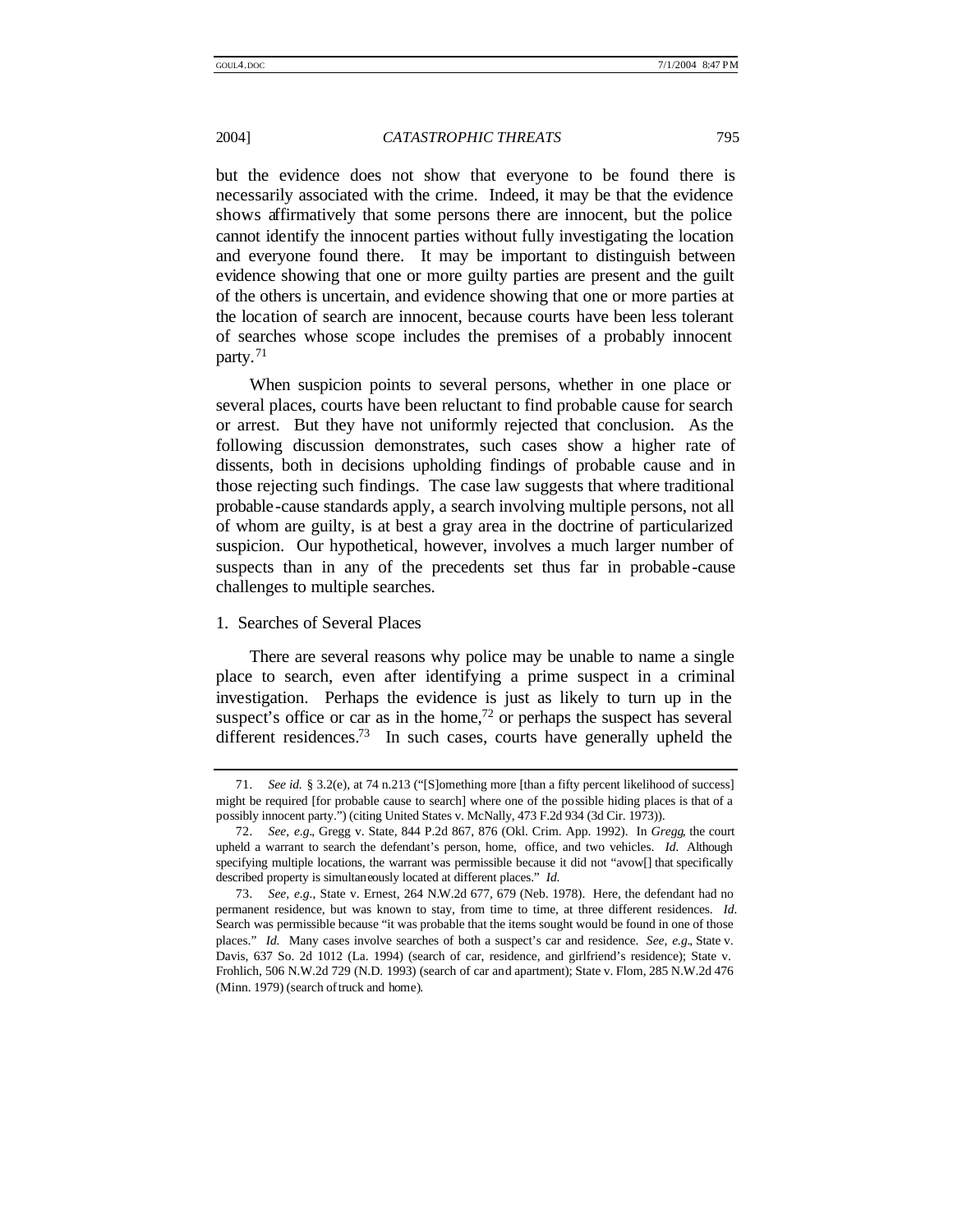but the evidence does not show that everyone to be found there is necessarily associated with the crime. Indeed, it may be that the evidence shows affirmatively that some persons there are innocent, but the police cannot identify the innocent parties without fully investigating the location and everyone found there. It may be important to distinguish between evidence showing that one or more guilty parties are present and the guilt of the others is uncertain, and evidence showing that one or more parties at the location of search are innocent, because courts have been less tolerant of searches whose scope includes the premises of a probably innocent party.[71]

When suspicion points to several persons, whether in one place or several places, courts have been reluctant to find probable cause for search or arrest. But they have not uniformly rejected that conclusion. As the following discussion demonstrates, such cases show a higher rate of dissents, both in decisions upholding findings of probable cause and in those rejecting such findings. The case law suggests that where traditional probable-cause standards apply, a search involving multiple persons, not all of whom are guilty, is at best a gray area in the doctrine of particularized suspicion. Our hypothetical, however, involves a much larger number of suspects than in any of the precedents set thus far in probable-cause challenges to multiple searches.

### 1. Searches of Several Places

There are several reasons why police may be unable to name a single place to search, even after identifying a prime suspect in a criminal investigation. Perhaps the evidence is just as likely to turn up in the suspect's office or car as in the home,[72] or perhaps the suspect has several different residences.[73] In such cases, courts have generally upheld the

---

71. *See id.* § 3.2(e), at 74 n.213 ("[S]omething more [than a fifty percent likelihood of success] might be required [for probable cause to search] where one of the possible hiding places is that of a possibly innocent party.") (citing United States v. McNally, 473 F.2d 934 (3d Cir. 1973)).

72. *See, e.g.*, Gregg v. State, 844 P.2d 867, 876 (Okl. Crim. App. 1992). In *Gregg*, the court upheld a warrant to search the defendant's person, home, office, and two vehicles. *Id.* Although specifying multiple locations, the warrant was permissible because it did not "avow[] that specifically described property is simultaneously located at different places." *Id.*

73. *See, e.g.*, State v. Ernest, 264 N.W.2d 677, 679 (Neb. 1978). Here, the defendant had no permanent residence, but was known to stay, from time to time, at three different residences. *Id.* Search was permissible because "it was probable that the items sought would be found in one of those places." *Id.* Many cases involve searches of both a suspect's car and residence. *See, e.g.*, State v. Davis, 637 So. 2d 1012 (La. 1994) (search of car, residence, and girlfriend's residence); State v. Frohlich, 506 N.W.2d 729 (N.D. 1993) (search of car and apartment); State v. Flom, 285 N.W.2d 476 (Minn. 1979) (search of truck and home).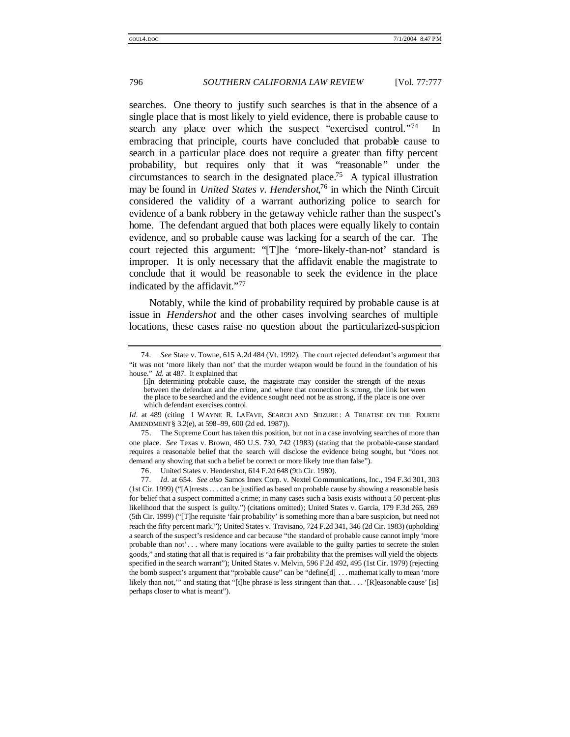searches. One theory to justify such searches is that in the absence of a single place that is most likely to yield evidence, there is probable cause to search any place over which the suspect "exercised control."[74] In embracing that principle, courts have concluded that probable cause to search in a particular place does not require a greater than fifty percent probability, but requires only that it was "reasonable" under the circumstances to search in the designated place.[75] A typical illustration may be found in *United States v. Hendershot*,[76] in which the Ninth Circuit considered the validity of a warrant authorizing police to search for evidence of a bank robbery in the getaway vehicle rather than the suspect's home. The defendant argued that both places were equally likely to contain evidence, and so probable cause was lacking for a search of the car. The court rejected this argument: "[T]he 'more-likely-than-not' standard is improper. It is only necessary that the affidavit enable the magistrate to conclude that it would be reasonable to seek the evidence in the place indicated by the affidavit."[77]

Notably, while the kind of probability required by probable cause is at issue in *Hendershot* and the other cases involving searches of multiple locations, these cases raise no question about the particularized-suspicion

---

74. *See* State v. Towne, 615 A.2d 484 (Vt. 1992). The court rejected defendant's argument that "it was not 'more likely than not' that the murder weapon would be found in the foundation of his house." *Id.* at 487. It explained that

> [i]n determining probable cause, the magistrate may consider the strength of the nexus between the defendant and the crime, and where that connection is strong, the link between the place to be searched and the evidence sought need not be as strong, if the place is one over which defendant exercises control.

*Id.* at 489 (citing 1 WAYNE R. LAFAVE, SEARCH AND SEIZURE: A TREATISE ON THE FOURTH AMENDMENT § 3.2(e), at 598–99, 600 (2d ed. 1987)).

75. The Supreme Court has taken this position, but not in a case involving searches of more than one place. *See* Texas v. Brown, 460 U.S. 730, 742 (1983) (stating that the probable-cause standard requires a reasonable belief that the search will disclose the evidence being sought, but "does not demand any showing that such a belief be correct or more likely true than false").

76. United States v. Hendershot, 614 F.2d 648 (9th Cir. 1980).

77. *Id.* at 654. *See also* Samos Imex Corp. v. Nextel Communications, Inc., 194 F.3d 301, 303 (1st Cir. 1999) ("[A]rrests . . . can be justified as based on probable cause by showing a reasonable basis for belief that a suspect committed a crime; in many cases such a basis exists without a 50 percent-plus likelihood that the suspect is guilty.") (citations omitted); United States v. Garcia, 179 F.3d 265, 269 (5th Cir. 1999) ("[T]he requisite 'fair probability' is something more than a bare suspicion, but need not reach the fifty percent mark."); United States v. Travisano, 724 F.2d 341, 346 (2d Cir. 1983) (upholding a search of the suspect's residence and car because "the standard of probable cause cannot imply 'more probable than not' . . . where many locations were available to the guilty parties to secrete the stolen goods," and stating that all that is required is "a fair probability that the premises will yield the objects specified in the search warrant"); United States v. Melvin, 596 F.2d 492, 495 (1st Cir. 1979) (rejecting the bomb suspect's argument that "probable cause" can be "define[d] . . . mathematically to mean 'more likely than not,'" and stating that "[t]he phrase is less stringent than that. . . . '[R]easonable cause' [is] perhaps closer to what is meant").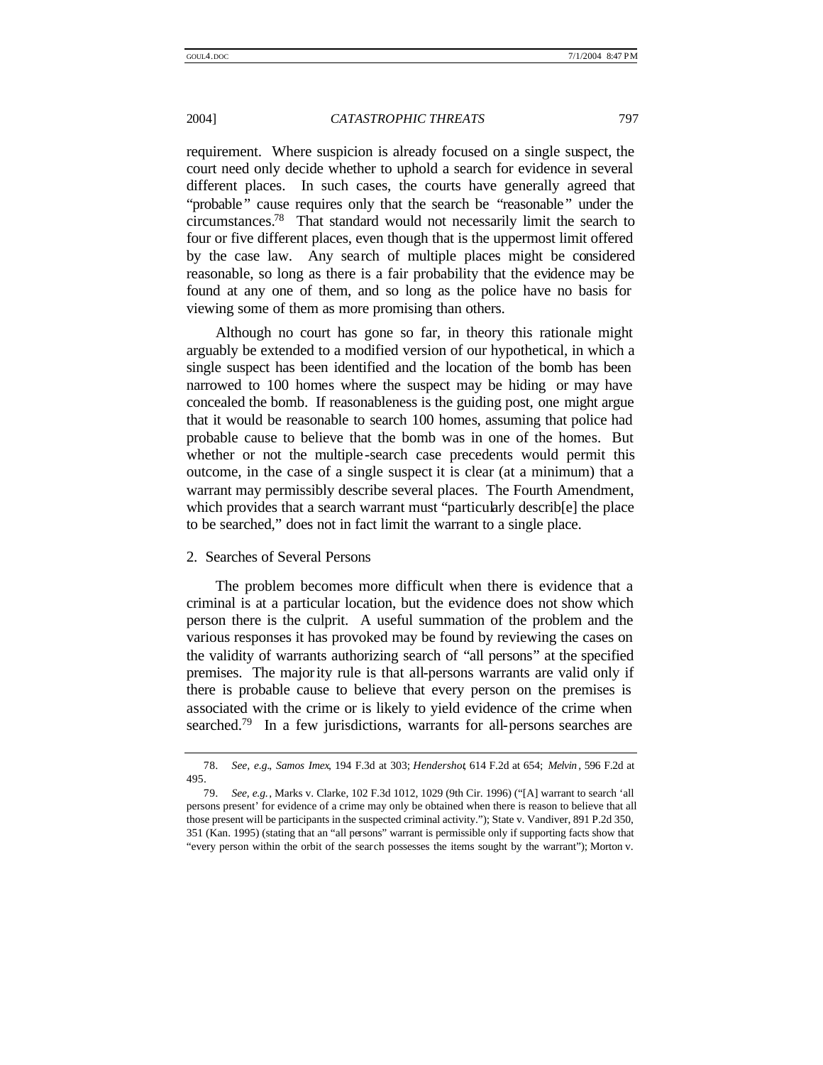requirement. Where suspicion is already focused on a single suspect, the court need only decide whether to uphold a search for evidence in several different places. In such cases, the courts have generally agreed that "probable" cause requires only that the search be "reasonable" under the circumstances.[78] That standard would not necessarily limit the search to four or five different places, even though that is the uppermost limit offered by the case law. Any search of multiple places might be considered reasonable, so long as there is a fair probability that the evidence may be found at any one of them, and so long as the police have no basis for viewing some of them as more promising than others.

Although no court has gone so far, in theory this rationale might arguably be extended to a modified version of our hypothetical, in which a single suspect has been identified and the location of the bomb has been narrowed to 100 homes where the suspect may be hiding or may have concealed the bomb. If reasonableness is the guiding post, one might argue that it would be reasonable to search 100 homes, assuming that police had probable cause to believe that the bomb was in one of the homes. But whether or not the multiple-search case precedents would permit this outcome, in the case of a single suspect it is clear (at a minimum) that a warrant may permissibly describe several places. The Fourth Amendment, which provides that a search warrant must "particularly describ[e] the place to be searched," does not in fact limit the warrant to a single place.

### 2. Searches of Several Persons

The problem becomes more difficult when there is evidence that a criminal is at a particular location, but the evidence does not show which person there is the culprit. A useful summation of the problem and the various responses it has provoked may be found by reviewing the cases on the validity of warrants authorizing search of "all persons" at the specified premises. The majority rule is that all-persons warrants are valid only if there is probable cause to believe that every person on the premises is associated with the crime or is likely to yield evidence of the crime when searched.[79] In a few jurisdictions, warrants for all-persons searches are

---

78. *See, e.g.*, *Samos Imex*, 194 F.3d at 303; *Hendershot*, 614 F.2d at 654; *Melvin*, 596 F.2d at 495.

79. *See, e.g.*, Marks v. Clarke, 102 F.3d 1012, 1029 (9th Cir. 1996) ("[A] warrant to search 'all persons present' for evidence of a crime may only be obtained when there is reason to believe that all those present will be participants in the suspected criminal activity."); State v. Vandiver, 891 P.2d 350, 351 (Kan. 1995) (stating that an "all persons" warrant is permissible only if supporting facts show that "every person within the orbit of the search possesses the items sought by the warrant"); Morton v.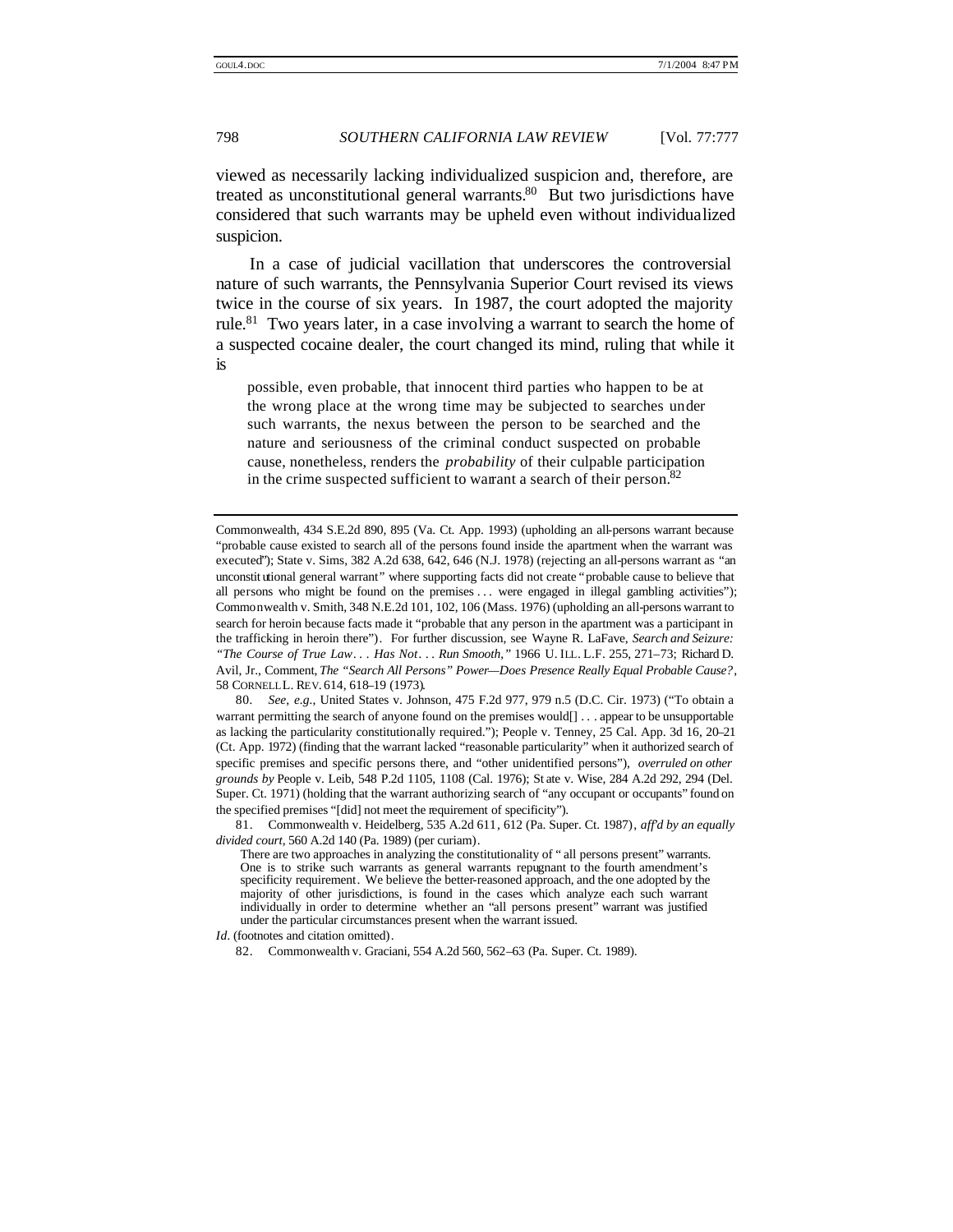viewed as necessarily lacking individualized suspicion and, therefore, are treated as unconstitutional general warrants.[80] But two jurisdictions have considered that such warrants may be upheld even without individualized suspicion.

In a case of judicial vacillation that underscores the controversial nature of such warrants, the Pennsylvania Superior Court revised its views twice in the course of six years. In 1987, the court adopted the majority rule.[81] Two years later, in a case involving a warrant to search the home of a suspected cocaine dealer, the court changed its mind, ruling that while it is

> possible, even probable, that innocent third parties who happen to be at the wrong place at the wrong time may be subjected to searches under such warrants, the nexus between the person to be searched and the nature and seriousness of the criminal conduct suspected on probable cause, nonetheless, renders the *probability* of their culpable participation in the crime suspected sufficient to warrant a search of their person.[82]

---

Commonwealth, 434 S.E.2d 890, 895 (Va. Ct. App. 1993) (upholding an all-persons warrant because "probable cause existed to search all of the persons found inside the apartment when the warrant was executed"); State v. Sims, 382 A.2d 638, 642, 646 (N.J. 1978) (rejecting an all-persons warrant as "an unconstitutional general warrant" where supporting facts did not create "probable cause to believe that all persons who might be found on the premises . . . were engaged in illegal gambling activities"); Commonwealth v. Smith, 348 N.E.2d 101, 102, 106 (Mass. 1976) (upholding an all-persons warrant to search for heroin because facts made it "probable that any person in the apartment was a participant in the trafficking in heroin there"). For further discussion, see Wayne R. LaFave, *Search and Seizure: "The Course of True Law . . . Has Not . . . Run Smooth,"* 1966 U. ILL. L.F. 255, 271–73; Richard D. Avil, Jr., Comment, *The "Search All Persons" Power—Does Presence Really Equal Probable Cause?*, 58 CORNELL L. REV. 614, 618–19 (1973).

80. *See, e.g.*, United States v. Johnson, 475 F.2d 977, 979 n.5 (D.C. Cir. 1973) ("To obtain a warrant permitting the search of anyone found on the premises would[] . . . appear to be unsupportable as lacking the particularity constitutionally required."); People v. Tenney, 25 Cal. App. 3d 16, 20–21 (Ct. App. 1972) (finding that the warrant lacked "reasonable particularity" when it authorized search of specific premises and specific persons there, and "other unidentified persons"), *overruled on other grounds by* People v. Leib, 548 P.2d 1105, 1108 (Cal. 1976); State v. Wise, 284 A.2d 292, 294 (Del. Super. Ct. 1971) (holding that the warrant authorizing search of "any occupant or occupants" found on the specified premises "[did] not meet the requirement of specificity").

81. Commonwealth v. Heidelberg, 535 A.2d 611, 612 (Pa. Super. Ct. 1987), *aff'd by an equally divided court*, 560 A.2d 140 (Pa. 1989) (per curiam).

> There are two approaches in analyzing the constitutionality of "all persons present" warrants. One is to strike such warrants as general warrants repugnant to the fourth amendment's specificity requirement. We believe the better-reasoned approach, and the one adopted by the majority of other jurisdictions, is found in the cases which analyze each such warrant individually in order to determine whether an "all persons present" warrant was justified under the particular circumstances present when the warrant issued.

*Id.* (footnotes and citation omitted).

82. Commonwealth v. Graciani, 554 A.2d 560, 562–63 (Pa. Super. Ct. 1989).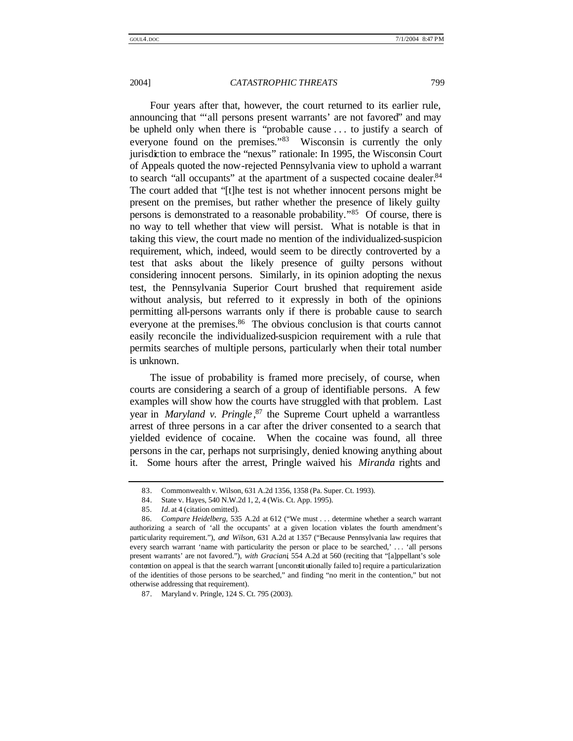Four years after that, however, the court returned to its earlier rule, announcing that "'all persons present warrants' are not favored" and may be upheld only when there is "probable cause . . . to justify a search of everyone found on the premises."[83] Wisconsin is currently the only jurisdiction to embrace the "nexus" rationale: In 1995, the Wisconsin Court of Appeals quoted the now-rejected Pennsylvania view to uphold a warrant to search "all occupants" at the apartment of a suspected cocaine dealer.[84] The court added that "[t]he test is not whether innocent persons might be present on the premises, but rather whether the presence of likely guilty persons is demonstrated to a reasonable probability."[85] Of course, there is no way to tell whether that view will persist. What is notable is that in taking this view, the court made no mention of the individualized-suspicion requirement, which, indeed, would seem to be directly controverted by a test that asks about the likely presence of guilty persons without considering innocent persons. Similarly, in its opinion adopting the nexus test, the Pennsylvania Superior Court brushed that requirement aside without analysis, but referred to it expressly in both of the opinions permitting all-persons warrants only if there is probable cause to search everyone at the premises.[86] The obvious conclusion is that courts cannot easily reconcile the individualized-suspicion requirement with a rule that permits searches of multiple persons, particularly when their total number is unknown.

The issue of probability is framed more precisely, of course, when courts are considering a search of a group of identifiable persons. A few examples will show how the courts have struggled with that problem. Last year in *Maryland v. Pringle*,[87] the Supreme Court upheld a warrantless arrest of three persons in a car after the driver consented to a search that yielded evidence of cocaine. When the cocaine was found, all three persons in the car, perhaps not surprisingly, denied knowing anything about it. Some hours after the arrest, Pringle waived his *Miranda* rights and

---

83. Commonwealth v. Wilson, 631 A.2d 1356, 1358 (Pa. Super. Ct. 1993).

84. State v. Hayes, 540 N.W.2d 1, 2, 4 (Wis. Ct. App. 1995).

85. *Id.* at 4 (citation omitted).

86. *Compare Heidelberg*, 535 A.2d at 612 ("We must . . . determine whether a search warrant authorizing a search of 'all the occupants' at a given location violates the fourth amendment's particularity requirement."), *and Wilson*, 631 A.2d at 1357 ("Because Pennsylvania law requires that every search warrant 'name with particularity the person or place to be searched,' . . . 'all persons present warrants' are not favored."), *with Graciani*, 554 A.2d at 560 (reciting that "[a]ppellant's sole contention on appeal is that the search warrant [unconstitutionally failed to] require a particularization of the identities of those persons to be searched," and finding "no merit in the contention," but not otherwise addressing that requirement).

87. Maryland v. Pringle, 124 S. Ct. 795 (2003).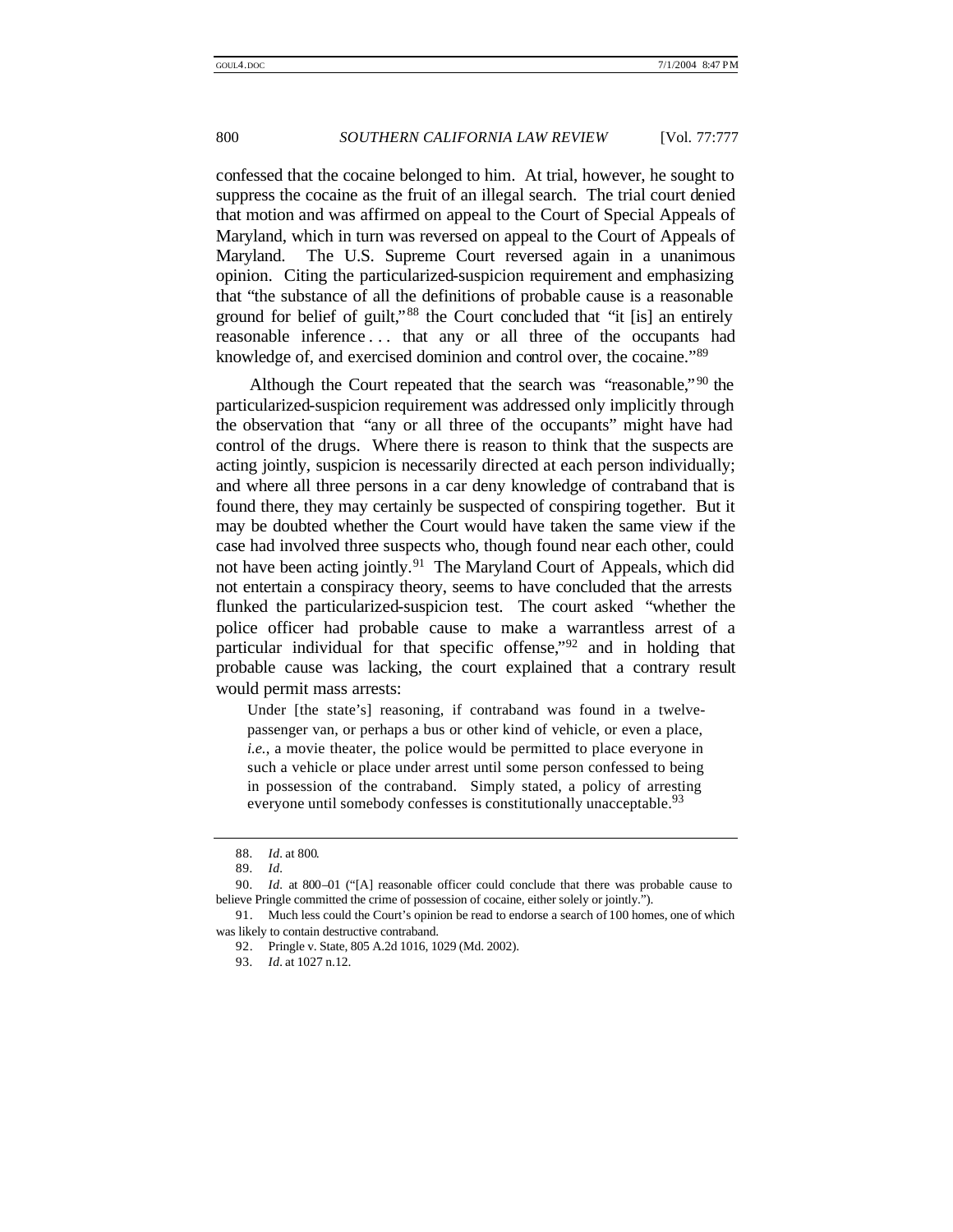confessed that the cocaine belonged to him. At trial, however, he sought to suppress the cocaine as the fruit of an illegal search. The trial court denied that motion and was affirmed on appeal to the Court of Special Appeals of Maryland, which in turn was reversed on appeal to the Court of Appeals of Maryland. The U.S. Supreme Court reversed again in a unanimous opinion. Citing the particularized-suspicion requirement and emphasizing that "the substance of all the definitions of probable cause is a reasonable ground for belief of guilt,"[88] the Court concluded that "it [is] an entirely reasonable inference . . . that any or all three of the occupants had knowledge of, and exercised dominion and control over, the cocaine."[89]

Although the Court repeated that the search was "reasonable,"[90] the particularized-suspicion requirement was addressed only implicitly through the observation that "any or all three of the occupants" might have had control of the drugs. Where there is reason to think that the suspects are acting jointly, suspicion is necessarily directed at each person individually; and where all three persons in a car deny knowledge of contraband that is found there, they may certainly be suspected of conspiring together. But it may be doubted whether the Court would have taken the same view if the case had involved three suspects who, though found near each other, could not have been acting jointly.[91] The Maryland Court of Appeals, which did not entertain a conspiracy theory, seems to have concluded that the arrests flunked the particularized-suspicion test. The court asked "whether the police officer had probable cause to make a warrantless arrest of a particular individual for that specific offense,"[92] and in holding that probable cause was lacking, the court explained that a contrary result would permit mass arrests:

> Under [the state's] reasoning, if contraband was found in a twelve-passenger van, or perhaps a bus or other kind of vehicle, or even a place, *i.e.*, a movie theater, the police would be permitted to place everyone in such a vehicle or place under arrest until some person confessed to being in possession of the contraband. Simply stated, a policy of arresting everyone until somebody confesses is constitutionally unacceptable.[93]

---

88. *Id.* at 800.

89. *Id.*

90. *Id.* at 800–01 ("[A] reasonable officer could conclude that there was probable cause to believe Pringle committed the crime of possession of cocaine, either solely or jointly.").

91. Much less could the Court's opinion be read to endorse a search of 100 homes, one of which was likely to contain destructive contraband.

92. Pringle v. State, 805 A.2d 1016, 1029 (Md. 2002).

93. *Id.* at 1027 n.12.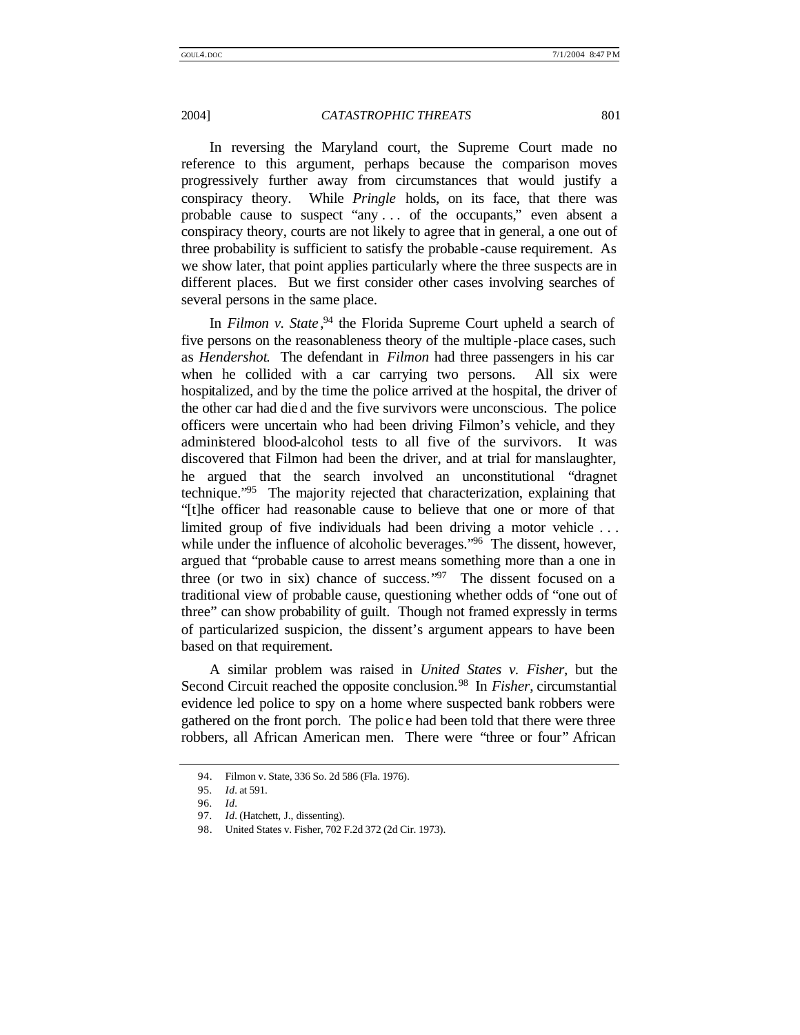In reversing the Maryland court, the Supreme Court made no reference to this argument, perhaps because the comparison moves progressively further away from circumstances that would justify a conspiracy theory. While *Pringle* holds, on its face, that there was probable cause to suspect "any . . . of the occupants," even absent a conspiracy theory, courts are not likely to agree that in general, a one out of three probability is sufficient to satisfy the probable-cause requirement. As we show later, that point applies particularly where the three suspects are in different places. But we first consider other cases involving searches of several persons in the same place.

In *Filmon v. State*,[94] the Florida Supreme Court upheld a search of five persons on the reasonableness theory of the multiple-place cases, such as *Hendershot*. The defendant in *Filmon* had three passengers in his car when he collided with a car carrying two persons. All six were hospitalized, and by the time the police arrived at the hospital, the driver of the other car had died and the five survivors were unconscious. The police officers were uncertain who had been driving Filmon's vehicle, and they administered blood-alcohol tests to all five of the survivors. It was discovered that Filmon had been the driver, and at trial for manslaughter, he argued that the search involved an unconstitutional "dragnet technique."[95] The majority rejected that characterization, explaining that "[t]he officer had reasonable cause to believe that one or more of that limited group of five individuals had been driving a motor vehicle . . . while under the influence of alcoholic beverages."[96] The dissent, however, argued that "probable cause to arrest means something more than a one in three (or two in six) chance of success."[97] The dissent focused on a traditional view of probable cause, questioning whether odds of "one out of three" can show probability of guilt. Though not framed expressly in terms of particularized suspicion, the dissent's argument appears to have been based on that requirement.

A similar problem was raised in *United States v. Fisher*, but the Second Circuit reached the opposite conclusion.[98] In *Fisher*, circumstantial evidence led police to spy on a home where suspected bank robbers were gathered on the front porch. The police had been told that there were three robbers, all African American men. There were "three or four" African

---

94. Filmon v. State, 336 So. 2d 586 (Fla. 1976).

95. *Id.* at 591.

96. *Id.*

97. *Id.* (Hatchett, J., dissenting).

98. United States v. Fisher, 702 F.2d 372 (2d Cir. 1973).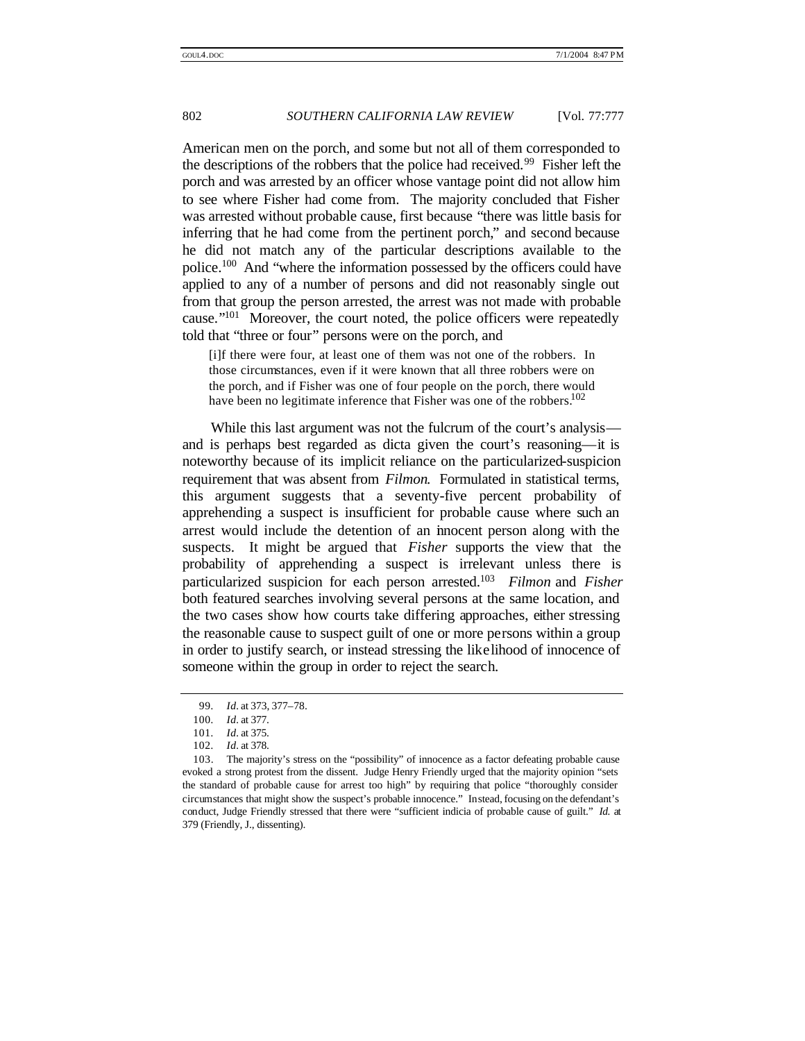American men on the porch, and some but not all of them corresponded to the descriptions of the robbers that the police had received.[99] Fisher left the porch and was arrested by an officer whose vantage point did not allow him to see where Fisher had come from. The majority concluded that Fisher was arrested without probable cause, first because "there was little basis for inferring that he had come from the pertinent porch," and second because he did not match any of the particular descriptions available to the police.[100] And "where the information possessed by the officers could have applied to any of a number of persons and did not reasonably single out from that group the person arrested, the arrest was not made with probable cause."[101] Moreover, the court noted, the police officers were repeatedly told that "three or four" persons were on the porch, and

> [i]f there were four, at least one of them was not one of the robbers. In those circumstances, even if it were known that all three robbers were on the porch, and if Fisher was one of four people on the porch, there would have been no legitimate inference that Fisher was one of the robbers.[102]

While this last argument was not the fulcrum of the court's analysis—and is perhaps best regarded as dicta given the court's reasoning—it is noteworthy because of its implicit reliance on the particularized-suspicion requirement that was absent from *Filmon*. Formulated in statistical terms, this argument suggests that a seventy-five percent probability of apprehending a suspect is insufficient for probable cause where such an arrest would include the detention of an innocent person along with the suspects. It might be argued that *Fisher* supports the view that the probability of apprehending a suspect is irrelevant unless there is particularized suspicion for each person arrested.[103] *Filmon* and *Fisher* both featured searches involving several persons at the same location, and the two cases show how courts take differing approaches, either stressing the reasonable cause to suspect guilt of one or more persons within a group in order to justify search, or instead stressing the likelihood of innocence of someone within the group in order to reject the search.

---

99. *Id.* at 373, 377–78.

100. *Id.* at 377.

101. *Id.* at 375.

102. *Id.* at 378.

103. The majority's stress on the "possibility" of innocence as a factor defeating probable cause evoked a strong protest from the dissent. Judge Henry Friendly urged that the majority opinion "sets the standard of probable cause for arrest too high" by requiring that police "thoroughly consider circumstances that might show the suspect's probable innocence." Instead, focusing on the defendant's conduct, Judge Friendly stressed that there were "sufficient indicia of probable cause of guilt." *Id.* at 379 (Friendly, J., dissenting).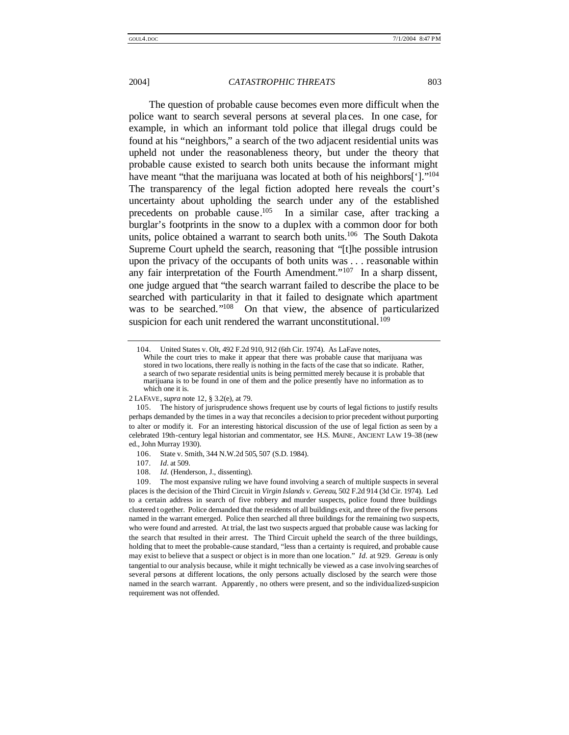The question of probable cause becomes even more difficult when the police want to search several persons at several places. In one case, for example, in which an informant told police that illegal drugs could be found at his "neighbors," a search of the two adjacent residential units was upheld not under the reasonableness theory, but under the theory that probable cause existed to search both units because the informant might have meant "that the marijuana was located at both of his neighbors[']."[104] The transparency of the legal fiction adopted here reveals the court's uncertainty about upholding the search under any of the established precedents on probable cause.[105] In a similar case, after tracking a burglar's footprints in the snow to a duplex with a common door for both units, police obtained a warrant to search both units.[106] The South Dakota Supreme Court upheld the search, reasoning that "[t]he possible intrusion upon the privacy of the occupants of both units was . . . reasonable within any fair interpretation of the Fourth Amendment."[107] In a sharp dissent, one judge argued that "the search warrant failed to describe the place to be searched with particularity in that it failed to designate which apartment was to be searched."[108] On that view, the absence of particularized suspicion for each unit rendered the warrant unconstitutional.[109]

---

104. United States v. Olt, 492 F.2d 910, 912 (6th Cir. 1974). As LaFave notes,

> While the court tries to make it appear that there was probable cause that marijuana was stored in two locations, there really is nothing in the facts of the case that so indicate. Rather, a search of two separate residential units is being permitted merely because it is probable that marijuana is to be found in one of them and the police presently have no information as to which one it is.

2 LAFAVE, *supra* note 12, § 3.2(e), at 79.

105. The history of jurisprudence shows frequent use by courts of legal fictions to justify results perhaps demanded by the times in a way that reconciles a decision to prior precedent without purporting to alter or modify it. For an interesting historical discussion of the use of legal fiction as seen by a celebrated 19th-century legal historian and commentator, see H.S. MAINE, ANCIENT LAW 19–38 (new ed., John Murray 1930).

106. State v. Smith, 344 N.W.2d 505, 507 (S.D. 1984).

107. *Id.* at 509.

108. *Id.* (Henderson, J., dissenting).

109. The most expansive ruling we have found involving a search of multiple suspects in several places is the decision of the Third Circuit in *Virgin Islands v. Gereau*, 502 F.2d 914 (3d Cir. 1974). Led to a certain address in search of five robbery and murder suspects, police found three buildings clustered together. Police demanded that the residents of all buildings exit, and three of the five persons named in the warrant emerged. Police then searched all three buildings for the remaining two suspects, who were found and arrested. At trial, the last two suspects argued that probable cause was lacking for the search that resulted in their arrest. The Third Circuit upheld the search of the three buildings, holding that to meet the probable-cause standard, "less than a certainty is required, and probable cause may exist to believe that a suspect or object is in more than one location." *Id.* at 929. *Gereau* is only tangential to our analysis because, while it might technically be viewed as a case involving searches of several persons at different locations, the only persons actually disclosed by the search were those named in the search warrant. Apparently, no others were present, and so the individualized-suspicion requirement was not offended.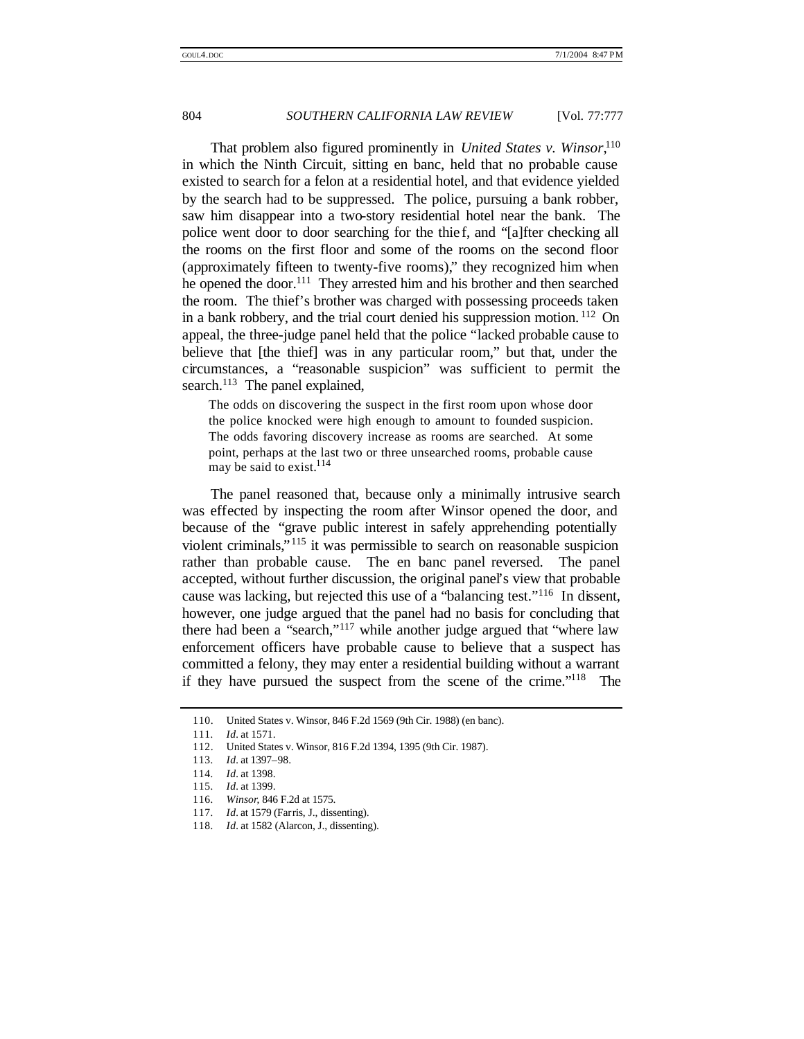That problem also figured prominently in *United States v. Winsor*,[110] in which the Ninth Circuit, sitting en banc, held that no probable cause existed to search for a felon at a residential hotel, and that evidence yielded by the search had to be suppressed. The police, pursuing a bank robber, saw him disappear into a two-story residential hotel near the bank. The police went door to door searching for the thief, and "[a]fter checking all the rooms on the first floor and some of the rooms on the second floor (approximately fifteen to twenty-five rooms)," they recognized him when he opened the door.[111] They arrested him and his brother and then searched the room. The thief's brother was charged with possessing proceeds taken in a bank robbery, and the trial court denied his suppression motion.[112] On appeal, the three-judge panel held that the police "lacked probable cause to believe that [the thief] was in any particular room," but that, under the circumstances, a "reasonable suspicion" was sufficient to permit the search.[113] The panel explained,

> The odds on discovering the suspect in the first room upon whose door the police knocked were high enough to amount to founded suspicion. The odds favoring discovery increase as rooms are searched. At some point, perhaps at the last two or three unsearched rooms, probable cause may be said to exist.[114]

The panel reasoned that, because only a minimally intrusive search was effected by inspecting the room after Winsor opened the door, and because of the "grave public interest in safely apprehending potentially violent criminals,"[115] it was permissible to search on reasonable suspicion rather than probable cause. The en banc panel reversed. The panel accepted, without further discussion, the original panel's view that probable cause was lacking, but rejected this use of a "balancing test."[116] In dissent, however, one judge argued that the panel had no basis for concluding that there had been a "search,"[117] while another judge argued that "where law enforcement officers have probable cause to believe that a suspect has committed a felony, they may enter a residential building without a warrant if they have pursued the suspect from the scene of the crime."[118] The

---

110. United States v. Winsor, 846 F.2d 1569 (9th Cir. 1988) (en banc).

111. *Id.* at 1571.

112. United States v. Winsor, 816 F.2d 1394, 1395 (9th Cir. 1987).

113. *Id.* at 1397–98.

114. *Id.* at 1398.

115. *Id.* at 1399.

116. *Winsor*, 846 F.2d at 1575.

117. *Id.* at 1579 (Farris, J., dissenting).

118. *Id.* at 1582 (Alarcon, J., dissenting).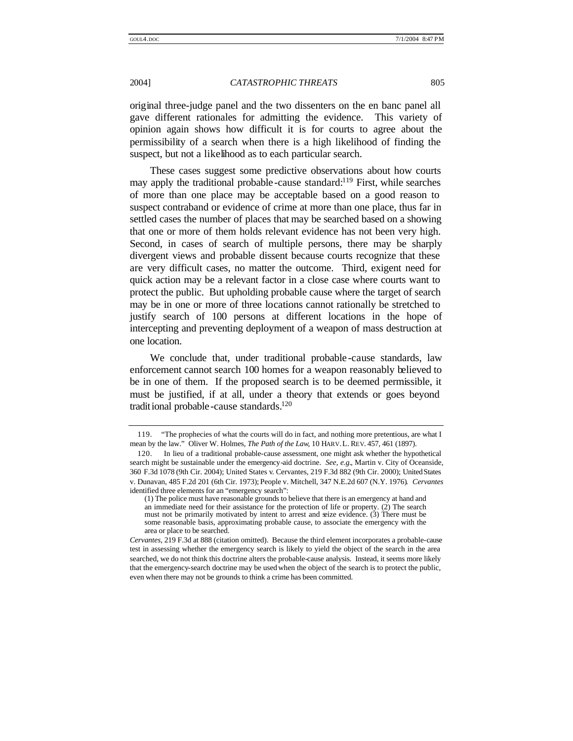original three-judge panel and the two dissenters on the en banc panel all gave different rationales for admitting the evidence. This variety of opinion again shows how difficult it is for courts to agree about the permissibility of a search when there is a high likelihood of finding the suspect, but not a likelihood as to each particular search.

These cases suggest some predictive observations about how courts may apply the traditional probable-cause standard:[119] First, while searches of more than one place may be acceptable based on a good reason to suspect contraband or evidence of crime at more than one place, thus far in settled cases the number of places that may be searched based on a showing that one or more of them holds relevant evidence has not been very high. Second, in cases of search of multiple persons, there may be sharply divergent views and probable dissent because courts recognize that these are very difficult cases, no matter the outcome. Third, exigent need for quick action may be a relevant factor in a close case where courts want to protect the public. But upholding probable cause where the target of search may be in one or more of three locations cannot rationally be stretched to justify search of 100 persons at different locations in the hope of intercepting and preventing deployment of a weapon of mass destruction at one location.

We conclude that, under traditional probable-cause standards, law enforcement cannot search 100 homes for a weapon reasonably believed to be in one of them. If the proposed search is to be deemed permissible, it must be justified, if at all, under a theory that extends or goes beyond traditional probable-cause standards.[120]

---

119. "The prophecies of what the courts will do in fact, and nothing more pretentious, are what I mean by the law." Oliver W. Holmes, *The Path of the Law*, 10 HARV. L. REV. 457, 461 (1897).

120. In lieu of a traditional probable-cause assessment, one might ask whether the hypothetical search might be sustainable under the emergency-aid doctrine. *See, e.g.*, Martin v. City of Oceanside, 360 F.3d 1078 (9th Cir. 2004); United States v. Cervantes, 219 F.3d 882 (9th Cir. 2000); United States v. Dunavan, 485 F.2d 201 (6th Cir. 1973); People v. Mitchell, 347 N.E.2d 607 (N.Y. 1976). *Cervantes* identified three elements for an "emergency search":

> (1) The police must have reasonable grounds to believe that there is an emergency at hand and an immediate need for their assistance for the protection of life or property. (2) The search must not be primarily motivated by intent to arrest and seize evidence. (3) There must be some reasonable basis, approximating probable cause, to associate the emergency with the area or place to be searched.

*Cervantes*, 219 F.3d at 888 (citation omitted). Because the third element incorporates a probable-cause test in assessing whether the emergency search is likely to yield the object of the search in the area searched, we do not think this doctrine alters the probable-cause analysis. Instead, it seems more likely that the emergency-search doctrine may be used when the object of the search is to protect the public, even when there may not be grounds to think a crime has been committed.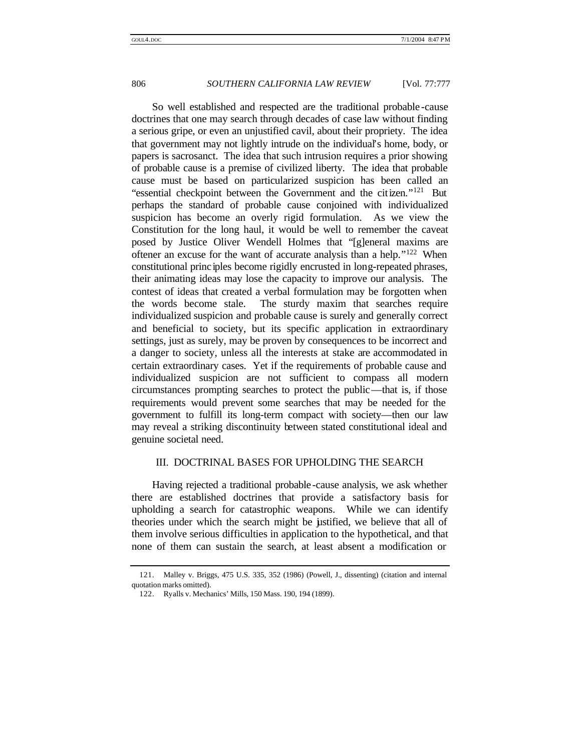So well established and respected are the traditional probable-cause doctrines that one may search through decades of case law without finding a serious gripe, or even an unjustified cavil, about their propriety. The idea that government may not lightly intrude on the individual's home, body, or papers is sacrosanct. The idea that such intrusion requires a prior showing of probable cause is a premise of civilized liberty. The idea that probable cause must be based on particularized suspicion has been called an "essential checkpoint between the Government and the citizen."[121] But perhaps the standard of probable cause conjoined with individualized suspicion has become an overly rigid formulation. As we view the Constitution for the long haul, it would be well to remember the caveat posed by Justice Oliver Wendell Holmes that "[g]eneral maxims are oftener an excuse for the want of accurate analysis than a help."[122] When constitutional principles become rigidly encrusted in long-repeated phrases, their animating ideas may lose the capacity to improve our analysis. The contest of ideas that created a verbal formulation may be forgotten when the words become stale. The sturdy maxim that searches require individualized suspicion and probable cause is surely and generally correct and beneficial to society, but its specific application in extraordinary settings, just as surely, may be proven by consequences to be incorrect and a danger to society, unless all the interests at stake are accommodated in certain extraordinary cases. Yet if the requirements of probable cause and individualized suspicion are not sufficient to compass all modern circumstances prompting searches to protect the public—that is, if those requirements would prevent some searches that may be needed for the government to fulfill its long-term compact with society—then our law may reveal a striking discontinuity between stated constitutional ideal and genuine societal need.

## III. DOCTRINAL BASES FOR UPHOLDING THE SEARCH

Having rejected a traditional probable-cause analysis, we ask whether there are established doctrines that provide a satisfactory basis for upholding a search for catastrophic weapons. While we can identify theories under which the search might be justified, we believe that all of them involve serious difficulties in application to the hypothetical, and that none of them can sustain the search, at least absent a modification or

---

121. Malley v. Briggs, 475 U.S. 335, 352 (1986) (Powell, J., dissenting) (citation and internal quotation marks omitted).

122. Ryalls v. Mechanics' Mills, 150 Mass. 190, 194 (1899).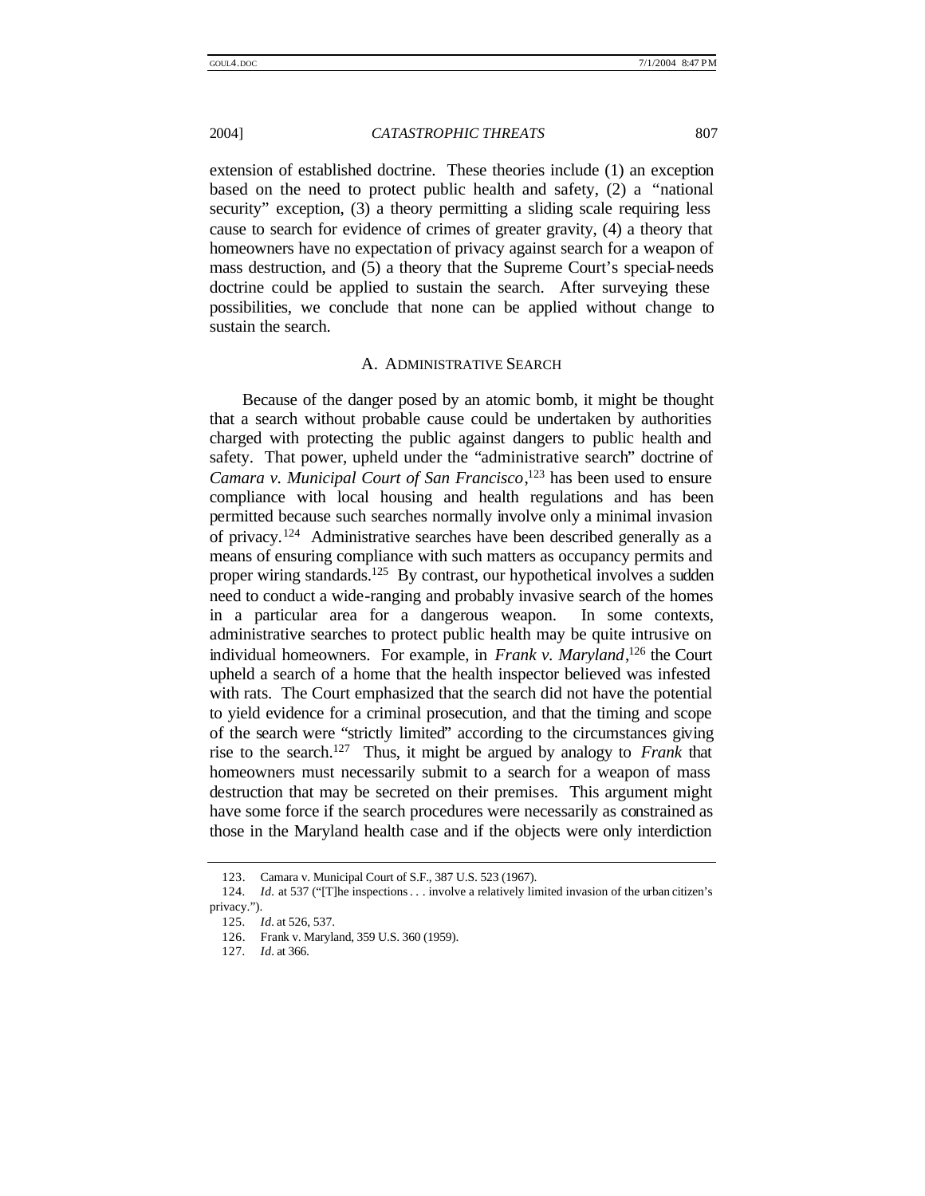extension of established doctrine. These theories include (1) an exception based on the need to protect public health and safety, (2) a "national security" exception, (3) a theory permitting a sliding scale requiring less cause to search for evidence of crimes of greater gravity, (4) a theory that homeowners have no expectation of privacy against search for a weapon of mass destruction, and (5) a theory that the Supreme Court's special-needs doctrine could be applied to sustain the search. After surveying these possibilities, we conclude that none can be applied without change to sustain the search.

### A. ADMINISTRATIVE SEARCH

Because of the danger posed by an atomic bomb, it might be thought that a search without probable cause could be undertaken by authorities charged with protecting the public against dangers to public health and safety. That power, upheld under the "administrative search" doctrine of *Camara v. Municipal Court of San Francisco*,[123] has been used to ensure compliance with local housing and health regulations and has been permitted because such searches normally involve only a minimal invasion of privacy.[124] Administrative searches have been described generally as a means of ensuring compliance with such matters as occupancy permits and proper wiring standards.[125] By contrast, our hypothetical involves a sudden need to conduct a wide-ranging and probably invasive search of the homes in a particular area for a dangerous weapon. In some contexts, administrative searches to protect public health may be quite intrusive on individual homeowners. For example, in *Frank v. Maryland*,[126] the Court upheld a search of a home that the health inspector believed was infested with rats. The Court emphasized that the search did not have the potential to yield evidence for a criminal prosecution, and that the timing and scope of the search were "strictly limited" according to the circumstances giving rise to the search.[127] Thus, it might be argued by analogy to *Frank* that homeowners must necessarily submit to a search for a weapon of mass destruction that may be secreted on their premises. This argument might have some force if the search procedures were necessarily as constrained as those in the Maryland health case and if the objects were only interdiction

---

123. Camara v. Municipal Court of S.F., 387 U.S. 523 (1967).

124. *Id.* at 537 ("[T]he inspections . . . involve a relatively limited invasion of the urban citizen's privacy.").

125. *Id*. at 526, 537.

126. Frank v. Maryland, 359 U.S. 360 (1959).

127. *Id*. at 366.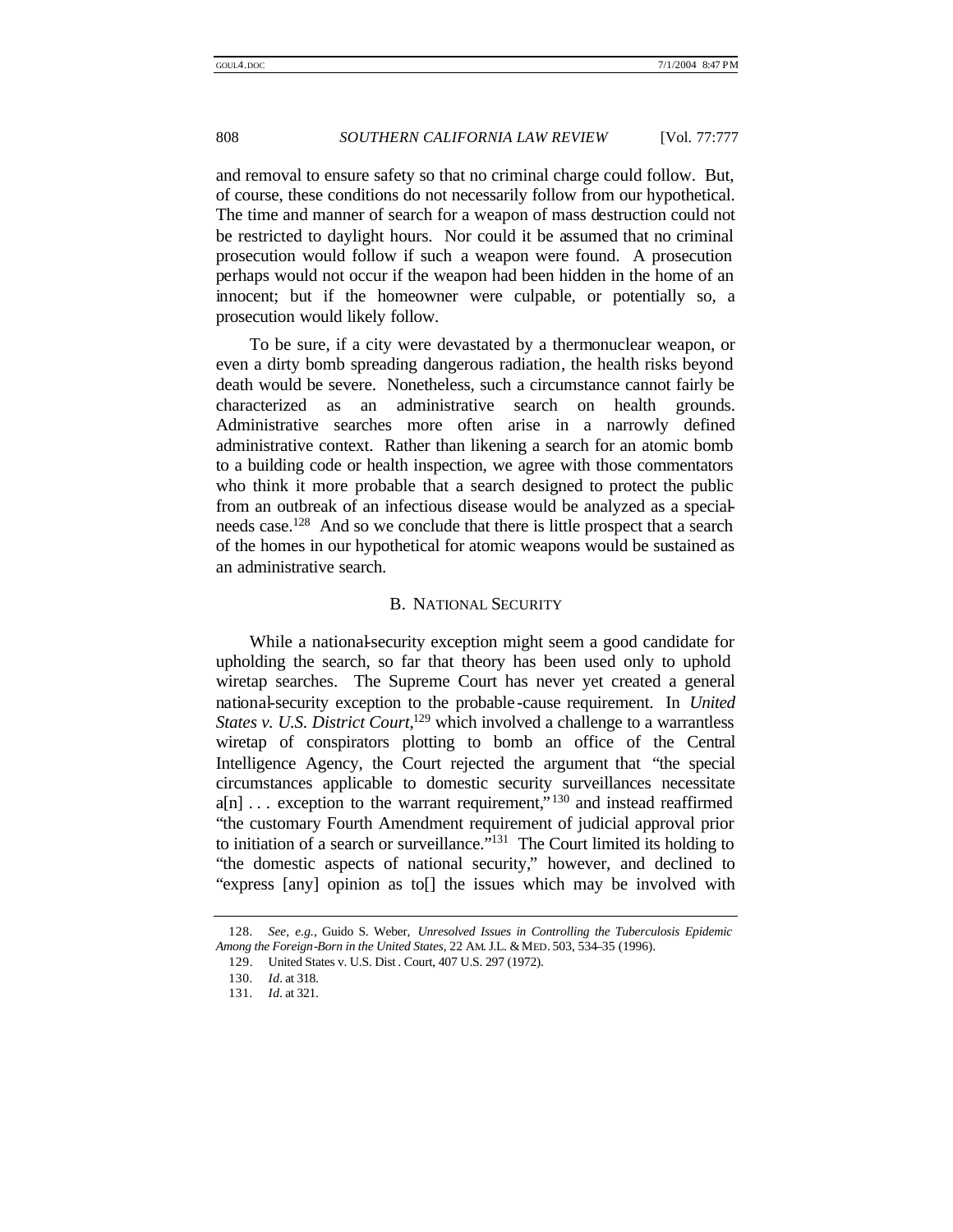and removal to ensure safety so that no criminal charge could follow. But, of course, these conditions do not necessarily follow from our hypothetical. The time and manner of search for a weapon of mass destruction could not be restricted to daylight hours. Nor could it be assumed that no criminal prosecution would follow if such a weapon were found. A prosecution perhaps would not occur if the weapon had been hidden in the home of an innocent; but if the homeowner were culpable, or potentially so, a prosecution would likely follow.

To be sure, if a city were devastated by a thermonuclear weapon, or even a dirty bomb spreading dangerous radiation, the health risks beyond death would be severe. Nonetheless, such a circumstance cannot fairly be characterized as an administrative search on health grounds. Administrative searches more often arise in a narrowly defined administrative context. Rather than likening a search for an atomic bomb to a building code or health inspection, we agree with those commentators who think it more probable that a search designed to protect the public from an outbreak of an infectious disease would be analyzed as a special-needs case.[128] And so we conclude that there is little prospect that a search of the homes in our hypothetical for atomic weapons would be sustained as an administrative search.

### B. NATIONAL SECURITY

While a national-security exception might seem a good candidate for upholding the search, so far that theory has been used only to uphold wiretap searches. The Supreme Court has never yet created a general national-security exception to the probable-cause requirement. In *United States v. U.S. District Court*,[129] which involved a challenge to a warrantless wiretap of conspirators plotting to bomb an office of the Central Intelligence Agency, the Court rejected the argument that "the special circumstances applicable to domestic security surveillances necessitate a[n] . . . exception to the warrant requirement,"[130] and instead reaffirmed "the customary Fourth Amendment requirement of judicial approval prior to initiation of a search or surveillance."[131] The Court limited its holding to "the domestic aspects of national security," however, and declined to "express [any] opinion as to[] the issues which may be involved with

---

128. *See, e.g.*, Guido S. Weber, *Unresolved Issues in Controlling the Tuberculosis Epidemic Among the Foreign-Born in the United States*, 22 AM. J.L. & MED. 503, 534–35 (1996).

129. United States v. U.S. Dist. Court, 407 U.S. 297 (1972).

130. *Id.* at 318.

131. *Id.* at 321.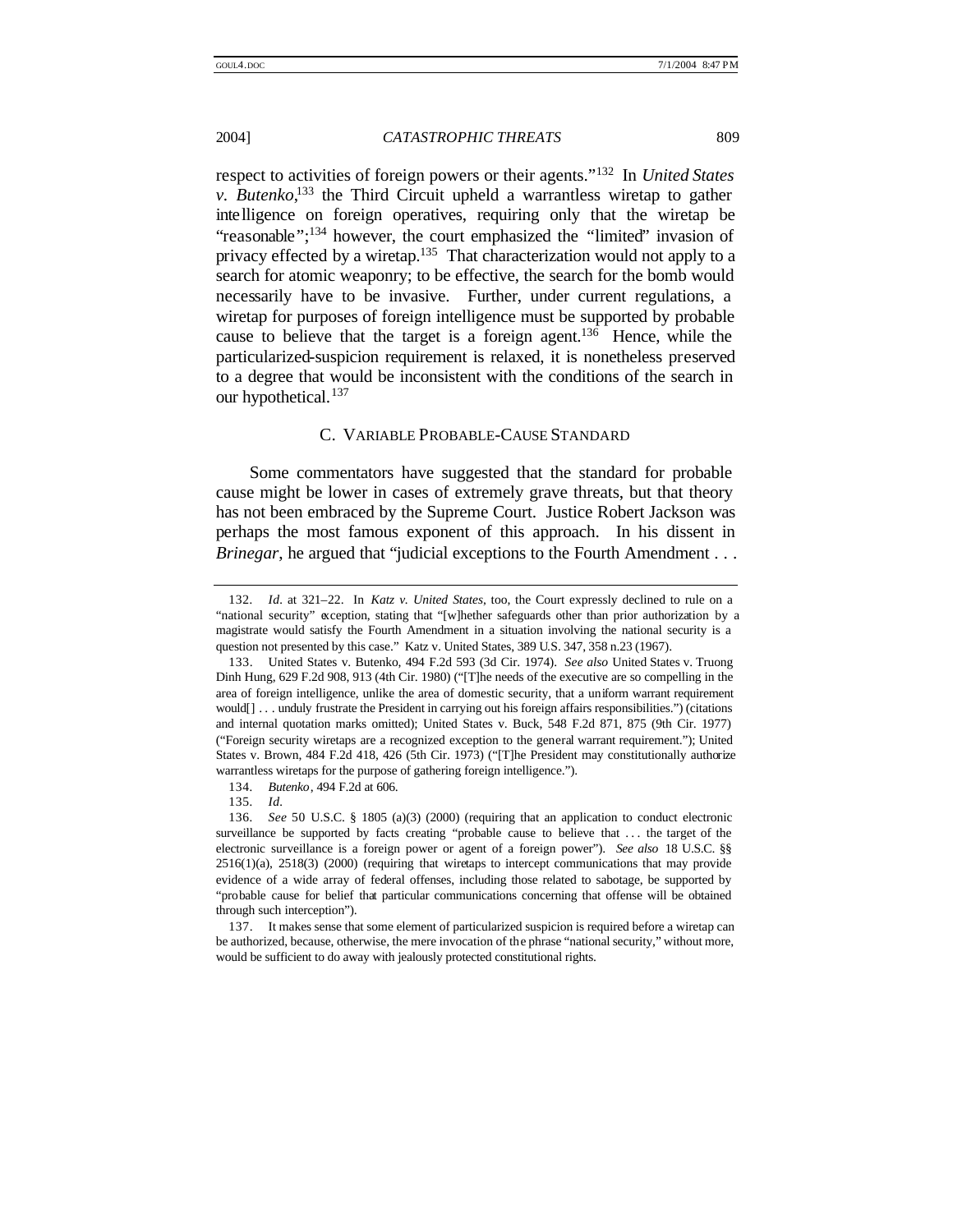respect to activities of foreign powers or their agents."[132] In *United States v. Butenko*,[133] the Third Circuit upheld a warrantless wiretap to gather intelligence on foreign operatives, requiring only that the wiretap be "reasonable";[134] however, the court emphasized the "limited" invasion of privacy effected by a wiretap.[135] That characterization would not apply to a search for atomic weaponry; to be effective, the search for the bomb would necessarily have to be invasive. Further, under current regulations, a wiretap for purposes of foreign intelligence must be supported by probable cause to believe that the target is a foreign agent.[136] Hence, while the particularized-suspicion requirement is relaxed, it is nonetheless preserved to a degree that would be inconsistent with the conditions of the search in our hypothetical.[137]

### C. VARIABLE PROBABLE-CAUSE STANDARD

Some commentators have suggested that the standard for probable cause might be lower in cases of extremely grave threats, but that theory has not been embraced by the Supreme Court. Justice Robert Jackson was perhaps the most famous exponent of this approach. In his dissent in *Brinegar*, he argued that "judicial exceptions to the Fourth Amendment . . .

---

132. *Id.* at 321–22. In *Katz v. United States*, too, the Court expressly declined to rule on a "national security" exception, stating that "[w]hether safeguards other than prior authorization by a magistrate would satisfy the Fourth Amendment in a situation involving the national security is a question not presented by this case." Katz v. United States, 389 U.S. 347, 358 n.23 (1967).

133. United States v. Butenko, 494 F.2d 593 (3d Cir. 1974). *See also* United States v. Truong Dinh Hung, 629 F.2d 908, 913 (4th Cir. 1980) ("[T]he needs of the executive are so compelling in the area of foreign intelligence, unlike the area of domestic security, that a uniform warrant requirement would[] . . . unduly frustrate the President in carrying out his foreign affairs responsibilities.") (citations and internal quotation marks omitted); United States v. Buck, 548 F.2d 871, 875 (9th Cir. 1977) ("Foreign security wiretaps are a recognized exception to the general warrant requirement."); United States v. Brown, 484 F.2d 418, 426 (5th Cir. 1973) ("[T]he President may constitutionally authorize warrantless wiretaps for the purpose of gathering foreign intelligence.").

134. *Butenko*, 494 F.2d at 606.

135. *Id.*

136. *See* 50 U.S.C. § 1805 (a)(3) (2000) (requiring that an application to conduct electronic surveillance be supported by facts creating "probable cause to believe that . . . the target of the electronic surveillance is a foreign power or agent of a foreign power"). *See also* 18 U.S.C. §§ 2516(1)(a), 2518(3) (2000) (requiring that wiretaps to intercept communications that may provide evidence of a wide array of federal offenses, including those related to sabotage, be supported by "probable cause for belief that particular communications concerning that offense will be obtained through such interception").

137. It makes sense that some element of particularized suspicion is required before a wiretap can be authorized, because, otherwise, the mere invocation of the phrase "national security," without more, would be sufficient to do away with jealously protected constitutional rights.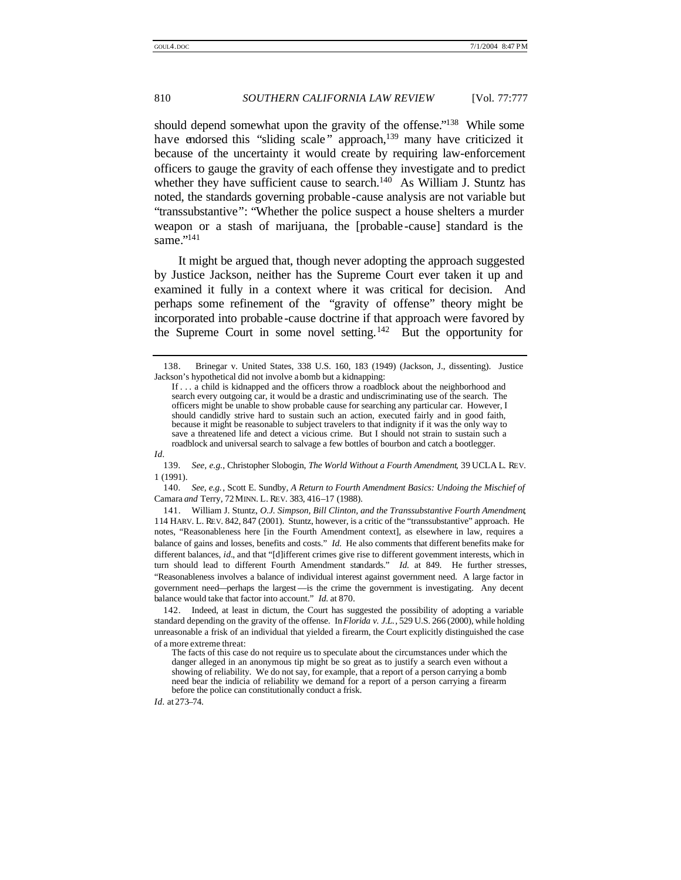should depend somewhat upon the gravity of the offense."[138] While some have endorsed this "sliding scale" approach,[139] many have criticized it because of the uncertainty it would create by requiring law-enforcement officers to gauge the gravity of each offense they investigate and to predict whether they have sufficient cause to search.[140] As William J. Stuntz has noted, the standards governing probable-cause analysis are not variable but "transsubstantive": "Whether the police suspect a house shelters a murder weapon or a stash of marijuana, the [probable-cause] standard is the same."[141]

It might be argued that, though never adopting the approach suggested by Justice Jackson, neither has the Supreme Court ever taken it up and examined it fully in a context where it was critical for decision. And perhaps some refinement of the "gravity of offense" theory might be incorporated into probable-cause doctrine if that approach were favored by the Supreme Court in some novel setting.[142] But the opportunity for

---

138. Brinegar v. United States, 338 U.S. 160, 183 (1949) (Jackson, J., dissenting). Justice Jackson's hypothetical did not involve a bomb but a kidnapping:

> If . . . a child is kidnapped and the officers throw a roadblock about the neighborhood and search every outgoing car, it would be a drastic and undiscriminating use of the search. The officers might be unable to show probable cause for searching any particular car. However, I should candidly strive hard to sustain such an action, executed fairly and in good faith, because it might be reasonable to subject travelers to that indignity if it was the only way to save a threatened life and detect a vicious crime. But I should not strain to sustain such a roadblock and universal search to salvage a few bottles of bourbon and catch a bootlegger.

*Id.*

139. *See, e.g.*, Christopher Slobogin, *The World Without a Fourth Amendment*, 39 UCLA L. REV. 1 (1991).

140. *See, e.g.*, Scott E. Sundby, *A Return to Fourth Amendment Basics: Undoing the Mischief of* Camara *and* Terry, 72 MINN. L. REV. 383, 416–17 (1988).

141. William J. Stuntz, *O.J. Simpson, Bill Clinton, and the Transsubstantive Fourth Amendment*, 114 HARV. L. REV. 842, 847 (2001). Stuntz, however, is a critic of the "transsubstantive" approach. He notes, "Reasonableness here [in the Fourth Amendment context], as elsewhere in law, requires a balance of gains and losses, benefits and costs." *Id.* He also comments that different benefits make for different balances, *id.*, and that "[d]ifferent crimes give rise to different government interests, which in turn should lead to different Fourth Amendment standards." *Id.* at 849. He further stresses, "Reasonableness involves a balance of individual interest against government need. A large factor in government need—perhaps the largest—is the crime the government is investigating. Any decent balance would take that factor into account." *Id.* at 870.

142. Indeed, at least in dictum, the Court has suggested the possibility of adopting a variable standard depending on the gravity of the offense. In *Florida v. J.L.*, 529 U.S. 266 (2000), while holding unreasonable a frisk of an individual that yielded a firearm, the Court explicitly distinguished the case of a more extreme threat:

> The facts of this case do not require us to speculate about the circumstances under which the danger alleged in an anonymous tip might be so great as to justify a search even without a showing of reliability. We do not say, for example, that a report of a person carrying a bomb need bear the indicia of reliability we demand for a report of a person carrying a firearm before the police can constitutionally conduct a frisk.

*Id.* at 273–74.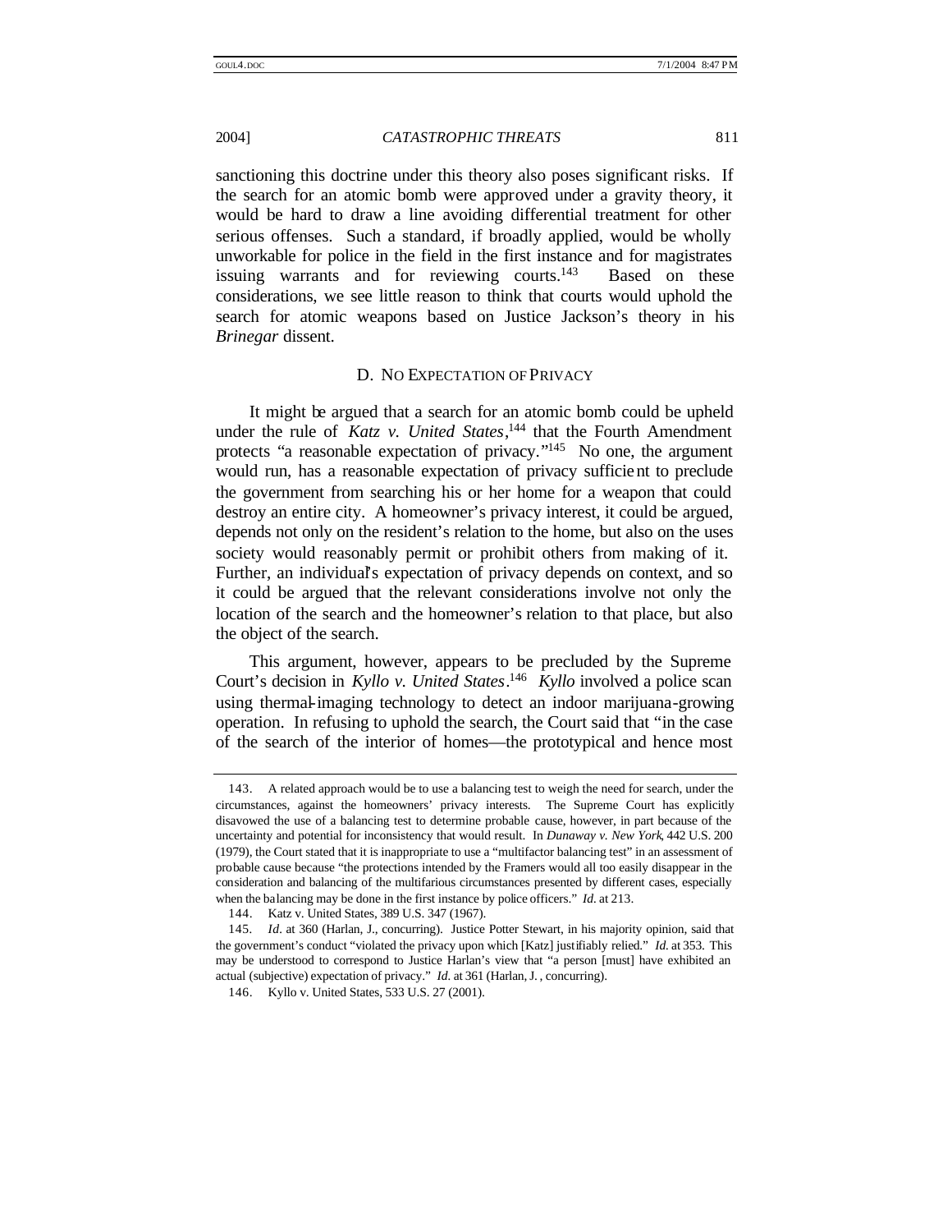sanctioning this doctrine under this theory also poses significant risks. If the search for an atomic bomb were approved under a gravity theory, it would be hard to draw a line avoiding differential treatment for other serious offenses. Such a standard, if broadly applied, would be wholly unworkable for police in the field in the first instance and for magistrates issuing warrants and for reviewing courts.[143] Based on these considerations, we see little reason to think that courts would uphold the search for atomic weapons based on Justice Jackson's theory in his *Brinegar* dissent.

### D. NO EXPECTATION OF PRIVACY

It might be argued that a search for an atomic bomb could be upheld under the rule of *Katz v. United States*,[144] that the Fourth Amendment protects "a reasonable expectation of privacy."[145] No one, the argument would run, has a reasonable expectation of privacy sufficient to preclude the government from searching his or her home for a weapon that could destroy an entire city. A homeowner's privacy interest, it could be argued, depends not only on the resident's relation to the home, but also on the uses society would reasonably permit or prohibit others from making of it. Further, an individual's expectation of privacy depends on context, and so it could be argued that the relevant considerations involve not only the location of the search and the homeowner's relation to that place, but also the object of the search.

This argument, however, appears to be precluded by the Supreme Court's decision in *Kyllo v. United States*.[146] *Kyllo* involved a police scan using thermal-imaging technology to detect an indoor marijuana-growing operation. In refusing to uphold the search, the Court said that "in the case of the search of the interior of homes—the prototypical and hence most

---

143. A related approach would be to use a balancing test to weigh the need for search, under the circumstances, against the homeowners' privacy interests. The Supreme Court has explicitly disavowed the use of a balancing test to determine probable cause, however, in part because of the uncertainty and potential for inconsistency that would result. In *Dunaway v. New York*, 442 U.S. 200 (1979), the Court stated that it is inappropriate to use a "multifactor balancing test" in an assessment of probable cause because "the protections intended by the Framers would all too easily disappear in the consideration and balancing of the multifarious circumstances presented by different cases, especially when the balancing may be done in the first instance by police officers." *Id.* at 213.

144. Katz v. United States, 389 U.S. 347 (1967).

145. *Id.* at 360 (Harlan, J., concurring). Justice Potter Stewart, in his majority opinion, said that the government's conduct "violated the privacy upon which [Katz] justifiably relied." *Id.* at 353. This may be understood to correspond to Justice Harlan's view that "a person [must] have exhibited an actual (subjective) expectation of privacy." *Id.* at 361 (Harlan, J., concurring).

146. Kyllo v. United States, 533 U.S. 27 (2001).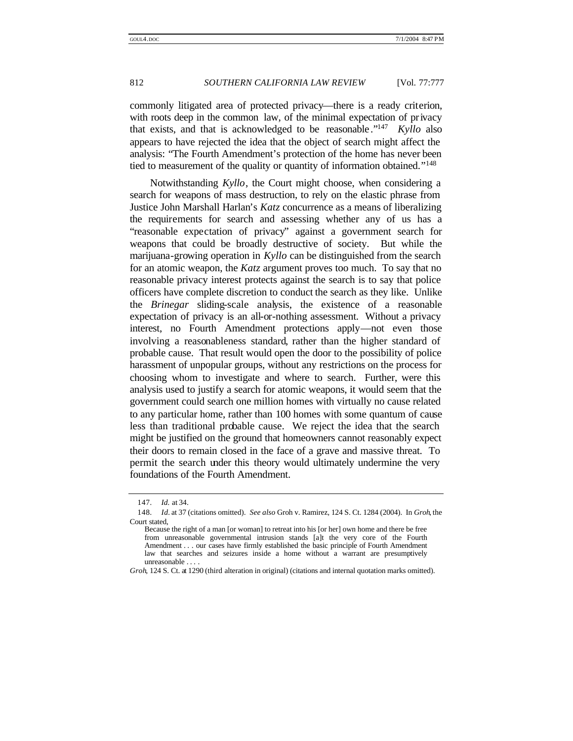commonly litigated area of protected privacy—there is a ready criterion, with roots deep in the common law, of the minimal expectation of privacy that exists, and that is acknowledged to be reasonable."[147] *Kyllo* also appears to have rejected the idea that the object of search might affect the analysis: "The Fourth Amendment's protection of the home has never been tied to measurement of the quality or quantity of information obtained."[148]

Notwithstanding *Kyllo*, the Court might choose, when considering a search for weapons of mass destruction, to rely on the elastic phrase from Justice John Marshall Harlan's *Katz* concurrence as a means of liberalizing the requirements for search and assessing whether any of us has a "reasonable expectation of privacy" against a government search for weapons that could be broadly destructive of society. But while the marijuana-growing operation in *Kyllo* can be distinguished from the search for an atomic weapon, the *Katz* argument proves too much. To say that no reasonable privacy interest protects against the search is to say that police officers have complete discretion to conduct the search as they like. Unlike the *Brinegar* sliding-scale analysis, the existence of a reasonable expectation of privacy is an all-or-nothing assessment. Without a privacy interest, no Fourth Amendment protections apply—not even those involving a reasonableness standard, rather than the higher standard of probable cause. That result would open the door to the possibility of police harassment of unpopular groups, without any restrictions on the process for choosing whom to investigate and where to search. Further, were this analysis used to justify a search for atomic weapons, it would seem that the government could search one million homes with virtually no cause related to any particular home, rather than 100 homes with some quantum of cause less than traditional probable cause. We reject the idea that the search might be justified on the ground that homeowners cannot reasonably expect their doors to remain closed in the face of a grave and massive threat. To permit the search under this theory would ultimately undermine the very foundations of the Fourth Amendment.

---

147. *Id.* at 34.

148. *Id.* at 37 (citations omitted). *See also* Groh v. Ramirez, 124 S. Ct. 1284 (2004). In *Groh*, the Court stated,

> Because the right of a man [or woman] to retreat into his [or her] own home and there be free from unreasonable governmental intrusion stands [a]t the very core of the Fourth Amendment . . . our cases have firmly established the basic principle of Fourth Amendment law that searches and seizures inside a home without a warrant are presumptively unreasonable . . . .

*Groh*, 124 S. Ct. at 1290 (third alteration in original) (citations and internal quotation marks omitted).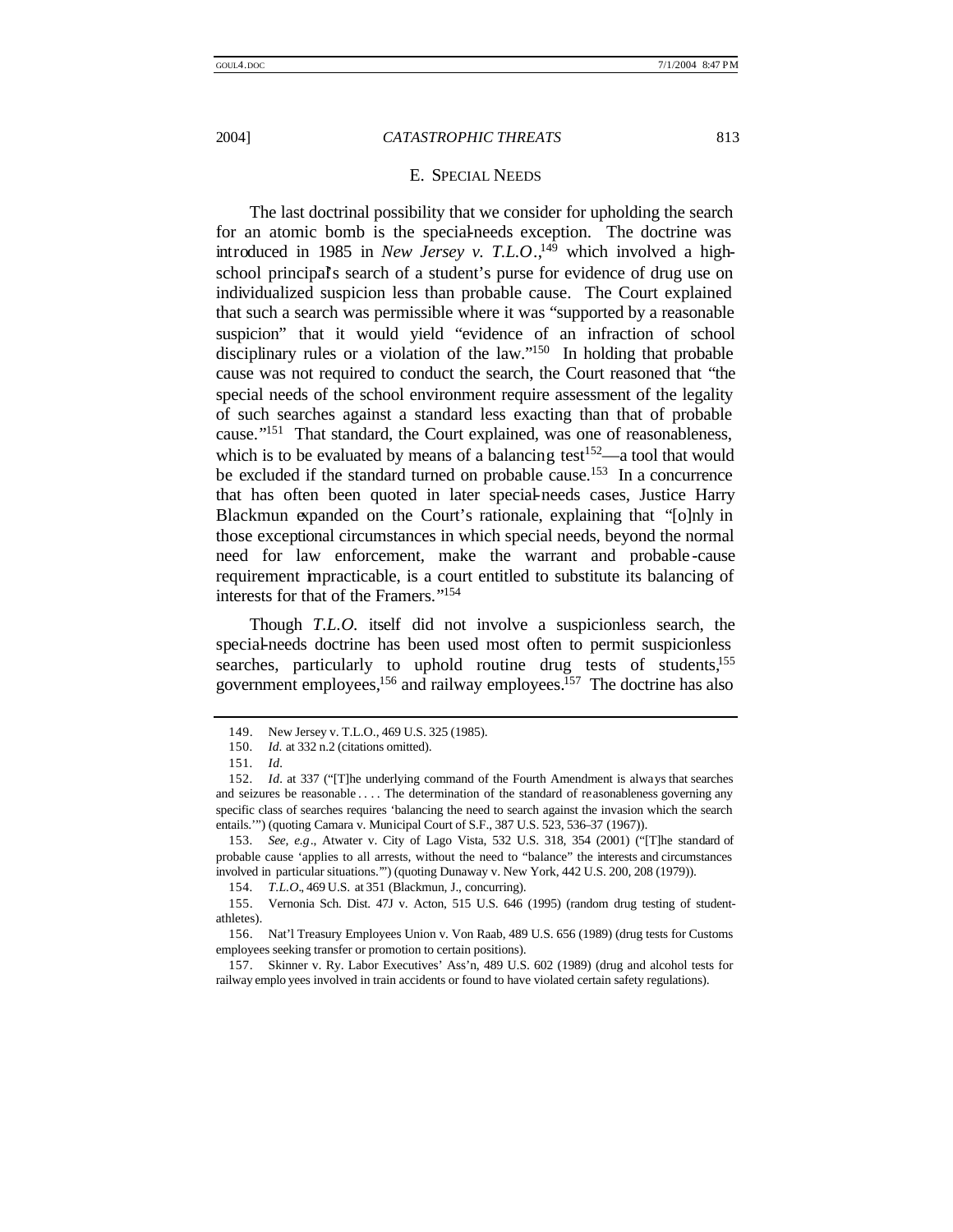### E. Special Needs

The last doctrinal possibility that we consider for upholding the search for an atomic bomb is the special-needs exception. The doctrine was introduced in 1985 in *New Jersey v. T.L.O.*,[149] which involved a high-school principal's search of a student's purse for evidence of drug use on individualized suspicion less than probable cause. The Court explained that such a search was permissible where it was "supported by a reasonable suspicion" that it would yield "evidence of an infraction of school disciplinary rules or a violation of the law."[150] In holding that probable cause was not required to conduct the search, the Court reasoned that "the special needs of the school environment require assessment of the legality of such searches against a standard less exacting than that of probable cause."[151] That standard, the Court explained, was one of reasonableness, which is to be evaluated by means of a balancing test[152]—a tool that would be excluded if the standard turned on probable cause.[153] In a concurrence that has often been quoted in later special-needs cases, Justice Harry Blackmun expanded on the Court's rationale, explaining that "[o]nly in those exceptional circumstances in which special needs, beyond the normal need for law enforcement, make the warrant and probable-cause requirement impracticable, is a court entitled to substitute its balancing of interests for that of the Framers."[154]

Though *T.L.O.* itself did not involve a suspicionless search, the special-needs doctrine has been used most often to permit suspicionless searches, particularly to uphold routine drug tests of students,[155] government employees,[156] and railway employees.[157] The doctrine has also

---

149. New Jersey v. T.L.O., 469 U.S. 325 (1985).

150. *Id.* at 332 n.2 (citations omitted).

151. *Id.*

152. *Id.* at 337 ("[T]he underlying command of the Fourth Amendment is always that searches and seizures be reasonable . . . . The determination of the standard of reasonableness governing any specific class of searches requires 'balancing the need to search against the invasion which the search entails.'") (quoting Camara v. Municipal Court of S.F., 387 U.S. 523, 536–37 (1967)).

153. *See, e.g.*, Atwater v. City of Lago Vista, 532 U.S. 318, 354 (2001) ("[T]he standard of probable cause 'applies to all arrests, without the need to "balance" the interests and circumstances involved in particular situations.'") (quoting Dunaway v. New York, 442 U.S. 200, 208 (1979)).

154. *T.L.O.*, 469 U.S. at 351 (Blackmun, J., concurring).

155. Vernonia Sch. Dist. 47J v. Acton, 515 U.S. 646 (1995) (random drug testing of student-athletes).

156. Nat'l Treasury Employees Union v. Von Raab, 489 U.S. 656 (1989) (drug tests for Customs employees seeking transfer or promotion to certain positions).

157. Skinner v. Ry. Labor Executives' Ass'n, 489 U.S. 602 (1989) (drug and alcohol tests for railway employees involved in train accidents or found to have violated certain safety regulations).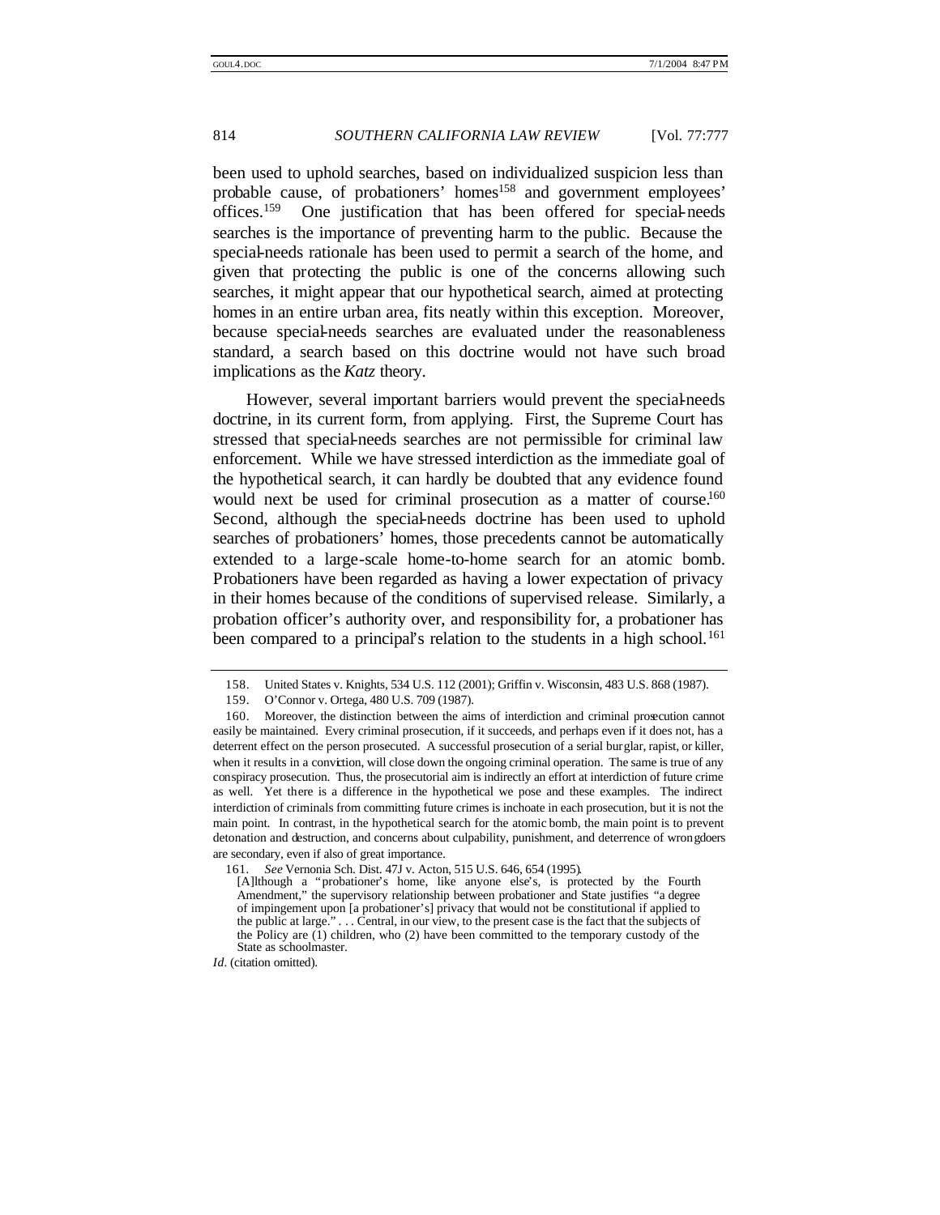been used to uphold searches, based on individualized suspicion less than probable cause, of probationers' homes[158] and government employees' offices.[159] One justification that has been offered for special-needs searches is the importance of preventing harm to the public. Because the special-needs rationale has been used to permit a search of the home, and given that protecting the public is one of the concerns allowing such searches, it might appear that our hypothetical search, aimed at protecting homes in an entire urban area, fits neatly within this exception. Moreover, because special-needs searches are evaluated under the reasonableness standard, a search based on this doctrine would not have such broad implications as the *Katz* theory.

However, several important barriers would prevent the special-needs doctrine, in its current form, from applying. First, the Supreme Court has stressed that special-needs searches are not permissible for criminal law enforcement. While we have stressed interdiction as the immediate goal of the hypothetical search, it can hardly be doubted that any evidence found would next be used for criminal prosecution as a matter of course.[160] Second, although the special-needs doctrine has been used to uphold searches of probationers' homes, those precedents cannot be automatically extended to a large-scale home-to-home search for an atomic bomb. Probationers have been regarded as having a lower expectation of privacy in their homes because of the conditions of supervised release. Similarly, a probation officer's authority over, and responsibility for, a probationer has been compared to a principal's relation to the students in a high school.[161]

---

158. United States v. Knights, 534 U.S. 112 (2001); Griffin v. Wisconsin, 483 U.S. 868 (1987).

159. O'Connor v. Ortega, 480 U.S. 709 (1987).

160. Moreover, the distinction between the aims of interdiction and criminal prosecution cannot easily be maintained. Every criminal prosecution, if it succeeds, and perhaps even if it does not, has a deterrent effect on the person prosecuted. A successful prosecution of a serial burglar, rapist, or killer, when it results in a conviction, will close down the ongoing criminal operation. The same is true of any conspiracy prosecution. Thus, the prosecutorial aim is indirectly an effort at interdiction of future crime as well. Yet there is a difference in the hypothetical we pose and these examples. The indirect interdiction of criminals from committing future crimes is inchoate in each prosecution, but it is not the main point. In contrast, in the hypothetical search for the atomic bomb, the main point is to prevent detonation and destruction, and concerns about culpability, punishment, and deterrence of wrongdoers are secondary, even if also of great importance.

161. *See* Vernonia Sch. Dist. 47J v. Acton, 515 U.S. 646, 654 (1995).

> [A]lthough a "probationer's home, like anyone else's, is protected by the Fourth Amendment," the supervisory relationship between probationer and State justifies "a degree of impingement upon [a probationer's] privacy that would not be constitutional if applied to the public at large." . . . Central, in our view, to the present case is the fact that the subjects of the Policy are (1) children, who (2) have been committed to the temporary custody of the State as schoolmaster.

*Id*. (citation omitted).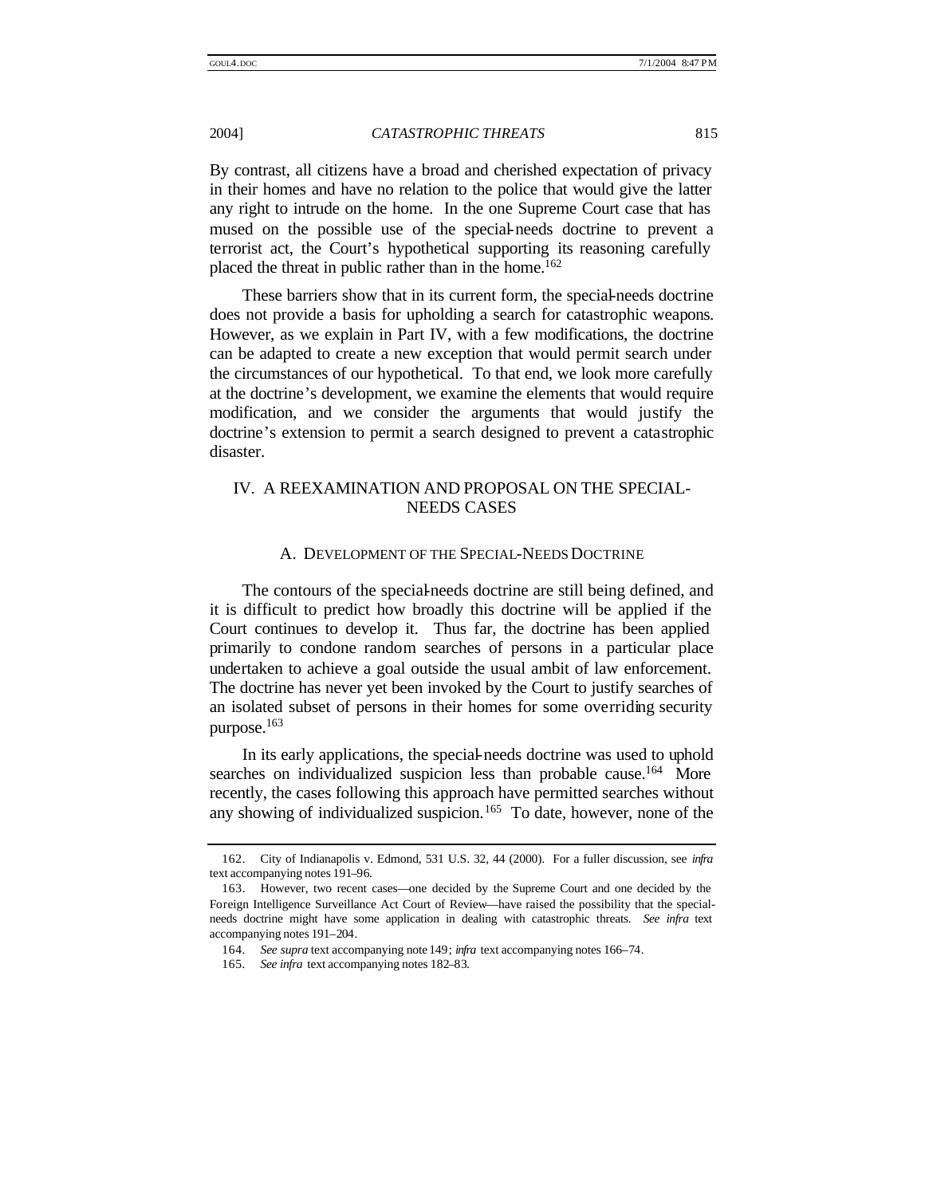By contrast, all citizens have a broad and cherished expectation of privacy in their homes and have no relation to the police that would give the latter any right to intrude on the home. In the one Supreme Court case that has mused on the possible use of the special-needs doctrine to prevent a terrorist act, the Court's hypothetical supporting its reasoning carefully placed the threat in public rather than in the home.[162]

These barriers show that in its current form, the special-needs doctrine does not provide a basis for upholding a search for catastrophic weapons. However, as we explain in Part IV, with a few modifications, the doctrine can be adapted to create a new exception that would permit search under the circumstances of our hypothetical. To that end, we look more carefully at the doctrine's development, we examine the elements that would require modification, and we consider the arguments that would justify the doctrine's extension to permit a search designed to prevent a catastrophic disaster.

## IV. A REEXAMINATION AND PROPOSAL ON THE SPECIAL-NEEDS CASES

### A. DEVELOPMENT OF THE SPECIAL-NEEDS DOCTRINE

The contours of the special-needs doctrine are still being defined, and it is difficult to predict how broadly this doctrine will be applied if the Court continues to develop it. Thus far, the doctrine has been applied primarily to condone random searches of persons in a particular place undertaken to achieve a goal outside the usual ambit of law enforcement. The doctrine has never yet been invoked by the Court to justify searches of an isolated subset of persons in their homes for some overriding security purpose.[163]

In its early applications, the special-needs doctrine was used to uphold searches on individualized suspicion less than probable cause.[164] More recently, the cases following this approach have permitted searches without any showing of individualized suspicion.[165] To date, however, none of the

---

162. City of Indianapolis v. Edmond, 531 U.S. 32, 44 (2000). For a fuller discussion, see *infra* text accompanying notes 191–96.

163. However, two recent cases—one decided by the Supreme Court and one decided by the Foreign Intelligence Surveillance Act Court of Review—have raised the possibility that the special-needs doctrine might have some application in dealing with catastrophic threats. *See infra* text accompanying notes 191–204.

164. *See supra* text accompanying note 149; *infra* text accompanying notes 166–74.

165. *See infra* text accompanying notes 182–83.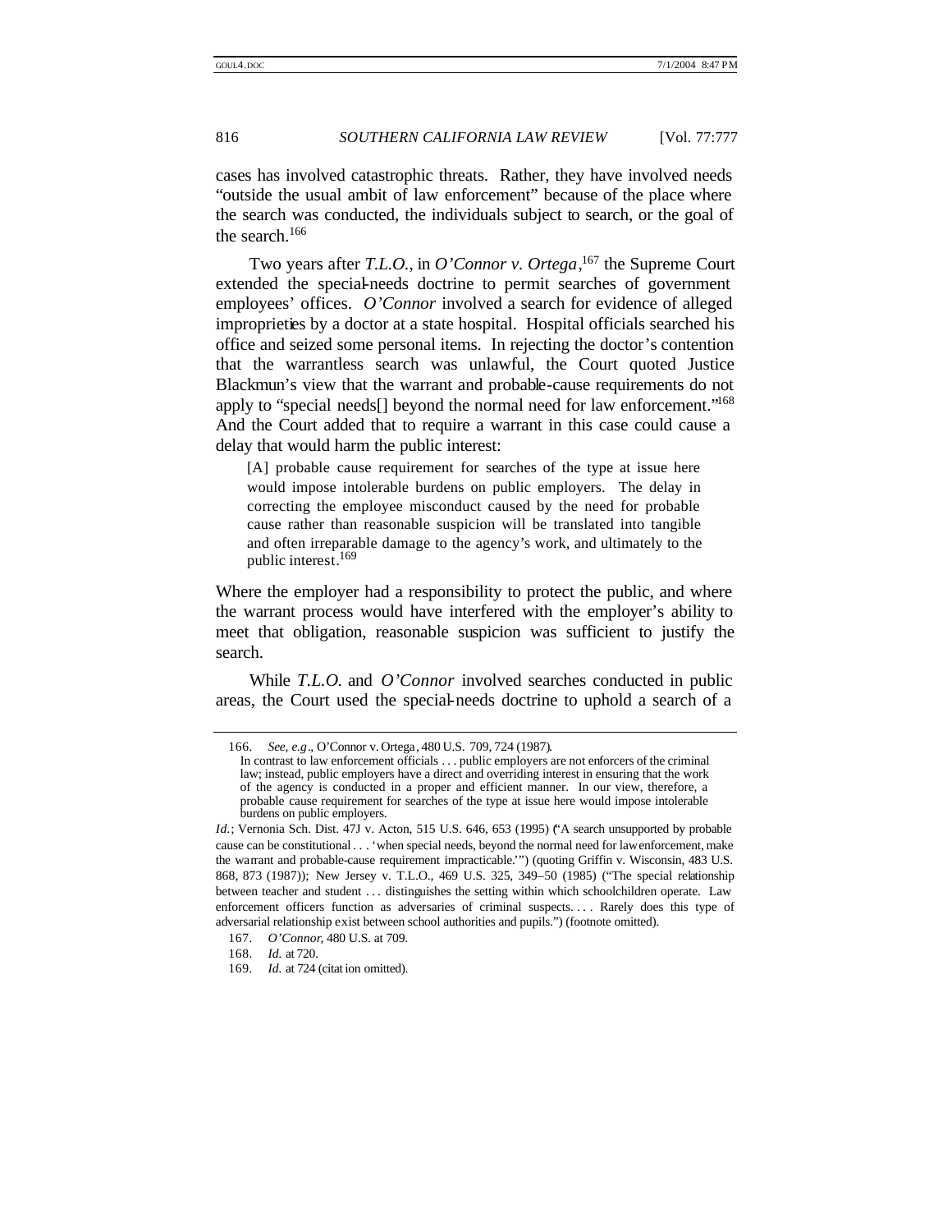cases has involved catastrophic threats. Rather, they have involved needs "outside the usual ambit of law enforcement" because of the place where the search was conducted, the individuals subject to search, or the goal of the search.[166]

Two years after *T.L.O.*, in *O'Connor v. Ortega*,[167] the Supreme Court extended the special-needs doctrine to permit searches of government employees' offices. *O'Connor* involved a search for evidence of alleged improprieties by a doctor at a state hospital. Hospital officials searched his office and seized some personal items. In rejecting the doctor's contention that the warrantless search was unlawful, the Court quoted Justice Blackmun's view that the warrant and probable-cause requirements do not apply to "special needs[] beyond the normal need for law enforcement."[168] And the Court added that to require a warrant in this case could cause a delay that would harm the public interest:

> [A] probable cause requirement for searches of the type at issue here would impose intolerable burdens on public employers. The delay in correcting the employee misconduct caused by the need for probable cause rather than reasonable suspicion will be translated into tangible and often irreparable damage to the agency's work, and ultimately to the public interest.[169]

Where the employer had a responsibility to protect the public, and where the warrant process would have interfered with the employer's ability to meet that obligation, reasonable suspicion was sufficient to justify the search.

While *T.L.O.* and *O'Connor* involved searches conducted in public areas, the Court used the special-needs doctrine to uphold a search of a

---

166. *See, e.g.*, O'Connor v. Ortega, 480 U.S. 709, 724 (1987).

> In contrast to law enforcement officials . . . public employers are not enforcers of the criminal law; instead, public employers have a direct and overriding interest in ensuring that the work of the agency is conducted in a proper and efficient manner. In our view, therefore, a probable cause requirement for searches of the type at issue here would impose intolerable burdens on public employers.

*Id.*; Vernonia Sch. Dist. 47J v. Acton, 515 U.S. 646, 653 (1995) ("A search unsupported by probable cause can be constitutional . . . 'when special needs, beyond the normal need for law enforcement, make the warrant and probable-cause requirement impracticable.'") (quoting Griffin v. Wisconsin, 483 U.S. 868, 873 (1987)); New Jersey v. T.L.O., 469 U.S. 325, 349–50 (1985) ("The special relationship between teacher and student . . . distinguishes the setting within which schoolchildren operate. Law enforcement officers function as adversaries of criminal suspects. . . . Rarely does this type of adversarial relationship exist between school authorities and pupils.") (footnote omitted).

167. *O'Connor*, 480 U.S. at 709.

168. *Id.* at 720.

169. *Id.* at 724 (citation omitted).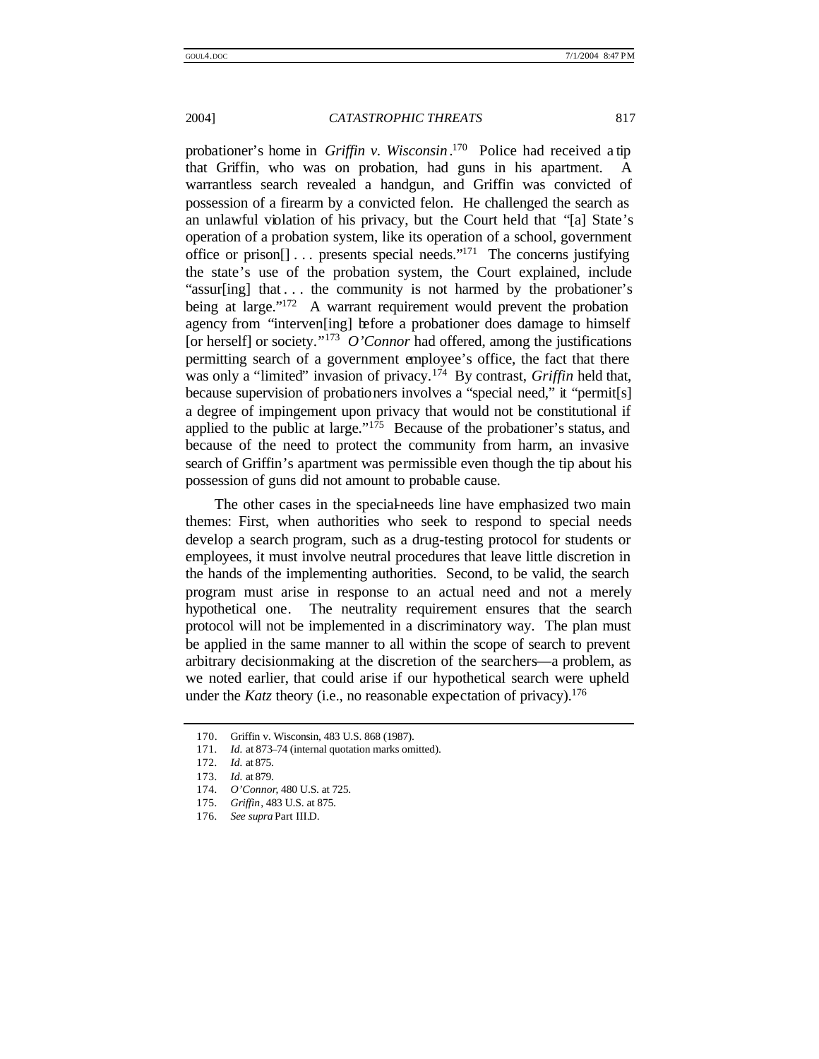probationer's home in *Griffin v. Wisconsin*.[170] Police had received a tip that Griffin, who was on probation, had guns in his apartment. A warrantless search revealed a handgun, and Griffin was convicted of possession of a firearm by a convicted felon. He challenged the search as an unlawful violation of his privacy, but the Court held that "[a] State's operation of a probation system, like its operation of a school, government office or prison[] . . . presents special needs."[171] The concerns justifying the state's use of the probation system, the Court explained, include "assur[ing] that . . . the community is not harmed by the probationer's being at large."[172] A warrant requirement would prevent the probation agency from "interven[ing] before a probationer does damage to himself [or herself] or society."[173] *O'Connor* had offered, among the justifications permitting search of a government employee's office, the fact that there was only a "limited" invasion of privacy.[174] By contrast, *Griffin* held that, because supervision of probationers involves a "special need," it "permit[s] a degree of impingement upon privacy that would not be constitutional if applied to the public at large."[175] Because of the probationer's status, and because of the need to protect the community from harm, an invasive search of Griffin's apartment was permissible even though the tip about his possession of guns did not amount to probable cause.

The other cases in the special-needs line have emphasized two main themes: First, when authorities who seek to respond to special needs develop a search program, such as a drug-testing protocol for students or employees, it must involve neutral procedures that leave little discretion in the hands of the implementing authorities. Second, to be valid, the search program must arise in response to an actual need and not a merely hypothetical one. The neutrality requirement ensures that the search protocol will not be implemented in a discriminatory way. The plan must be applied in the same manner to all within the scope of search to prevent arbitrary decisionmaking at the discretion of the searchers—a problem, as we noted earlier, that could arise if our hypothetical search were upheld under the *Katz* theory (i.e., no reasonable expectation of privacy).[176]

---

170. Griffin v. Wisconsin, 483 U.S. 868 (1987).
171. *Id.* at 873–74 (internal quotation marks omitted).
172. *Id.* at 875.
173. *Id.* at 879.
174. *O'Connor*, 480 U.S. at 725.
175. *Griffin*, 483 U.S. at 875.
176. *See supra* Part III.D.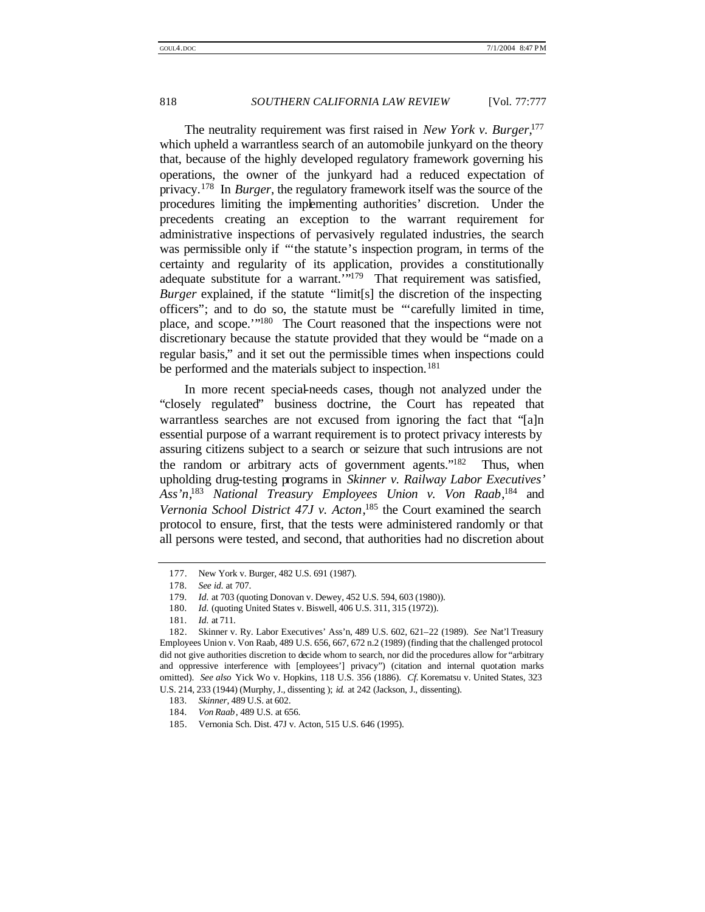The neutrality requirement was first raised in *New York v. Burger*,[177] which upheld a warrantless search of an automobile junkyard on the theory that, because of the highly developed regulatory framework governing his operations, the owner of the junkyard had a reduced expectation of privacy.[178] In *Burger*, the regulatory framework itself was the source of the procedures limiting the implementing authorities' discretion. Under the precedents creating an exception to the warrant requirement for administrative inspections of pervasively regulated industries, the search was permissible only if "'the statute's inspection program, in terms of the certainty and regularity of its application, provides a constitutionally adequate substitute for a warrant.'"[179] That requirement was satisfied, *Burger* explained, if the statute "limit[s] the discretion of the inspecting officers"; and to do so, the statute must be "'carefully limited in time, place, and scope.'"[180] The Court reasoned that the inspections were not discretionary because the statute provided that they would be "made on a regular basis," and it set out the permissible times when inspections could be performed and the materials subject to inspection.[181]

In more recent special-needs cases, though not analyzed under the "closely regulated" business doctrine, the Court has repeated that warrantless searches are not excused from ignoring the fact that "[a]n essential purpose of a warrant requirement is to protect privacy interests by assuring citizens subject to a search or seizure that such intrusions are not the random or arbitrary acts of government agents."[182] Thus, when upholding drug-testing programs in *Skinner v. Railway Labor Executives' Ass'n*,[183] *National Treasury Employees Union v. Von Raab*,[184] and *Vernonia School District 47J v. Acton*,[185] the Court examined the search protocol to ensure, first, that the tests were administered randomly or that all persons were tested, and second, that authorities had no discretion about

---

177. New York v. Burger, 482 U.S. 691 (1987).

178. *See id.* at 707.

179. *Id.* at 703 (quoting Donovan v. Dewey, 452 U.S. 594, 603 (1980)).

180. *Id.* (quoting United States v. Biswell, 406 U.S. 311, 315 (1972)).

181. *Id.* at 711.

182. Skinner v. Ry. Labor Executives' Ass'n, 489 U.S. 602, 621–22 (1989). *See* Nat'l Treasury Employees Union v. Von Raab, 489 U.S. 656, 667, 672 n.2 (1989) (finding that the challenged protocol did not give authorities discretion to decide whom to search, nor did the procedures allow for "arbitrary and oppressive interference with [employees'] privacy") (citation and internal quotation marks omitted). *See also* Yick Wo v. Hopkins, 118 U.S. 356 (1886). *Cf.* Korematsu v. United States, 323 U.S. 214, 233 (1944) (Murphy, J., dissenting ); *id.* at 242 (Jackson, J., dissenting).

183. *Skinner*, 489 U.S. at 602.

184. *Von Raab*, 489 U.S. at 656.

185. Vernonia Sch. Dist. 47J v. Acton, 515 U.S. 646 (1995).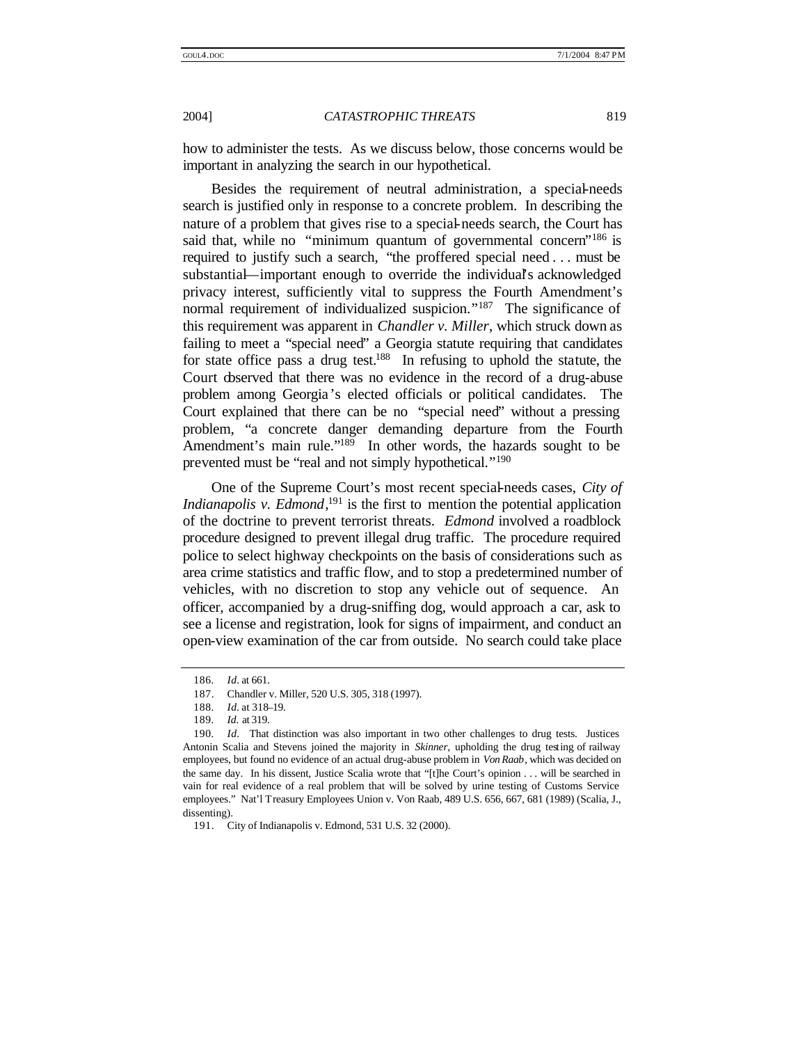how to administer the tests. As we discuss below, those concerns would be important in analyzing the search in our hypothetical.

Besides the requirement of neutral administration, a special-needs search is justified only in response to a concrete problem. In describing the nature of a problem that gives rise to a special-needs search, the Court has said that, while no "minimum quantum of governmental concern"[186] is required to justify such a search, "the proffered special need . . . must be substantial—important enough to override the individual's acknowledged privacy interest, sufficiently vital to suppress the Fourth Amendment's normal requirement of individualized suspicion."[187] The significance of this requirement was apparent in *Chandler v. Miller*, which struck down as failing to meet a "special need" a Georgia statute requiring that candidates for state office pass a drug test.[188] In refusing to uphold the statute, the Court observed that there was no evidence in the record of a drug-abuse problem among Georgia's elected officials or political candidates. The Court explained that there can be no "special need" without a pressing problem, "a concrete danger demanding departure from the Fourth Amendment's main rule."[189] In other words, the hazards sought to be prevented must be "real and not simply hypothetical."[190]

One of the Supreme Court's most recent special-needs cases, *City of Indianapolis v. Edmond*,[191] is the first to mention the potential application of the doctrine to prevent terrorist threats. *Edmond* involved a roadblock procedure designed to prevent illegal drug traffic. The procedure required police to select highway checkpoints on the basis of considerations such as area crime statistics and traffic flow, and to stop a predetermined number of vehicles, with no discretion to stop any vehicle out of sequence. An officer, accompanied by a drug-sniffing dog, would approach a car, ask to see a license and registration, look for signs of impairment, and conduct an open-view examination of the car from outside. No search could take place

---

186. *Id*. at 661.

187. Chandler v. Miller, 520 U.S. 305, 318 (1997).

188. *Id*. at 318–19.

189. *Id.* at 319.

190. *Id*. That distinction was also important in two other challenges to drug tests. Justices Antonin Scalia and Stevens joined the majority in *Skinner*, upholding the drug testing of railway employees, but found no evidence of an actual drug-abuse problem in *Von Raab*, which was decided on the same day. In his dissent, Justice Scalia wrote that "[t]he Court's opinion . . . will be searched in vain for real evidence of a real problem that will be solved by urine testing of Customs Service employees." Nat'l Treasury Employees Union v. Von Raab, 489 U.S. 656, 667, 681 (1989) (Scalia, J., dissenting).

191. City of Indianapolis v. Edmond, 531 U.S. 32 (2000).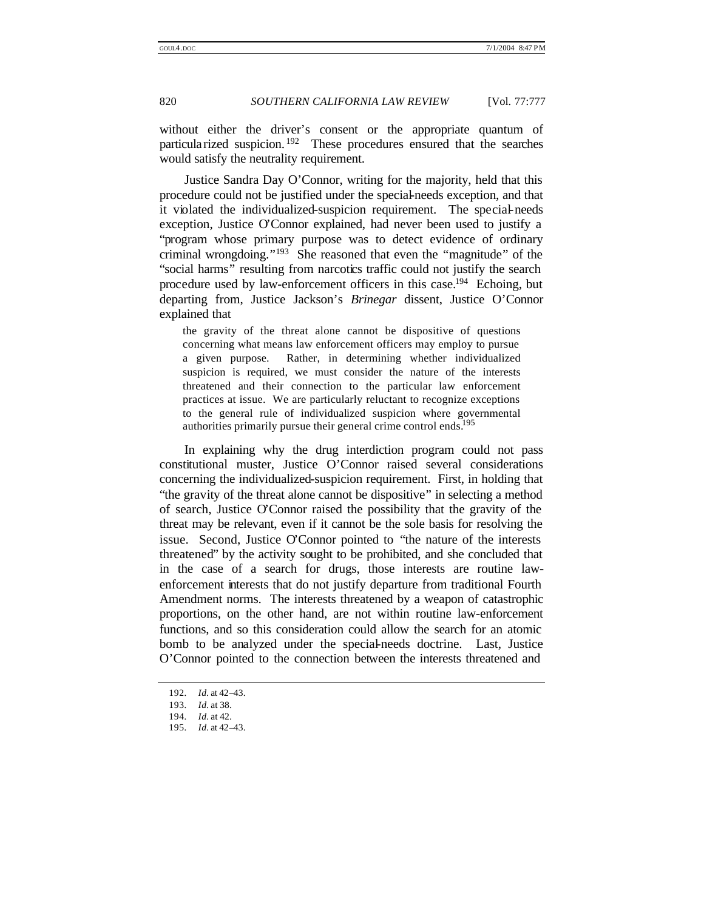without either the driver's consent or the appropriate quantum of particularized suspicion.[192] These procedures ensured that the searches would satisfy the neutrality requirement.

Justice Sandra Day O'Connor, writing for the majority, held that this procedure could not be justified under the special-needs exception, and that it violated the individualized-suspicion requirement. The special-needs exception, Justice O'Connor explained, had never been used to justify a "program whose primary purpose was to detect evidence of ordinary criminal wrongdoing."[193] She reasoned that even the "magnitude" of the "social harms" resulting from narcotics traffic could not justify the search procedure used by law-enforcement officers in this case.[194] Echoing, but departing from, Justice Jackson's *Brinegar* dissent, Justice O'Connor explained that

> the gravity of the threat alone cannot be dispositive of questions concerning what means law enforcement officers may employ to pursue a given purpose. Rather, in determining whether individualized suspicion is required, we must consider the nature of the interests threatened and their connection to the particular law enforcement practices at issue. We are particularly reluctant to recognize exceptions to the general rule of individualized suspicion where governmental authorities primarily pursue their general crime control ends.[195]

In explaining why the drug interdiction program could not pass constitutional muster, Justice O'Connor raised several considerations concerning the individualized-suspicion requirement. First, in holding that "the gravity of the threat alone cannot be dispositive" in selecting a method of search, Justice O'Connor raised the possibility that the gravity of the threat may be relevant, even if it cannot be the sole basis for resolving the issue. Second, Justice O'Connor pointed to "the nature of the interests threatened" by the activity sought to be prohibited, and she concluded that in the case of a search for drugs, those interests are routine law-enforcement interests that do not justify departure from traditional Fourth Amendment norms. The interests threatened by a weapon of catastrophic proportions, on the other hand, are not within routine law-enforcement functions, and so this consideration could allow the search for an atomic bomb to be analyzed under the special-needs doctrine. Last, Justice O'Connor pointed to the connection between the interests threatened and

---

192. *Id.* at 42–43.

193. *Id.* at 38.

194. *Id.* at 42.

195. *Id.* at 42–43.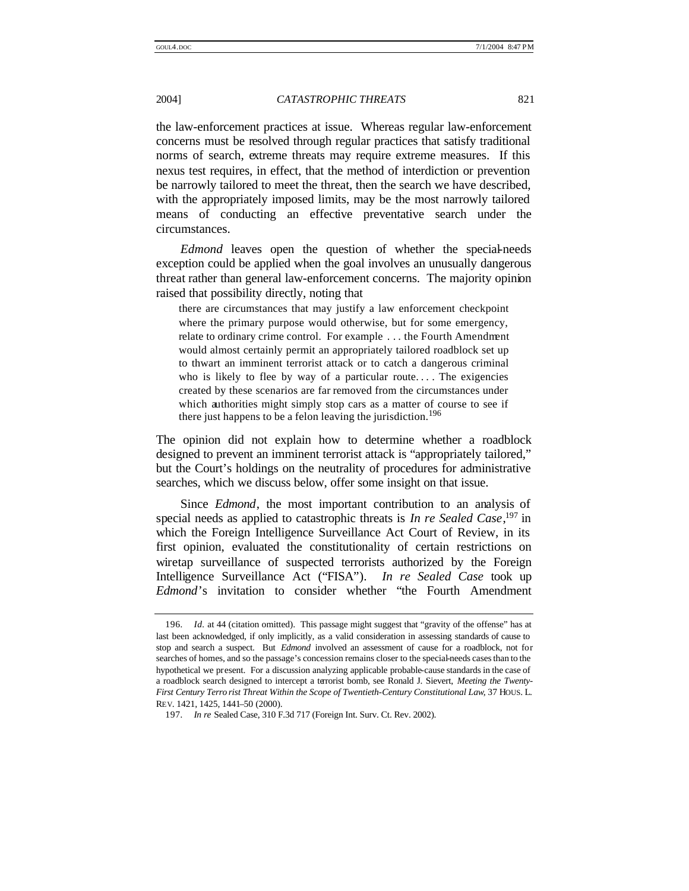the law-enforcement practices at issue. Whereas regular law-enforcement concerns must be resolved through regular practices that satisfy traditional norms of search, extreme threats may require extreme measures. If this nexus test requires, in effect, that the method of interdiction or prevention be narrowly tailored to meet the threat, then the search we have described, with the appropriately imposed limits, may be the most narrowly tailored means of conducting an effective preventative search under the circumstances.

*Edmond* leaves open the question of whether the special-needs exception could be applied when the goal involves an unusually dangerous threat rather than general law-enforcement concerns. The majority opinion raised that possibility directly, noting that

> there are circumstances that may justify a law enforcement checkpoint where the primary purpose would otherwise, but for some emergency, relate to ordinary crime control. For example . . . the Fourth Amendment would almost certainly permit an appropriately tailored roadblock set up to thwart an imminent terrorist attack or to catch a dangerous criminal who is likely to flee by way of a particular route. . . . The exigencies created by these scenarios are far removed from the circumstances under which authorities might simply stop cars as a matter of course to see if there just happens to be a felon leaving the jurisdiction.[196]

The opinion did not explain how to determine whether a roadblock designed to prevent an imminent terrorist attack is "appropriately tailored," but the Court's holdings on the neutrality of procedures for administrative searches, which we discuss below, offer some insight on that issue.

Since *Edmond*, the most important contribution to an analysis of special needs as applied to catastrophic threats is *In re Sealed Case*,[197] in which the Foreign Intelligence Surveillance Act Court of Review, in its first opinion, evaluated the constitutionality of certain restrictions on wiretap surveillance of suspected terrorists authorized by the Foreign Intelligence Surveillance Act ("FISA"). *In re Sealed Case* took up *Edmond*'s invitation to consider whether "the Fourth Amendment

---

196. *Id.* at 44 (citation omitted). This passage might suggest that "gravity of the offense" has at last been acknowledged, if only implicitly, as a valid consideration in assessing standards of cause to stop and search a suspect. But *Edmond* involved an assessment of cause for a roadblock, not for searches of homes, and so the passage's concession remains closer to the special-needs cases than to the hypothetical we present. For a discussion analyzing applicable probable-cause standards in the case of a roadblock search designed to intercept a terrorist bomb, see Ronald J. Sievert, *Meeting the Twenty-First Century Terrorist Threat Within the Scope of Twentieth-Century Constitutional Law*, 37 HOUS. L. REV. 1421, 1425, 1441–50 (2000).

197. *In re* Sealed Case, 310 F.3d 717 (Foreign Int. Surv. Ct. Rev. 2002).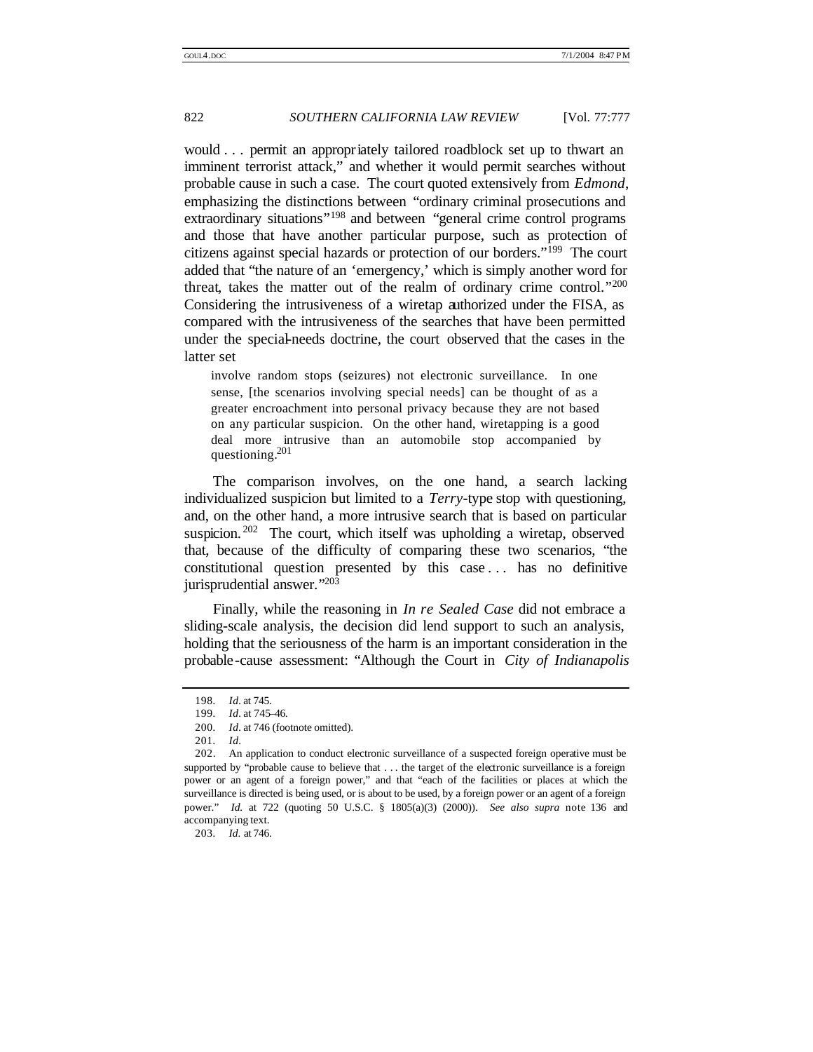would . . . permit an appropriately tailored roadblock set up to thwart an imminent terrorist attack," and whether it would permit searches without probable cause in such a case. The court quoted extensively from *Edmond*, emphasizing the distinctions between "ordinary criminal prosecutions and extraordinary situations"[198] and between "general crime control programs and those that have another particular purpose, such as protection of citizens against special hazards or protection of our borders."[199] The court added that "the nature of an 'emergency,' which is simply another word for threat, takes the matter out of the realm of ordinary crime control."[200] Considering the intrusiveness of a wiretap authorized under the FISA, as compared with the intrusiveness of the searches that have been permitted under the special-needs doctrine, the court observed that the cases in the latter set

> involve random stops (seizures) not electronic surveillance. In one sense, [the scenarios involving special needs] can be thought of as a greater encroachment into personal privacy because they are not based on any particular suspicion. On the other hand, wiretapping is a good deal more intrusive than an automobile stop accompanied by questioning.[201]

The comparison involves, on the one hand, a search lacking individualized suspicion but limited to a *Terry*-type stop with questioning, and, on the other hand, a more intrusive search that is based on particular suspicion.[202] The court, which itself was upholding a wiretap, observed that, because of the difficulty of comparing these two scenarios, "the constitutional question presented by this case . . . has no definitive jurisprudential answer."[203]

Finally, while the reasoning in *In re Sealed Case* did not embrace a sliding-scale analysis, the decision did lend support to such an analysis, holding that the seriousness of the harm is an important consideration in the probable-cause assessment: "Although the Court in *City of Indianapolis*

---

198. *Id*. at 745.

199. *Id*. at 745–46.

200. *Id*. at 746 (footnote omitted).

201. *Id*.

202. An application to conduct electronic surveillance of a suspected foreign operative must be supported by "probable cause to believe that . . . the target of the electronic surveillance is a foreign power or an agent of a foreign power," and that "each of the facilities or places at which the surveillance is directed is being used, or is about to be used, by a foreign power or an agent of a foreign power." *Id.* at 722 (quoting 50 U.S.C. § 1805(a)(3) (2000)). *See also supra* note 136 and accompanying text.

203. *Id.* at 746.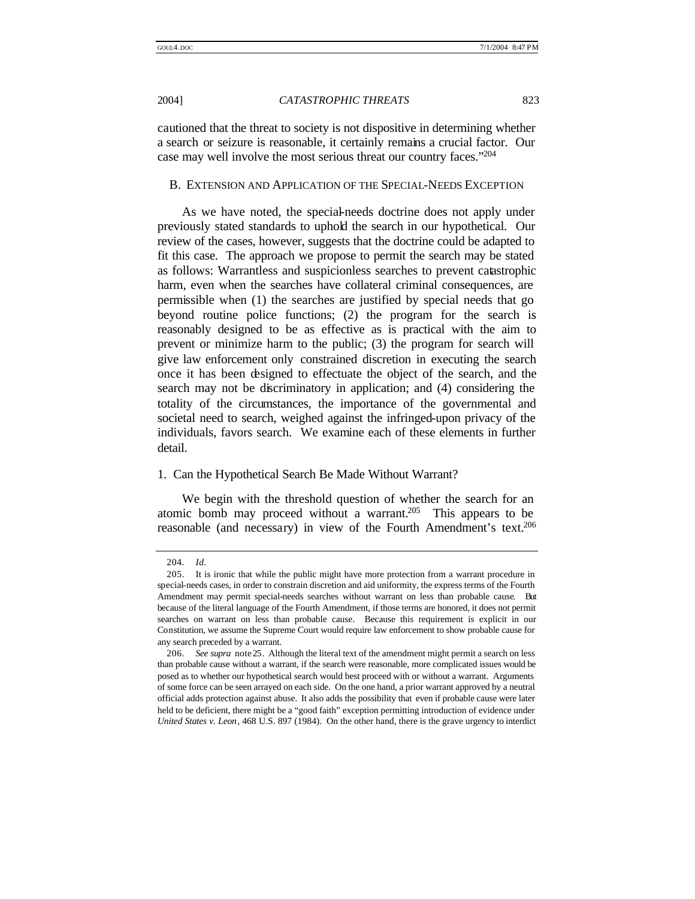cautioned that the threat to society is not dispositive in determining whether a search or seizure is reasonable, it certainly remains a crucial factor. Our case may well involve the most serious threat our country faces."[204]

## B. EXTENSION AND APPLICATION OF THE SPECIAL-NEEDS EXCEPTION

As we have noted, the special-needs doctrine does not apply under previously stated standards to uphold the search in our hypothetical. Our review of the cases, however, suggests that the doctrine could be adapted to fit this case. The approach we propose to permit the search may be stated as follows: Warrantless and suspicionless searches to prevent catastrophic harm, even when the searches have collateral criminal consequences, are permissible when (1) the searches are justified by special needs that go beyond routine police functions; (2) the program for the search is reasonably designed to be as effective as is practical with the aim to prevent or minimize harm to the public; (3) the program for search will give law enforcement only constrained discretion in executing the search once it has been designed to effectuate the object of the search, and the search may not be discriminatory in application; and (4) considering the totality of the circumstances, the importance of the governmental and societal need to search, weighed against the infringed-upon privacy of the individuals, favors search. We examine each of these elements in further detail.

### 1. Can the Hypothetical Search Be Made Without Warrant?

We begin with the threshold question of whether the search for an atomic bomb may proceed without a warrant.[205] This appears to be reasonable (and necessary) in view of the Fourth Amendment's text.[206]

---

204. *Id.*

205. It is ironic that while the public might have more protection from a warrant procedure in special-needs cases, in order to constrain discretion and aid uniformity, the express terms of the Fourth Amendment may permit special-needs searches without warrant on less than probable cause. But because of the literal language of the Fourth Amendment, if those terms are honored, it does not permit searches on warrant on less than probable cause. Because this requirement is explicit in our Constitution, we assume the Supreme Court would require law enforcement to show probable cause for any search preceded by a warrant.

206. *See supra* note 25. Although the literal text of the amendment might permit a search on less than probable cause without a warrant, if the search were reasonable, more complicated issues would be posed as to whether our hypothetical search would best proceed with or without a warrant. Arguments of some force can be seen arrayed on each side. On the one hand, a prior warrant approved by a neutral official adds protection against abuse. It also adds the possibility that even if probable cause were later held to be deficient, there might be a "good faith" exception permitting introduction of evidence under *United States v. Leon*, 468 U.S. 897 (1984). On the other hand, there is the grave urgency to interdict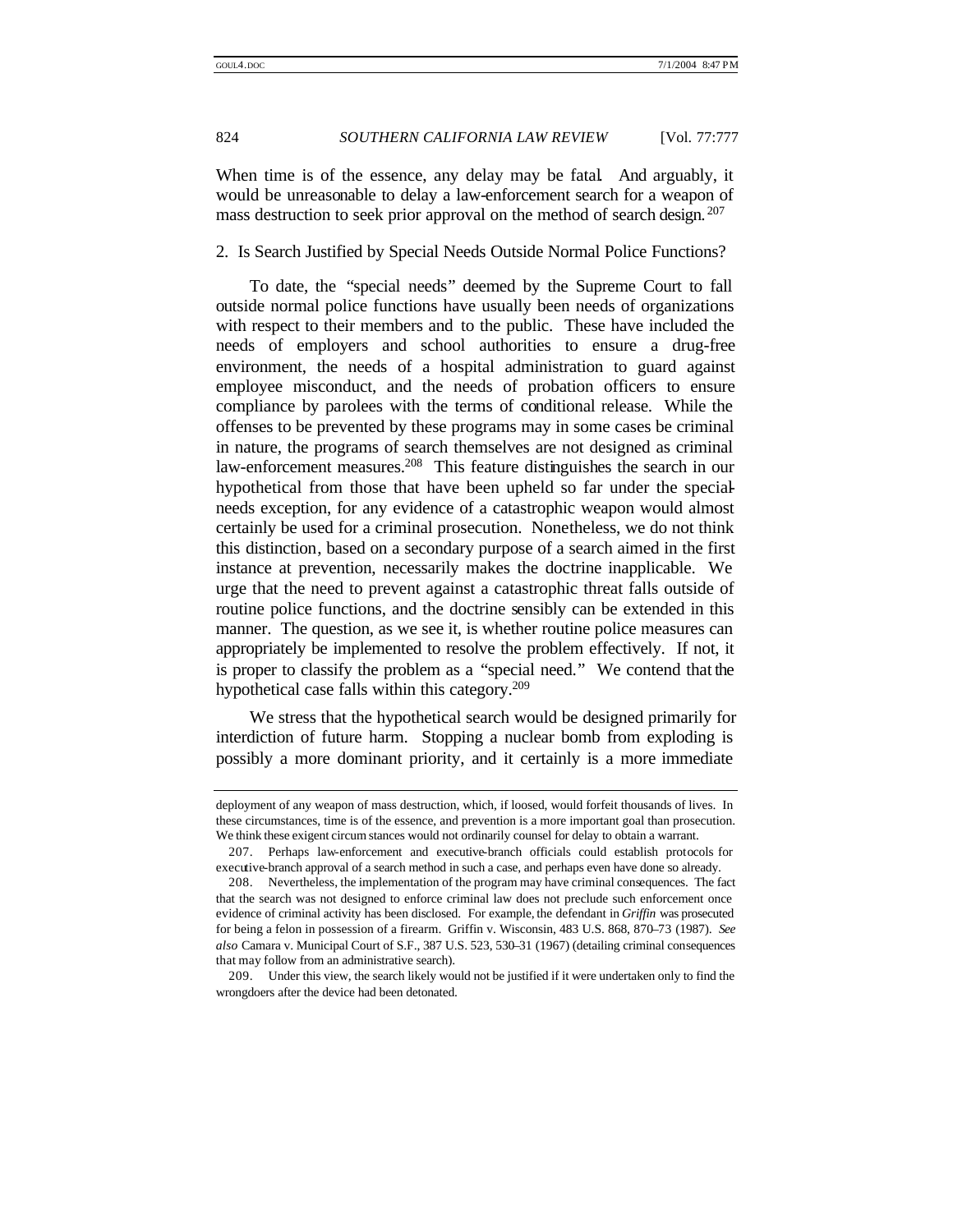When time is of the essence, any delay may be fatal. And arguably, it would be unreasonable to delay a law-enforcement search for a weapon of mass destruction to seek prior approval on the method of search design.[207]

### 2. Is Search Justified by Special Needs Outside Normal Police Functions?

To date, the "special needs" deemed by the Supreme Court to fall outside normal police functions have usually been needs of organizations with respect to their members and to the public. These have included the needs of employers and school authorities to ensure a drug-free environment, the needs of a hospital administration to guard against employee misconduct, and the needs of probation officers to ensure compliance by parolees with the terms of conditional release. While the offenses to be prevented by these programs may in some cases be criminal in nature, the programs of search themselves are not designed as criminal law-enforcement measures.[208] This feature distinguishes the search in our hypothetical from those that have been upheld so far under the special-needs exception, for any evidence of a catastrophic weapon would almost certainly be used for a criminal prosecution. Nonetheless, we do not think this distinction, based on a secondary purpose of a search aimed in the first instance at prevention, necessarily makes the doctrine inapplicable. We urge that the need to prevent against a catastrophic threat falls outside of routine police functions, and the doctrine sensibly can be extended in this manner. The question, as we see it, is whether routine police measures can appropriately be implemented to resolve the problem effectively. If not, it is proper to classify the problem as a "special need." We contend that the hypothetical case falls within this category.[209]

We stress that the hypothetical search would be designed primarily for interdiction of future harm. Stopping a nuclear bomb from exploding is possibly a more dominant priority, and it certainly is a more immediate

---

deployment of any weapon of mass destruction, which, if loosed, would forfeit thousands of lives. In these circumstances, time is of the essence, and prevention is a more important goal than prosecution. We think these exigent circumstances would not ordinarily counsel for delay to obtain a warrant.

207. Perhaps law-enforcement and executive-branch officials could establish protocols for executive-branch approval of a search method in such a case, and perhaps even have done so already.

208. Nevertheless, the implementation of the program may have criminal consequences. The fact that the search was not designed to enforce criminal law does not preclude such enforcement once evidence of criminal activity has been disclosed. For example, the defendant in *Griffin* was prosecuted for being a felon in possession of a firearm. Griffin v. Wisconsin, 483 U.S. 868, 870–73 (1987). *See also* Camara v. Municipal Court of S.F., 387 U.S. 523, 530–31 (1967) (detailing criminal consequences that may follow from an administrative search).

209. Under this view, the search likely would not be justified if it were undertaken only to find the wrongdoers after the device had been detonated.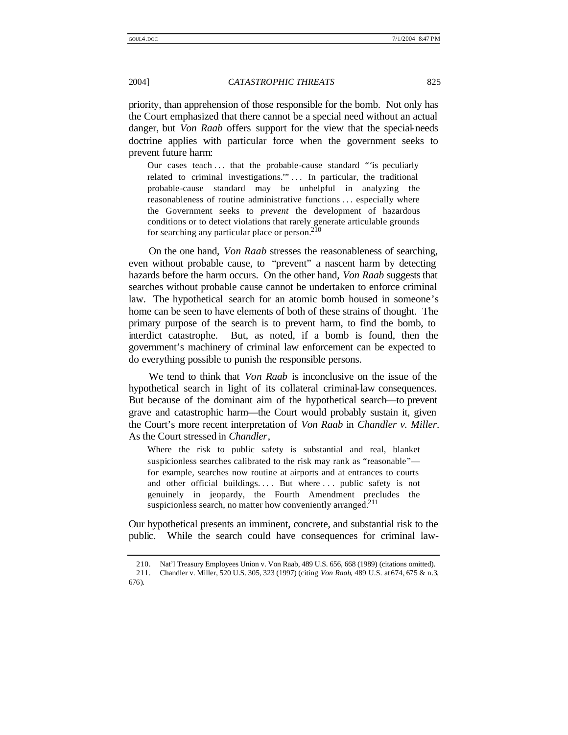priority, than apprehension of those responsible for the bomb. Not only has the Court emphasized that there cannot be a special need without an actual danger, but *Von Raab* offers support for the view that the special-needs doctrine applies with particular force when the government seeks to prevent future harm:

> Our cases teach . . . that the probable-cause standard "'is peculiarly related to criminal investigations.'" . . . In particular, the traditional probable-cause standard may be unhelpful in analyzing the reasonableness of routine administrative functions . . . especially where the Government seeks to *prevent* the development of hazardous conditions or to detect violations that rarely generate articulable grounds for searching any particular place or person.[210]

On the one hand, *Von Raab* stresses the reasonableness of searching, even without probable cause, to "prevent" a nascent harm by detecting hazards before the harm occurs. On the other hand, *Von Raab* suggests that searches without probable cause cannot be undertaken to enforce criminal law. The hypothetical search for an atomic bomb housed in someone's home can be seen to have elements of both of these strains of thought. The primary purpose of the search is to prevent harm, to find the bomb, to interdict catastrophe. But, as noted, if a bomb is found, then the government's machinery of criminal law enforcement can be expected to do everything possible to punish the responsible persons.

We tend to think that *Von Raab* is inconclusive on the issue of the hypothetical search in light of its collateral criminal-law consequences. But because of the dominant aim of the hypothetical search—to prevent grave and catastrophic harm—the Court would probably sustain it, given the Court's more recent interpretation of *Von Raab* in *Chandler v. Miller*. As the Court stressed in *Chandler*,

> Where the risk to public safety is substantial and real, blanket suspicionless searches calibrated to the risk may rank as "reasonable"—for example, searches now routine at airports and at entrances to courts and other official buildings. . . . But where . . . public safety is not genuinely in jeopardy, the Fourth Amendment precludes the suspicionless search, no matter how conveniently arranged.[211]

Our hypothetical presents an imminent, concrete, and substantial risk to the public. While the search could have consequences for criminal law-

---

210. Nat'l Treasury Employees Union v. Von Raab, 489 U.S. 656, 668 (1989) (citations omitted).

211. Chandler v. Miller, 520 U.S. 305, 323 (1997) (citing *Von Raab*, 489 U.S. at 674, 675 & n.3, 676).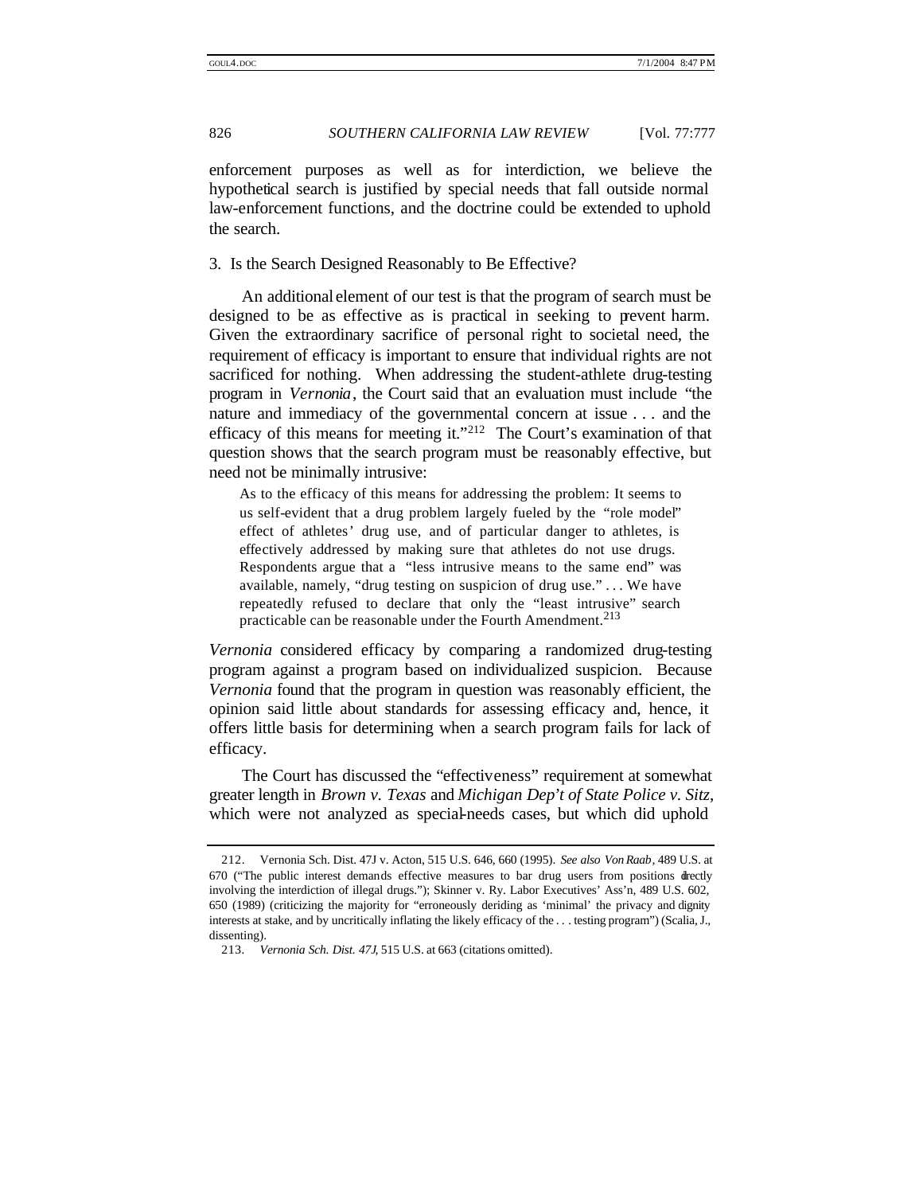enforcement purposes as well as for interdiction, we believe the hypothetical search is justified by special needs that fall outside normal law-enforcement functions, and the doctrine could be extended to uphold the search.

### 3. Is the Search Designed Reasonably to Be Effective?

An additional element of our test is that the program of search must be designed to be as effective as is practical in seeking to prevent harm. Given the extraordinary sacrifice of personal right to societal need, the requirement of efficacy is important to ensure that individual rights are not sacrificed for nothing. When addressing the student-athlete drug-testing program in *Vernonia*, the Court said that an evaluation must include "the nature and immediacy of the governmental concern at issue . . . and the efficacy of this means for meeting it."[212] The Court's examination of that question shows that the search program must be reasonably effective, but need not be minimally intrusive:

> As to the efficacy of this means for addressing the problem: It seems to us self-evident that a drug problem largely fueled by the "role model" effect of athletes' drug use, and of particular danger to athletes, is effectively addressed by making sure that athletes do not use drugs. Respondents argue that a "less intrusive means to the same end" was available, namely, "drug testing on suspicion of drug use." . . . We have repeatedly refused to declare that only the "least intrusive" search practicable can be reasonable under the Fourth Amendment.[213]

*Vernonia* considered efficacy by comparing a randomized drug-testing program against a program based on individualized suspicion. Because *Vernonia* found that the program in question was reasonably efficient, the opinion said little about standards for assessing efficacy and, hence, it offers little basis for determining when a search program fails for lack of efficacy.

The Court has discussed the "effectiveness" requirement at somewhat greater length in *Brown v. Texas* and *Michigan Dep't of State Police v. Sitz*, which were not analyzed as special-needs cases, but which did uphold

---

212. Vernonia Sch. Dist. 47J v. Acton, 515 U.S. 646, 660 (1995). *See also Von Raab*, 489 U.S. at 670 ("The public interest demands effective measures to bar drug users from positions directly involving the interdiction of illegal drugs."); Skinner v. Ry. Labor Executives' Ass'n, 489 U.S. 602, 650 (1989) (criticizing the majority for "erroneously deriding as 'minimal' the privacy and dignity interests at stake, and by uncritically inflating the likely efficacy of the . . . testing program") (Scalia, J., dissenting).

213. *Vernonia Sch. Dist. 47J*, 515 U.S. at 663 (citations omitted).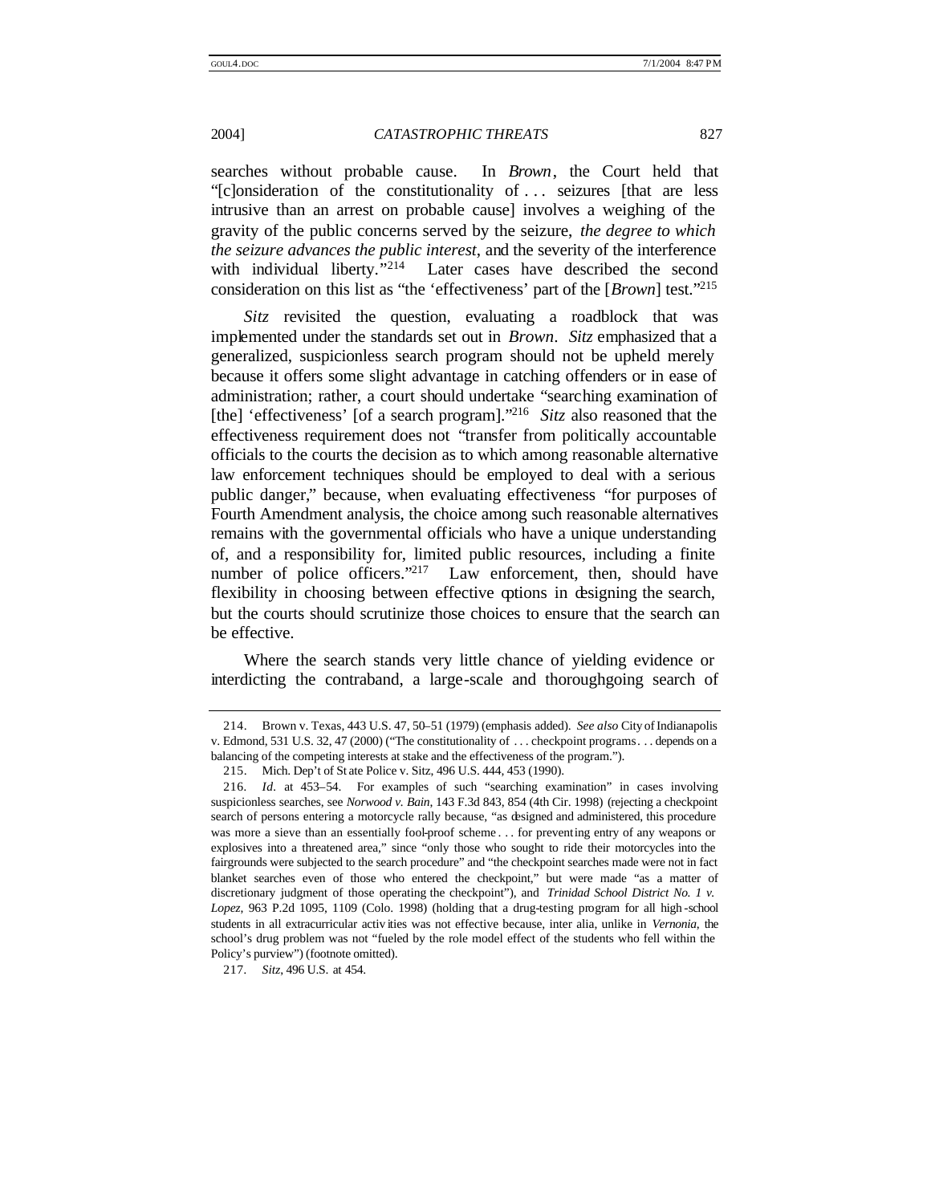searches without probable cause. In *Brown*, the Court held that "[c]onsideration of the constitutionality of . . . seizures [that are less intrusive than an arrest on probable cause] involves a weighing of the gravity of the public concerns served by the seizure, *the degree to which the seizure advances the public interest*, and the severity of the interference with individual liberty."[214] Later cases have described the second consideration on this list as "the 'effectiveness' part of the [*Brown*] test."[215]

*Sitz* revisited the question, evaluating a roadblock that was implemented under the standards set out in *Brown*. *Sitz* emphasized that a generalized, suspicionless search program should not be upheld merely because it offers some slight advantage in catching offenders or in ease of administration; rather, a court should undertake "searching examination of [the] 'effectiveness' [of a search program]."[216] *Sitz* also reasoned that the effectiveness requirement does not "transfer from politically accountable officials to the courts the decision as to which among reasonable alternative law enforcement techniques should be employed to deal with a serious public danger," because, when evaluating effectiveness "for purposes of Fourth Amendment analysis, the choice among such reasonable alternatives remains with the governmental officials who have a unique understanding of, and a responsibility for, limited public resources, including a finite number of police officers."[217] Law enforcement, then, should have flexibility in choosing between effective options in designing the search, but the courts should scrutinize those choices to ensure that the search can be effective.

Where the search stands very little chance of yielding evidence or interdicting the contraband, a large-scale and thoroughgoing search of

---

214. Brown v. Texas, 443 U.S. 47, 50–51 (1979) (emphasis added). *See also* City of Indianapolis v. Edmond, 531 U.S. 32, 47 (2000) ("The constitutionality of . . . checkpoint programs . . . depends on a balancing of the competing interests at stake and the effectiveness of the program.").

215. Mich. Dep't of State Police v. Sitz, 496 U.S. 444, 453 (1990).

216. *Id.* at 453–54. For examples of such "searching examination" in cases involving suspicionless searches, see *Norwood v. Bain*, 143 F.3d 843, 854 (4th Cir. 1998) (rejecting a checkpoint search of persons entering a motorcycle rally because, "as designed and administered, this procedure was more a sieve than an essentially fool-proof scheme . . . for preventing entry of any weapons or explosives into a threatened area," since "only those who sought to ride their motorcycles into the fairgrounds were subjected to the search procedure" and "the checkpoint searches made were not in fact blanket searches even of those who entered the checkpoint," but were made "as a matter of discretionary judgment of those operating the checkpoint"), and *Trinidad School District No. 1 v. Lopez*, 963 P.2d 1095, 1109 (Colo. 1998) (holding that a drug-testing program for all high-school students in all extracurricular activities was not effective because, inter alia, unlike in *Vernonia*, the school's drug problem was not "fueled by the role model effect of the students who fell within the Policy's purview") (footnote omitted).

217. *Sitz*, 496 U.S. at 454.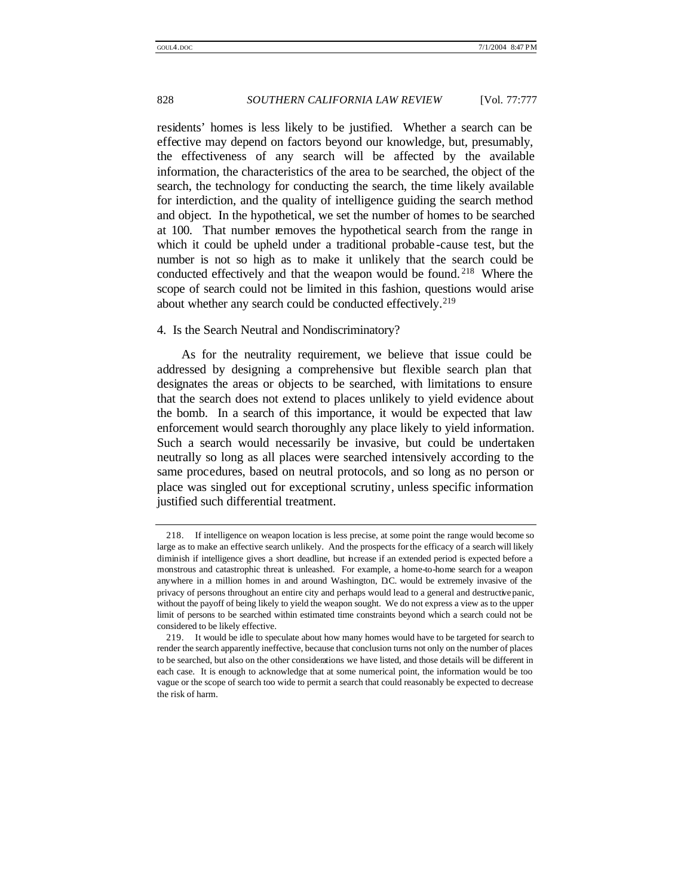residents' homes is less likely to be justified. Whether a search can be effective may depend on factors beyond our knowledge, but, presumably, the effectiveness of any search will be affected by the available information, the characteristics of the area to be searched, the object of the search, the technology for conducting the search, the time likely available for interdiction, and the quality of intelligence guiding the search method and object. In the hypothetical, we set the number of homes to be searched at 100. That number removes the hypothetical search from the range in which it could be upheld under a traditional probable-cause test, but the number is not so high as to make it unlikely that the search could be conducted effectively and that the weapon would be found.[218] Where the scope of search could not be limited in this fashion, questions would arise about whether any search could be conducted effectively.[219]

4. Is the Search Neutral and Nondiscriminatory?

As for the neutrality requirement, we believe that issue could be addressed by designing a comprehensive but flexible search plan that designates the areas or objects to be searched, with limitations to ensure that the search does not extend to places unlikely to yield evidence about the bomb. In a search of this importance, it would be expected that law enforcement would search thoroughly any place likely to yield information. Such a search would necessarily be invasive, but could be undertaken neutrally so long as all places were searched intensively according to the same procedures, based on neutral protocols, and so long as no person or place was singled out for exceptional scrutiny, unless specific information justified such differential treatment.

---

218. If intelligence on weapon location is less precise, at some point the range would become so large as to make an effective search unlikely. And the prospects for the efficacy of a search will likely diminish if intelligence gives a short deadline, but increase if an extended period is expected before a monstrous and catastrophic threat is unleashed. For example, a home-to-home search for a weapon anywhere in a million homes in and around Washington, D.C. would be extremely invasive of the privacy of persons throughout an entire city and perhaps would lead to a general and destructive panic, without the payoff of being likely to yield the weapon sought. We do not express a view as to the upper limit of persons to be searched within estimated time constraints beyond which a search could not be considered to be likely effective.

219. It would be idle to speculate about how many homes would have to be targeted for search to render the search apparently ineffective, because that conclusion turns not only on the number of places to be searched, but also on the other considerations we have listed, and those details will be different in each case. It is enough to acknowledge that at some numerical point, the information would be too vague or the scope of search too wide to permit a search that could reasonably be expected to decrease the risk of harm.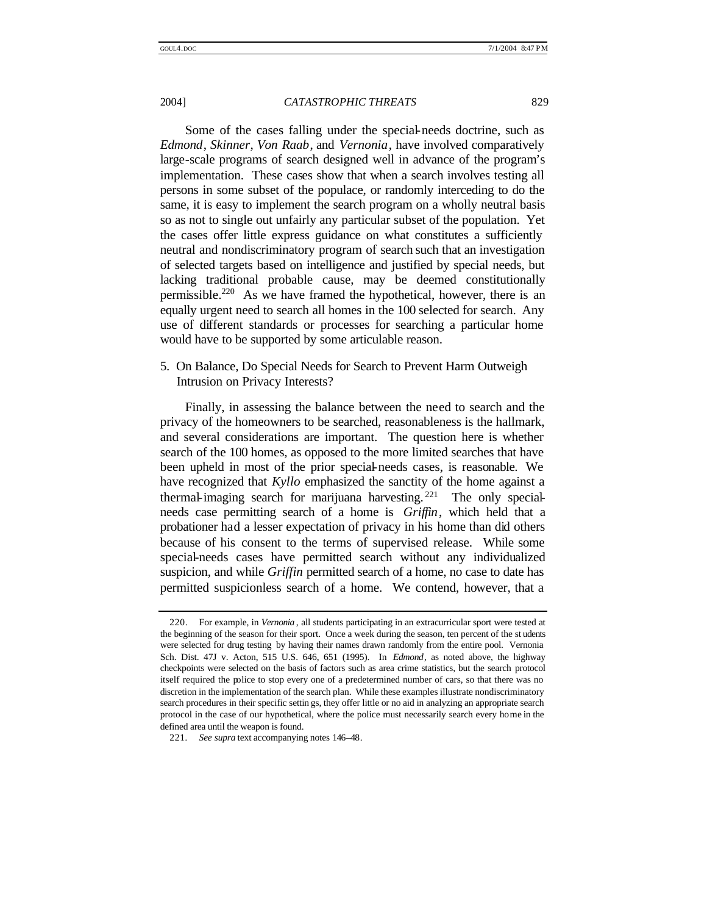Some of the cases falling under the special-needs doctrine, such as *Edmond*, *Skinner*, *Von Raab*, and *Vernonia*, have involved comparatively large-scale programs of search designed well in advance of the program's implementation. These cases show that when a search involves testing all persons in some subset of the populace, or randomly interceding to do the same, it is easy to implement the search program on a wholly neutral basis so as not to single out unfairly any particular subset of the population. Yet the cases offer little express guidance on what constitutes a sufficiently neutral and nondiscriminatory program of search such that an investigation of selected targets based on intelligence and justified by special needs, but lacking traditional probable cause, may be deemed constitutionally permissible.[220] As we have framed the hypothetical, however, there is an equally urgent need to search all homes in the 100 selected for search. Any use of different standards or processes for searching a particular home would have to be supported by some articulable reason.

5. On Balance, Do Special Needs for Search to Prevent Harm Outweigh Intrusion on Privacy Interests?

Finally, in assessing the balance between the need to search and the privacy of the homeowners to be searched, reasonableness is the hallmark, and several considerations are important. The question here is whether search of the 100 homes, as opposed to the more limited searches that have been upheld in most of the prior special-needs cases, is reasonable. We have recognized that *Kyllo* emphasized the sanctity of the home against a thermal-imaging search for marijuana harvesting.[221] The only special-needs case permitting search of a home is *Griffin*, which held that a probationer had a lesser expectation of privacy in his home than did others because of his consent to the terms of supervised release. While some special-needs cases have permitted search without any individualized suspicion, and while *Griffin* permitted search of a home, no case to date has permitted suspicionless search of a home. We contend, however, that a

---

220. For example, in *Vernonia*, all students participating in an extracurricular sport were tested at the beginning of the season for their sport. Once a week during the season, ten percent of the students were selected for drug testing by having their names drawn randomly from the entire pool. Vernonia Sch. Dist. 47J v. Acton, 515 U.S. 646, 651 (1995). In *Edmond*, as noted above, the highway checkpoints were selected on the basis of factors such as area crime statistics, but the search protocol itself required the police to stop every one of a predetermined number of cars, so that there was no discretion in the implementation of the search plan. While these examples illustrate nondiscriminatory search procedures in their specific settings, they offer little or no aid in analyzing an appropriate search protocol in the case of our hypothetical, where the police must necessarily search every home in the defined area until the weapon is found.

221. *See supra* text accompanying notes 146–48.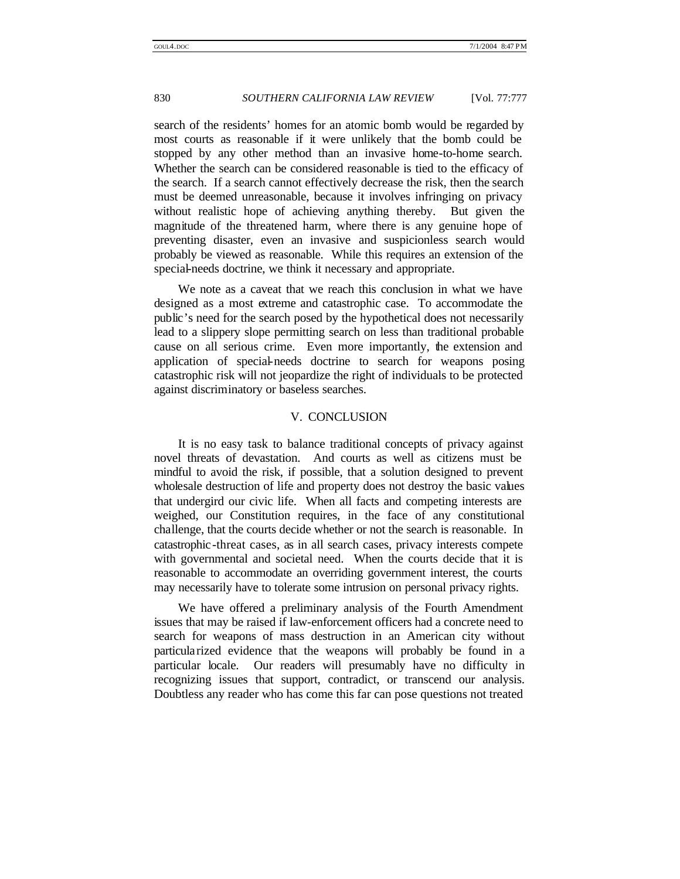search of the residents' homes for an atomic bomb would be regarded by most courts as reasonable if it were unlikely that the bomb could be stopped by any other method than an invasive home-to-home search. Whether the search can be considered reasonable is tied to the efficacy of the search. If a search cannot effectively decrease the risk, then the search must be deemed unreasonable, because it involves infringing on privacy without realistic hope of achieving anything thereby. But given the magnitude of the threatened harm, where there is any genuine hope of preventing disaster, even an invasive and suspicionless search would probably be viewed as reasonable. While this requires an extension of the special-needs doctrine, we think it necessary and appropriate.

We note as a caveat that we reach this conclusion in what we have designed as a most extreme and catastrophic case. To accommodate the public's need for the search posed by the hypothetical does not necessarily lead to a slippery slope permitting search on less than traditional probable cause on all serious crime. Even more importantly, the extension and application of special-needs doctrine to search for weapons posing catastrophic risk will not jeopardize the right of individuals to be protected against discriminatory or baseless searches.

## V. CONCLUSION

It is no easy task to balance traditional concepts of privacy against novel threats of devastation. And courts as well as citizens must be mindful to avoid the risk, if possible, that a solution designed to prevent wholesale destruction of life and property does not destroy the basic values that undergird our civic life. When all facts and competing interests are weighed, our Constitution requires, in the face of any constitutional challenge, that the courts decide whether or not the search is reasonable. In catastrophic-threat cases, as in all search cases, privacy interests compete with governmental and societal need. When the courts decide that it is reasonable to accommodate an overriding government interest, the courts may necessarily have to tolerate some intrusion on personal privacy rights.

We have offered a preliminary analysis of the Fourth Amendment issues that may be raised if law-enforcement officers had a concrete need to search for weapons of mass destruction in an American city without particularized evidence that the weapons will probably be found in a particular locale. Our readers will presumably have no difficulty in recognizing issues that support, contradict, or transcend our analysis. Doubtless any reader who has come this far can pose questions not treated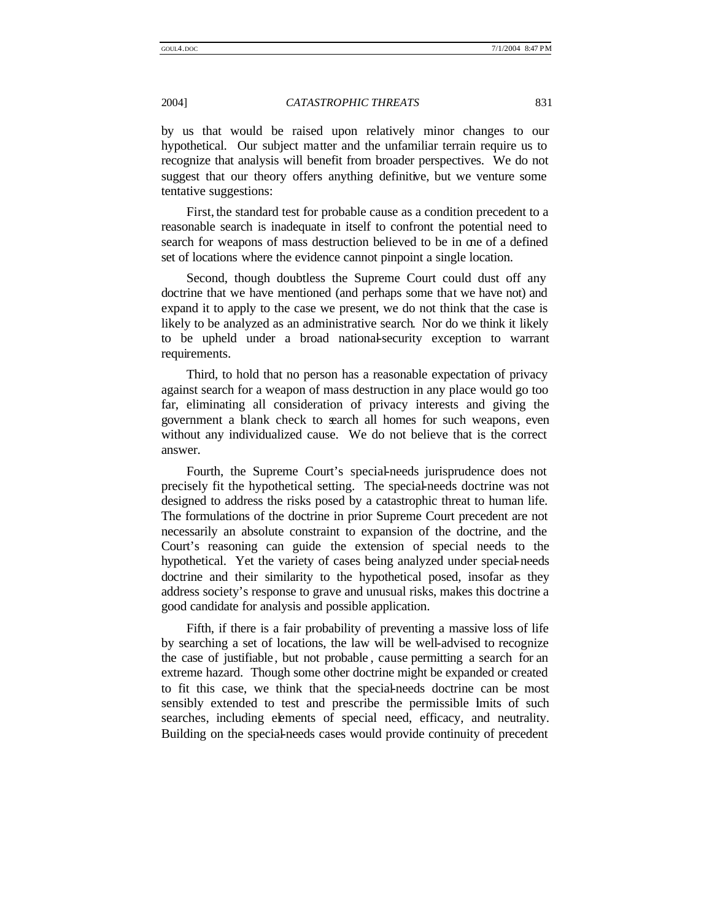by us that would be raised upon relatively minor changes to our hypothetical. Our subject matter and the unfamiliar terrain require us to recognize that analysis will benefit from broader perspectives. We do not suggest that our theory offers anything definitive, but we venture some tentative suggestions:

First, the standard test for probable cause as a condition precedent to a reasonable search is inadequate in itself to confront the potential need to search for weapons of mass destruction believed to be in one of a defined set of locations where the evidence cannot pinpoint a single location.

Second, though doubtless the Supreme Court could dust off any doctrine that we have mentioned (and perhaps some that we have not) and expand it to apply to the case we present, we do not think that the case is likely to be analyzed as an administrative search. Nor do we think it likely to be upheld under a broad national-security exception to warrant requirements.

Third, to hold that no person has a reasonable expectation of privacy against search for a weapon of mass destruction in any place would go too far, eliminating all consideration of privacy interests and giving the government a blank check to search all homes for such weapons, even without any individualized cause. We do not believe that is the correct answer.

Fourth, the Supreme Court's special-needs jurisprudence does not precisely fit the hypothetical setting. The special-needs doctrine was not designed to address the risks posed by a catastrophic threat to human life. The formulations of the doctrine in prior Supreme Court precedent are not necessarily an absolute constraint to expansion of the doctrine, and the Court's reasoning can guide the extension of special needs to the hypothetical. Yet the variety of cases being analyzed under special-needs doctrine and their similarity to the hypothetical posed, insofar as they address society's response to grave and unusual risks, makes this doctrine a good candidate for analysis and possible application.

Fifth, if there is a fair probability of preventing a massive loss of life by searching a set of locations, the law will be well-advised to recognize the case of justifiable, but not probable, cause permitting a search for an extreme hazard. Though some other doctrine might be expanded or created to fit this case, we think that the special-needs doctrine can be most sensibly extended to test and prescribe the permissible limits of such searches, including elements of special need, efficacy, and neutrality. Building on the special-needs cases would provide continuity of precedent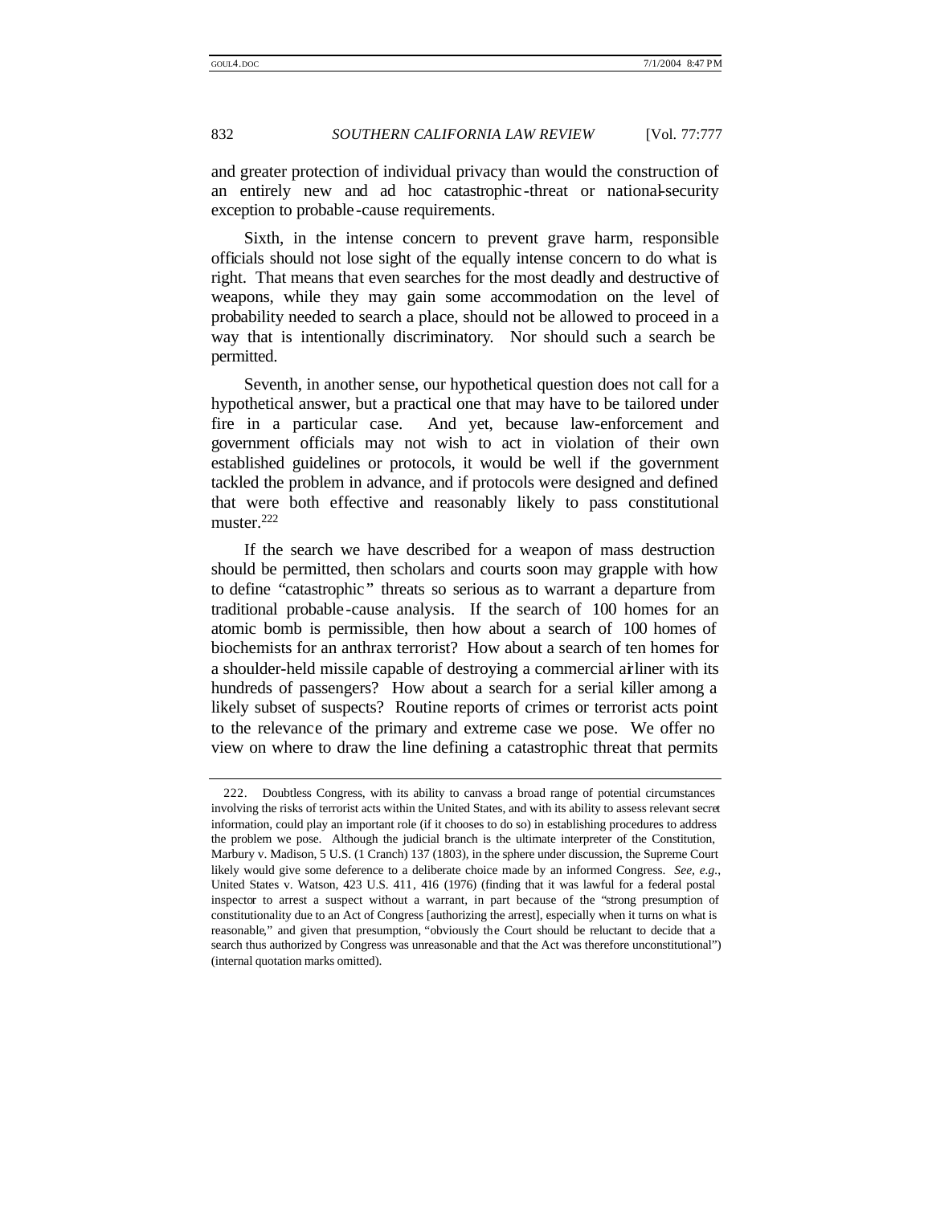and greater protection of individual privacy than would the construction of an entirely new and ad hoc catastrophic-threat or national-security exception to probable-cause requirements.

Sixth, in the intense concern to prevent grave harm, responsible officials should not lose sight of the equally intense concern to do what is right. That means that even searches for the most deadly and destructive of weapons, while they may gain some accommodation on the level of probability needed to search a place, should not be allowed to proceed in a way that is intentionally discriminatory. Nor should such a search be permitted.

Seventh, in another sense, our hypothetical question does not call for a hypothetical answer, but a practical one that may have to be tailored under fire in a particular case. And yet, because law-enforcement and government officials may not wish to act in violation of their own established guidelines or protocols, it would be well if the government tackled the problem in advance, and if protocols were designed and defined that were both effective and reasonably likely to pass constitutional muster.[222]

If the search we have described for a weapon of mass destruction should be permitted, then scholars and courts soon may grapple with how to define "catastrophic" threats so serious as to warrant a departure from traditional probable-cause analysis. If the search of 100 homes for an atomic bomb is permissible, then how about a search of 100 homes of biochemists for an anthrax terrorist? How about a search of ten homes for a shoulder-held missile capable of destroying a commercial airliner with its hundreds of passengers? How about a search for a serial killer among a likely subset of suspects? Routine reports of crimes or terrorist acts point to the relevance of the primary and extreme case we pose. We offer no view on where to draw the line defining a catastrophic threat that permits

---

222. Doubtless Congress, with its ability to canvass a broad range of potential circumstances involving the risks of terrorist acts within the United States, and with its ability to assess relevant secret information, could play an important role (if it chooses to do so) in establishing procedures to address the problem we pose. Although the judicial branch is the ultimate interpreter of the Constitution, Marbury v. Madison, 5 U.S. (1 Cranch) 137 (1803), in the sphere under discussion, the Supreme Court likely would give some deference to a deliberate choice made by an informed Congress. *See, e.g.*, United States v. Watson, 423 U.S. 411, 416 (1976) (finding that it was lawful for a federal postal inspector to arrest a suspect without a warrant, in part because of the "strong presumption of constitutionality due to an Act of Congress [authorizing the arrest], especially when it turns on what is reasonable," and given that presumption, "obviously the Court should be reluctant to decide that a search thus authorized by Congress was unreasonable and that the Act was therefore unconstitutional") (internal quotation marks omitted).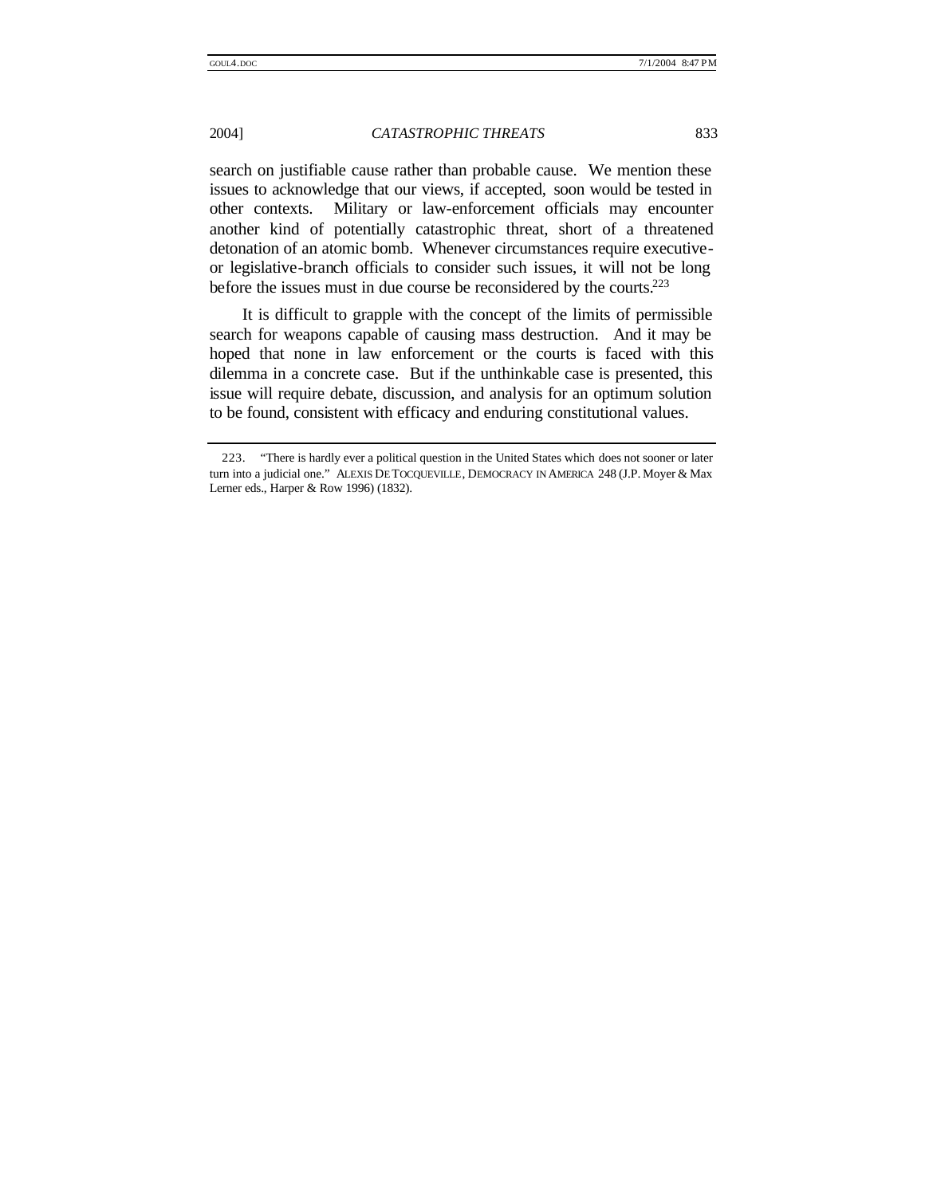search on justifiable cause rather than probable cause. We mention these issues to acknowledge that our views, if accepted, soon would be tested in other contexts. Military or law-enforcement officials may encounter another kind of potentially catastrophic threat, short of a threatened detonation of an atomic bomb. Whenever circumstances require executive- or legislative-branch officials to consider such issues, it will not be long before the issues must in due course be reconsidered by the courts.[223]

It is difficult to grapple with the concept of the limits of permissible search for weapons capable of causing mass destruction. And it may be hoped that none in law enforcement or the courts is faced with this dilemma in a concrete case. But if the unthinkable case is presented, this issue will require debate, discussion, and analysis for an optimum solution to be found, consistent with efficacy and enduring constitutional values.

---

223. "There is hardly ever a political question in the United States which does not sooner or later turn into a judicial one." ALEXIS DE TOCQUEVILLE, DEMOCRACY IN AMERICA 248 (J.P. Moyer & Max Lerner eds., Harper & Row 1996) (1832).